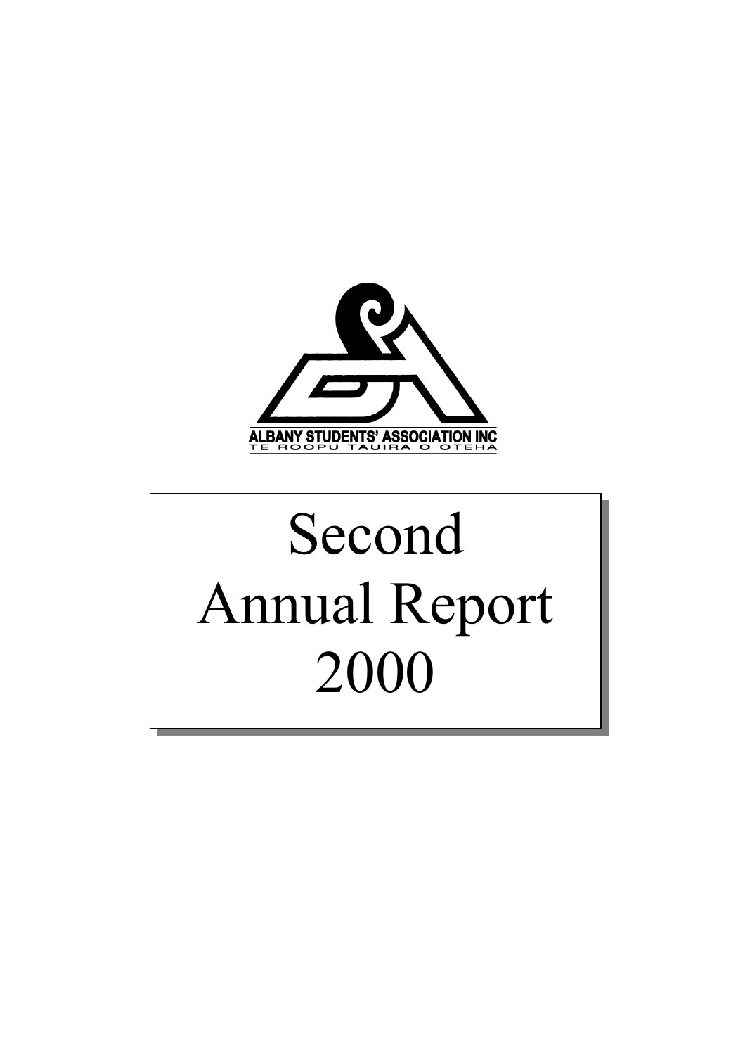ALBANY STUDENTS' ASSOCIATION INC

TE ROOPU TAUIRA O OTEHA

# Second Annual Report 2000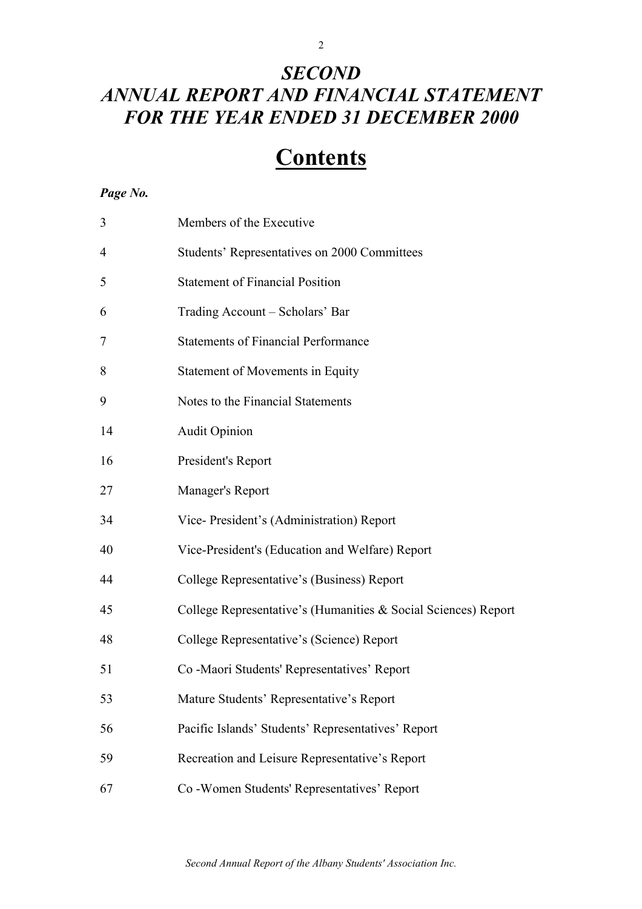# *SECOND ANNUAL REPORT AND FINANCIAL STATEMENT FOR THE YEAR ENDED 31 DECEMBER 2000*

## Contents

| *Page No.* | |
|---|---|
| 3 | Members of the Executive |
| 4 | Students' Representatives on 2000 Committees |
| 5 | Statement of Financial Position |
| 6 | Trading Account – Scholars' Bar |
| 7 | Statements of Financial Performance |
| 8 | Statement of Movements in Equity |
| 9 | Notes to the Financial Statements |
| 14 | Audit Opinion |
| 16 | President's Report |
| 27 | Manager's Report |
| 34 | Vice- President's (Administration) Report |
| 40 | Vice-President's (Education and Welfare) Report |
| 44 | College Representative's (Business) Report |
| 45 | College Representative's (Humanities & Social Sciences) Report |
| 48 | College Representative's (Science) Report |
| 51 | Co -Maori Students' Representatives' Report |
| 53 | Mature Students' Representative's Report |
| 56 | Pacific Islands' Students' Representatives' Report |
| 59 | Recreation and Leisure Representative's Report |
| 67 | Co -Women Students' Representatives' Report |

*Second Annual Report of the Albany Students' Association Inc.*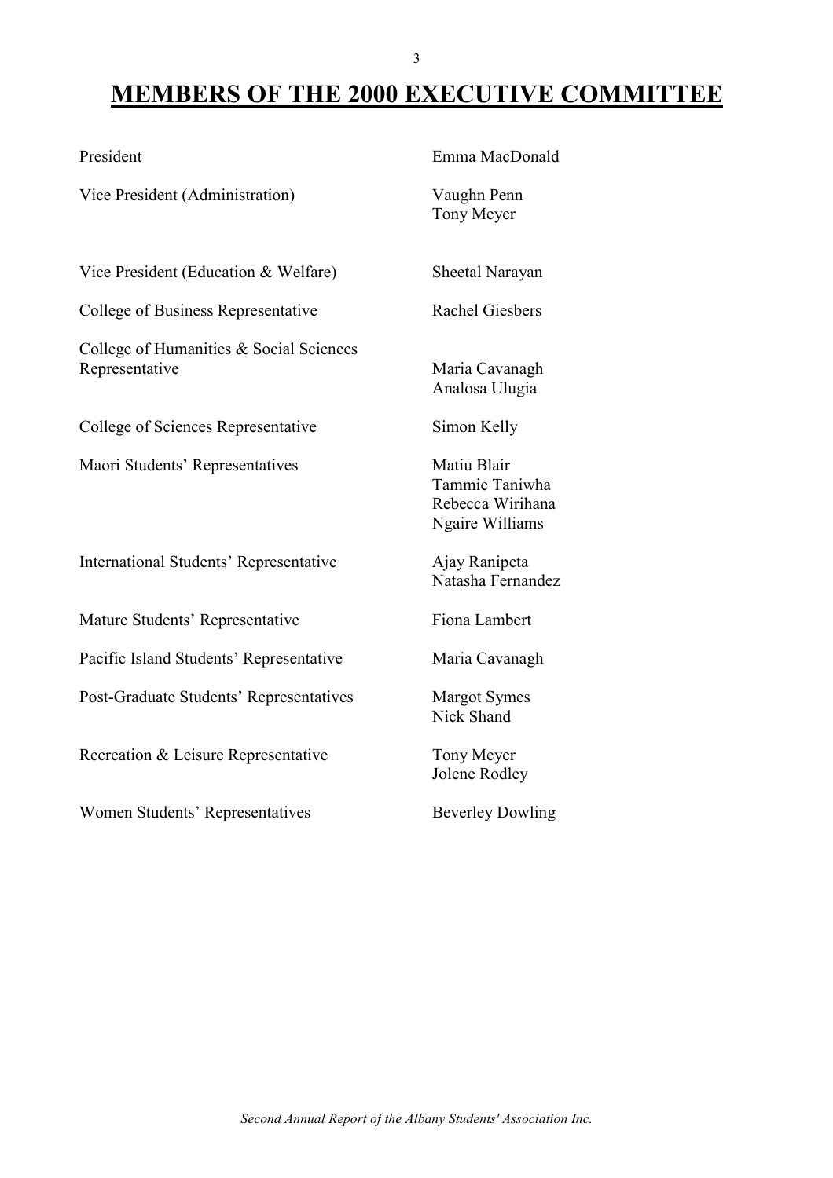# MEMBERS OF THE 2000 EXECUTIVE COMMITTEE

| | |
|---|---|
| President | Emma MacDonald |
| Vice President (Administration) | Vaughn Penn<br>Tony Meyer |
| Vice President (Education & Welfare) | Sheetal Narayan |
| College of Business Representative | Rachel Giesbers |
| College of Humanities & Social Sciences Representative | Maria Cavanagh<br>Analosa Ulugia |
| College of Sciences Representative | Simon Kelly |
| Maori Students' Representatives | Matiu Blair<br>Tammie Taniwha<br>Rebecca Wirihana<br>Ngaire Williams |
| International Students' Representative | Ajay Ranipeta<br>Natasha Fernandez |
| Mature Students' Representative | Fiona Lambert |
| Pacific Island Students' Representative | Maria Cavanagh |
| Post-Graduate Students' Representatives | Margot Symes<br>Nick Shand |
| Recreation & Leisure Representative | Tony Meyer<br>Jolene Rodley |
| Women Students' Representatives | Beverley Dowling |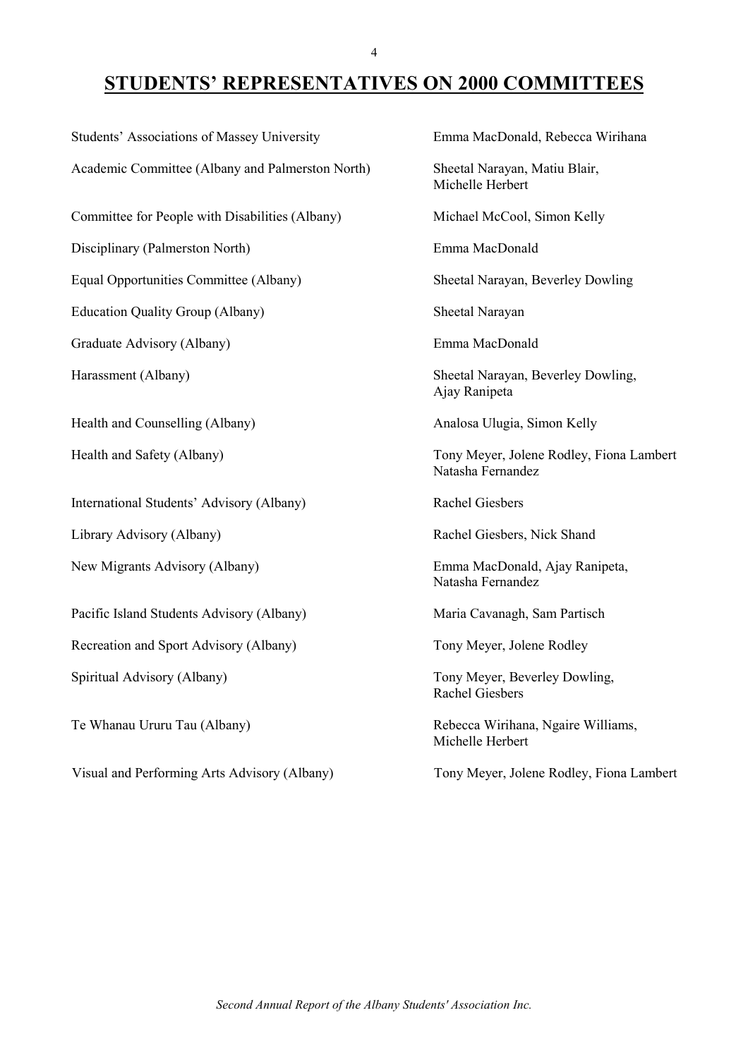# STUDENTS' REPRESENTATIVES ON 2000 COMMITTEES

| Committee | Representatives |
|---|---|
| Students' Associations of Massey University | Emma MacDonald, Rebecca Wirihana |
| Academic Committee (Albany and Palmerston North) | Sheetal Narayan, Matiu Blair, Michelle Herbert |
| Committee for People with Disabilities (Albany) | Michael McCool, Simon Kelly |
| Disciplinary (Palmerston North) | Emma MacDonald |
| Equal Opportunities Committee (Albany) | Sheetal Narayan, Beverley Dowling |
| Education Quality Group (Albany) | Sheetal Narayan |
| Graduate Advisory (Albany) | Emma MacDonald |
| Harassment (Albany) | Sheetal Narayan, Beverley Dowling, Ajay Ranipeta |
| Health and Counselling (Albany) | Analosa Ulugia, Simon Kelly |
| Health and Safety (Albany) | Tony Meyer, Jolene Rodley, Fiona Lambert Natasha Fernandez |
| International Students' Advisory (Albany) | Rachel Giesbers |
| Library Advisory (Albany) | Rachel Giesbers, Nick Shand |
| New Migrants Advisory (Albany) | Emma MacDonald, Ajay Ranipeta, Natasha Fernandez |
| Pacific Island Students Advisory (Albany) | Maria Cavanagh, Sam Partisch |
| Recreation and Sport Advisory (Albany) | Tony Meyer, Jolene Rodley |
| Spiritual Advisory (Albany) | Tony Meyer, Beverley Dowling, Rachel Giesbers |
| Te Whanau Ururu Tau (Albany) | Rebecca Wirihana, Ngaire Williams, Michelle Herbert |
| Visual and Performing Arts Advisory (Albany) | Tony Meyer, Jolene Rodley, Fiona Lambert |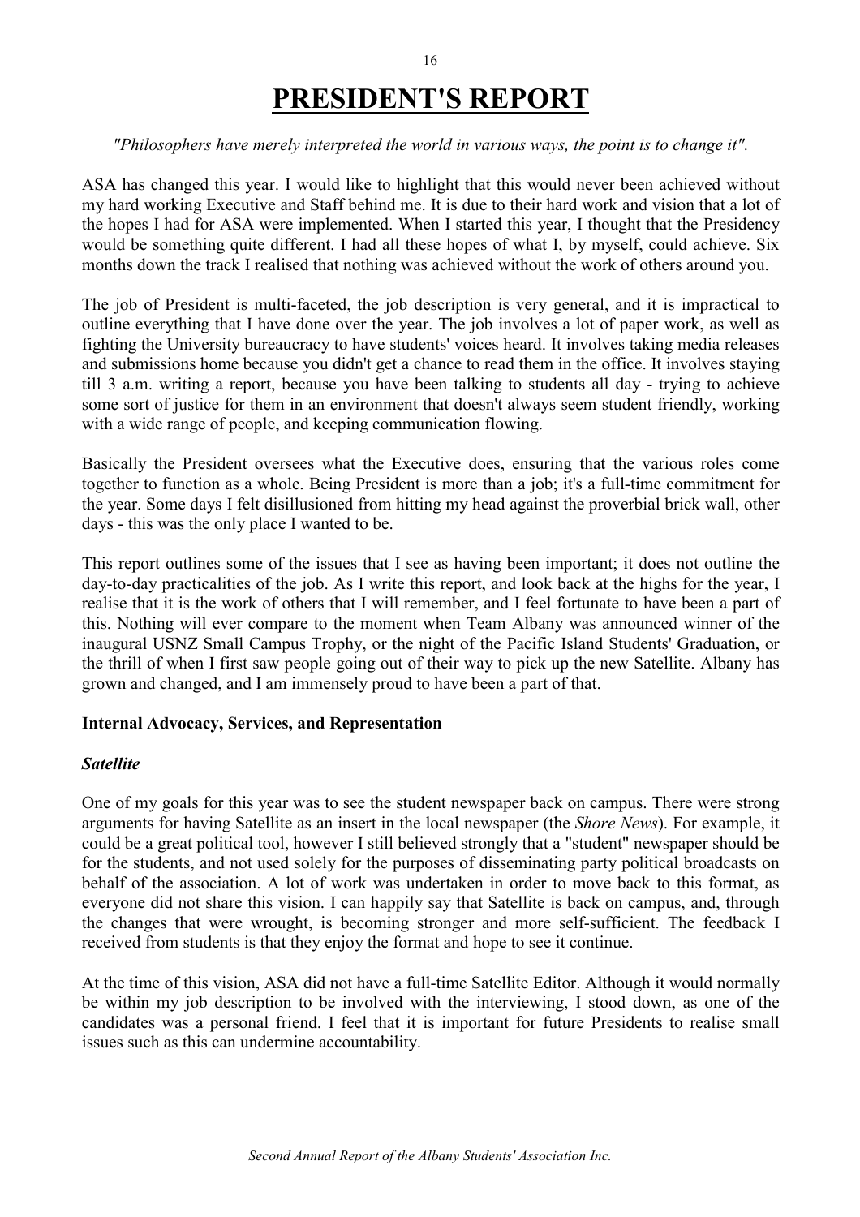# PRESIDENT'S REPORT

*"Philosophers have merely interpreted the world in various ways, the point is to change it".*

ASA has changed this year. I would like to highlight that this would never been achieved without my hard working Executive and Staff behind me. It is due to their hard work and vision that a lot of the hopes I had for ASA were implemented. When I started this year, I thought that the Presidency would be something quite different. I had all these hopes of what I, by myself, could achieve. Six months down the track I realised that nothing was achieved without the work of others around you.

The job of President is multi-faceted, the job description is very general, and it is impractical to outline everything that I have done over the year. The job involves a lot of paper work, as well as fighting the University bureaucracy to have students' voices heard. It involves taking media releases and submissions home because you didn't get a chance to read them in the office. It involves staying till 3 a.m. writing a report, because you have been talking to students all day - trying to achieve some sort of justice for them in an environment that doesn't always seem student friendly, working with a wide range of people, and keeping communication flowing.

Basically the President oversees what the Executive does, ensuring that the various roles come together to function as a whole. Being President is more than a job; it's a full-time commitment for the year. Some days I felt disillusioned from hitting my head against the proverbial brick wall, other days - this was the only place I wanted to be.

This report outlines some of the issues that I see as having been important; it does not outline the day-to-day practicalities of the job. As I write this report, and look back at the highs for the year, I realise that it is the work of others that I will remember, and I feel fortunate to have been a part of this. Nothing will ever compare to the moment when Team Albany was announced winner of the inaugural USNZ Small Campus Trophy, or the night of the Pacific Island Students' Graduation, or the thrill of when I first saw people going out of their way to pick up the new Satellite. Albany has grown and changed, and I am immensely proud to have been a part of that.

**Internal Advocacy, Services, and Representation**

***Satellite***

One of my goals for this year was to see the student newspaper back on campus. There were strong arguments for having Satellite as an insert in the local newspaper (the *Shore News*). For example, it could be a great political tool, however I still believed strongly that a "student" newspaper should be for the students, and not used solely for the purposes of disseminating party political broadcasts on behalf of the association. A lot of work was undertaken in order to move back to this format, as everyone did not share this vision. I can happily say that Satellite is back on campus, and, through the changes that were wrought, is becoming stronger and more self-sufficient. The feedback I received from students is that they enjoy the format and hope to see it continue.

At the time of this vision, ASA did not have a full-time Satellite Editor. Although it would normally be within my job description to be involved with the interviewing, I stood down, as one of the candidates was a personal friend. I feel that it is important for future Presidents to realise small issues such as this can undermine accountability.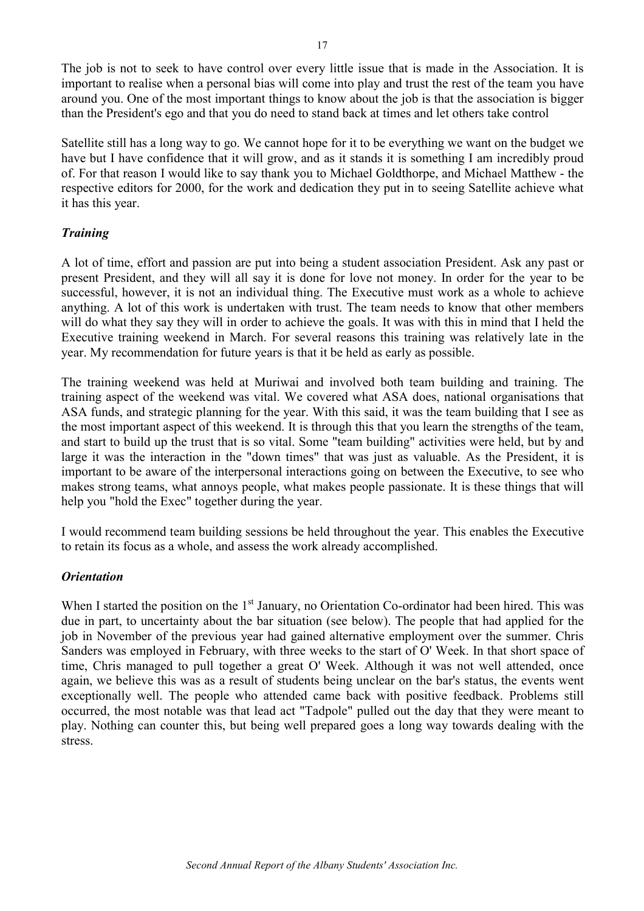The job is not to seek to have control over every little issue that is made in the Association. It is important to realise when a personal bias will come into play and trust the rest of the team you have around you. One of the most important things to know about the job is that the association is bigger than the President's ego and that you do need to stand back at times and let others take control

Satellite still has a long way to go. We cannot hope for it to be everything we want on the budget we have but I have confidence that it will grow, and as it stands it is something I am incredibly proud of. For that reason I would like to say thank you to Michael Goldthorpe, and Michael Matthew - the respective editors for 2000, for the work and dedication they put in to seeing Satellite achieve what it has this year.

### *Training*

A lot of time, effort and passion are put into being a student association President. Ask any past or present President, and they will all say it is done for love not money. In order for the year to be successful, however, it is not an individual thing. The Executive must work as a whole to achieve anything. A lot of this work is undertaken with trust. The team needs to know that other members will do what they say they will in order to achieve the goals. It was with this in mind that I held the Executive training weekend in March. For several reasons this training was relatively late in the year. My recommendation for future years is that it be held as early as possible.

The training weekend was held at Muriwai and involved both team building and training. The training aspect of the weekend was vital. We covered what ASA does, national organisations that ASA funds, and strategic planning for the year. With this said, it was the team building that I see as the most important aspect of this weekend. It is through this that you learn the strengths of the team, and start to build up the trust that is so vital. Some "team building" activities were held, but by and large it was the interaction in the "down times" that was just as valuable. As the President, it is important to be aware of the interpersonal interactions going on between the Executive, to see who makes strong teams, what annoys people, what makes people passionate. It is these things that will help you "hold the Exec" together during the year.

I would recommend team building sessions be held throughout the year. This enables the Executive to retain its focus as a whole, and assess the work already accomplished.

### *Orientation*

When I started the position on the 1st January, no Orientation Co-ordinator had been hired. This was due in part, to uncertainty about the bar situation (see below). The people that had applied for the job in November of the previous year had gained alternative employment over the summer. Chris Sanders was employed in February, with three weeks to the start of O' Week. In that short space of time, Chris managed to pull together a great O' Week. Although it was not well attended, once again, we believe this was as a result of students being unclear on the bar's status, the events went exceptionally well. The people who attended came back with positive feedback. Problems still occurred, the most notable was that lead act "Tadpole" pulled out the day that they were meant to play. Nothing can counter this, but being well prepared goes a long way towards dealing with the stress.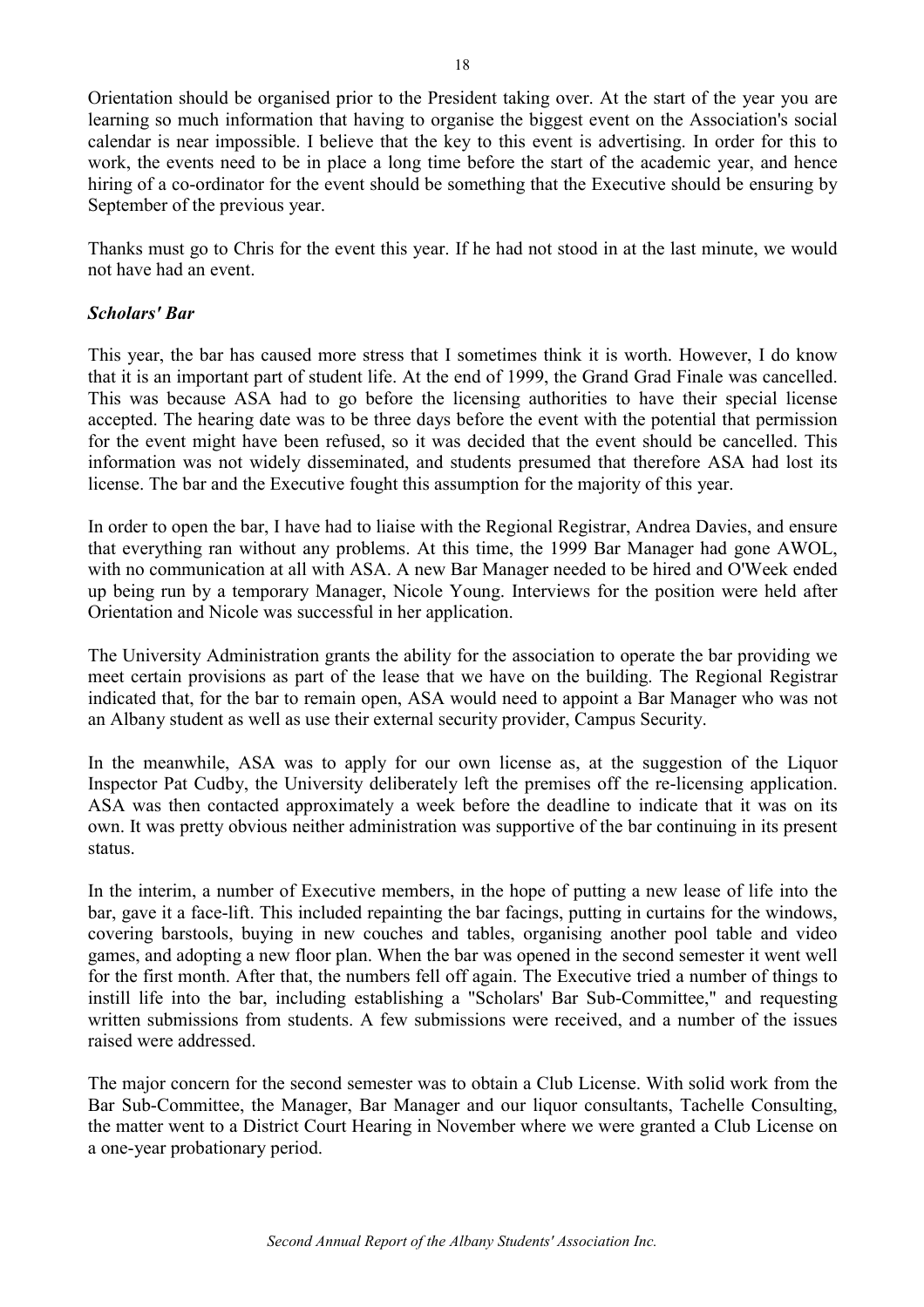Orientation should be organised prior to the President taking over. At the start of the year you are learning so much information that having to organise the biggest event on the Association's social calendar is near impossible. I believe that the key to this event is advertising. In order for this to work, the events need to be in place a long time before the start of the academic year, and hence hiring of a co-ordinator for the event should be something that the Executive should be ensuring by September of the previous year.

Thanks must go to Chris for the event this year. If he had not stood in at the last minute, we would not have had an event.

### *Scholars' Bar*

This year, the bar has caused more stress that I sometimes think it is worth. However, I do know that it is an important part of student life. At the end of 1999, the Grand Grad Finale was cancelled. This was because ASA had to go before the licensing authorities to have their special license accepted. The hearing date was to be three days before the event with the potential that permission for the event might have been refused, so it was decided that the event should be cancelled. This information was not widely disseminated, and students presumed that therefore ASA had lost its license. The bar and the Executive fought this assumption for the majority of this year.

In order to open the bar, I have had to liaise with the Regional Registrar, Andrea Davies, and ensure that everything ran without any problems. At this time, the 1999 Bar Manager had gone AWOL, with no communication at all with ASA. A new Bar Manager needed to be hired and O'Week ended up being run by a temporary Manager, Nicole Young. Interviews for the position were held after Orientation and Nicole was successful in her application.

The University Administration grants the ability for the association to operate the bar providing we meet certain provisions as part of the lease that we have on the building. The Regional Registrar indicated that, for the bar to remain open, ASA would need to appoint a Bar Manager who was not an Albany student as well as use their external security provider, Campus Security.

In the meanwhile, ASA was to apply for our own license as, at the suggestion of the Liquor Inspector Pat Cudby, the University deliberately left the premises off the re-licensing application. ASA was then contacted approximately a week before the deadline to indicate that it was on its own. It was pretty obvious neither administration was supportive of the bar continuing in its present status.

In the interim, a number of Executive members, in the hope of putting a new lease of life into the bar, gave it a face-lift. This included repainting the bar facings, putting in curtains for the windows, covering barstools, buying in new couches and tables, organising another pool table and video games, and adopting a new floor plan. When the bar was opened in the second semester it went well for the first month. After that, the numbers fell off again. The Executive tried a number of things to instill life into the bar, including establishing a "Scholars' Bar Sub-Committee," and requesting written submissions from students. A few submissions were received, and a number of the issues raised were addressed.

The major concern for the second semester was to obtain a Club License. With solid work from the Bar Sub-Committee, the Manager, Bar Manager and our liquor consultants, Tachelle Consulting, the matter went to a District Court Hearing in November where we were granted a Club License on a one-year probationary period.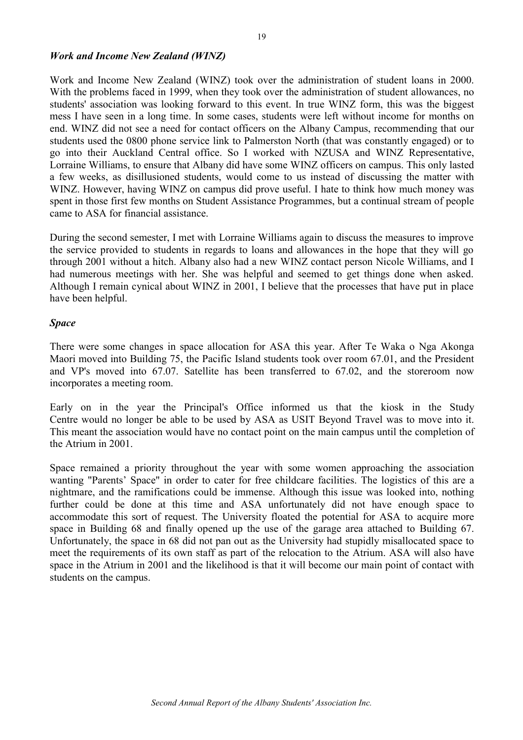### *Work and Income New Zealand (WINZ)*

Work and Income New Zealand (WINZ) took over the administration of student loans in 2000. With the problems faced in 1999, when they took over the administration of student allowances, no students' association was looking forward to this event. In true WINZ form, this was the biggest mess I have seen in a long time. In some cases, students were left without income for months on end. WINZ did not see a need for contact officers on the Albany Campus, recommending that our students used the 0800 phone service link to Palmerston North (that was constantly engaged) or to go into their Auckland Central office. So I worked with NZUSA and WINZ Representative, Lorraine Williams, to ensure that Albany did have some WINZ officers on campus. This only lasted a few weeks, as disillusioned students, would come to us instead of discussing the matter with WINZ. However, having WINZ on campus did prove useful. I hate to think how much money was spent in those first few months on Student Assistance Programmes, but a continual stream of people came to ASA for financial assistance.

During the second semester, I met with Lorraine Williams again to discuss the measures to improve the service provided to students in regards to loans and allowances in the hope that they will go through 2001 without a hitch. Albany also had a new WINZ contact person Nicole Williams, and I had numerous meetings with her. She was helpful and seemed to get things done when asked. Although I remain cynical about WINZ in 2001, I believe that the processes that have put in place have been helpful.

### *Space*

There were some changes in space allocation for ASA this year. After Te Waka o Nga Akonga Maori moved into Building 75, the Pacific Island students took over room 67.01, and the President and VP's moved into 67.07. Satellite has been transferred to 67.02, and the storeroom now incorporates a meeting room.

Early on in the year the Principal's Office informed us that the kiosk in the Study Centre would no longer be able to be used by ASA as USIT Beyond Travel was to move into it. This meant the association would have no contact point on the main campus until the completion of the Atrium in 2001.

Space remained a priority throughout the year with some women approaching the association wanting "Parents' Space" in order to cater for free childcare facilities. The logistics of this are a nightmare, and the ramifications could be immense. Although this issue was looked into, nothing further could be done at this time and ASA unfortunately did not have enough space to accommodate this sort of request. The University floated the potential for ASA to acquire more space in Building 68 and finally opened up the use of the garage area attached to Building 67. Unfortunately, the space in 68 did not pan out as the University had stupidly misallocated space to meet the requirements of its own staff as part of the relocation to the Atrium. ASA will also have space in the Atrium in 2001 and the likelihood is that it will become our main point of contact with students on the campus.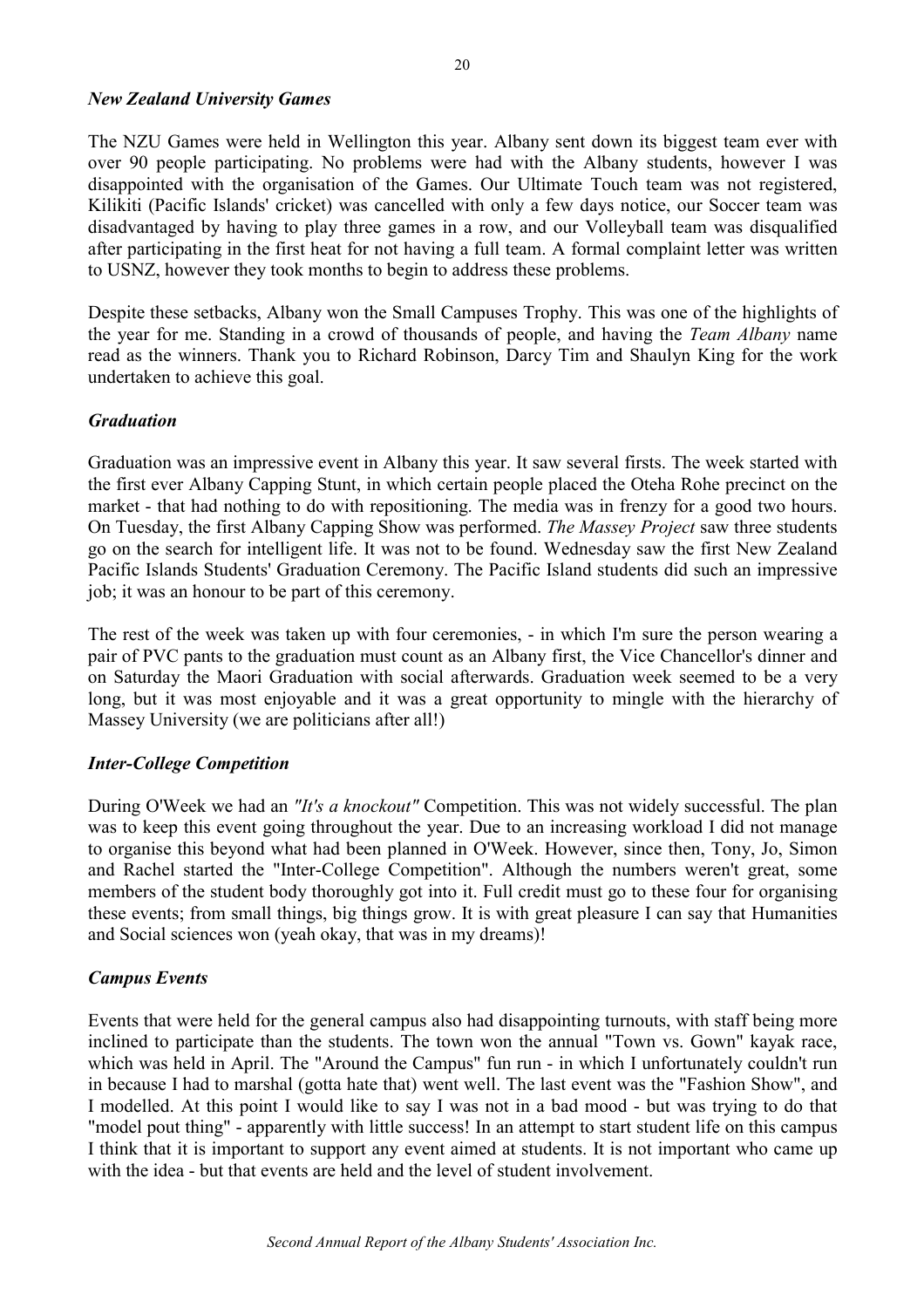### *New Zealand University Games*

The NZU Games were held in Wellington this year. Albany sent down its biggest team ever with over 90 people participating. No problems were had with the Albany students, however I was disappointed with the organisation of the Games. Our Ultimate Touch team was not registered, Kilikiti (Pacific Islands' cricket) was cancelled with only a few days notice, our Soccer team was disadvantaged by having to play three games in a row, and our Volleyball team was disqualified after participating in the first heat for not having a full team. A formal complaint letter was written to USNZ, however they took months to begin to address these problems.

Despite these setbacks, Albany won the Small Campuses Trophy. This was one of the highlights of the year for me. Standing in a crowd of thousands of people, and having the *Team Albany* name read as the winners. Thank you to Richard Robinson, Darcy Tim and Shaulyn King for the work undertaken to achieve this goal.

### *Graduation*

Graduation was an impressive event in Albany this year. It saw several firsts. The week started with the first ever Albany Capping Stunt, in which certain people placed the Oteha Rohe precinct on the market - that had nothing to do with repositioning. The media was in frenzy for a good two hours. On Tuesday, the first Albany Capping Show was performed. *The Massey Project* saw three students go on the search for intelligent life. It was not to be found. Wednesday saw the first New Zealand Pacific Islands Students' Graduation Ceremony. The Pacific Island students did such an impressive job; it was an honour to be part of this ceremony.

The rest of the week was taken up with four ceremonies, - in which I'm sure the person wearing a pair of PVC pants to the graduation must count as an Albany first, the Vice Chancellor's dinner and on Saturday the Maori Graduation with social afterwards. Graduation week seemed to be a very long, but it was most enjoyable and it was a great opportunity to mingle with the hierarchy of Massey University (we are politicians after all!)

### *Inter-College Competition*

During O'Week we had an *"It's a knockout"* Competition. This was not widely successful. The plan was to keep this event going throughout the year. Due to an increasing workload I did not manage to organise this beyond what had been planned in O'Week. However, since then, Tony, Jo, Simon and Rachel started the "Inter-College Competition". Although the numbers weren't great, some members of the student body thoroughly got into it. Full credit must go to these four for organising these events; from small things, big things grow. It is with great pleasure I can say that Humanities and Social sciences won (yeah okay, that was in my dreams)!

### *Campus Events*

Events that were held for the general campus also had disappointing turnouts, with staff being more inclined to participate than the students. The town won the annual "Town vs. Gown" kayak race, which was held in April. The "Around the Campus" fun run - in which I unfortunately couldn't run in because I had to marshal (gotta hate that) went well. The last event was the "Fashion Show", and I modelled. At this point I would like to say I was not in a bad mood - but was trying to do that "model pout thing" - apparently with little success! In an attempt to start student life on this campus I think that it is important to support any event aimed at students. It is not important who came up with the idea - but that events are held and the level of student involvement.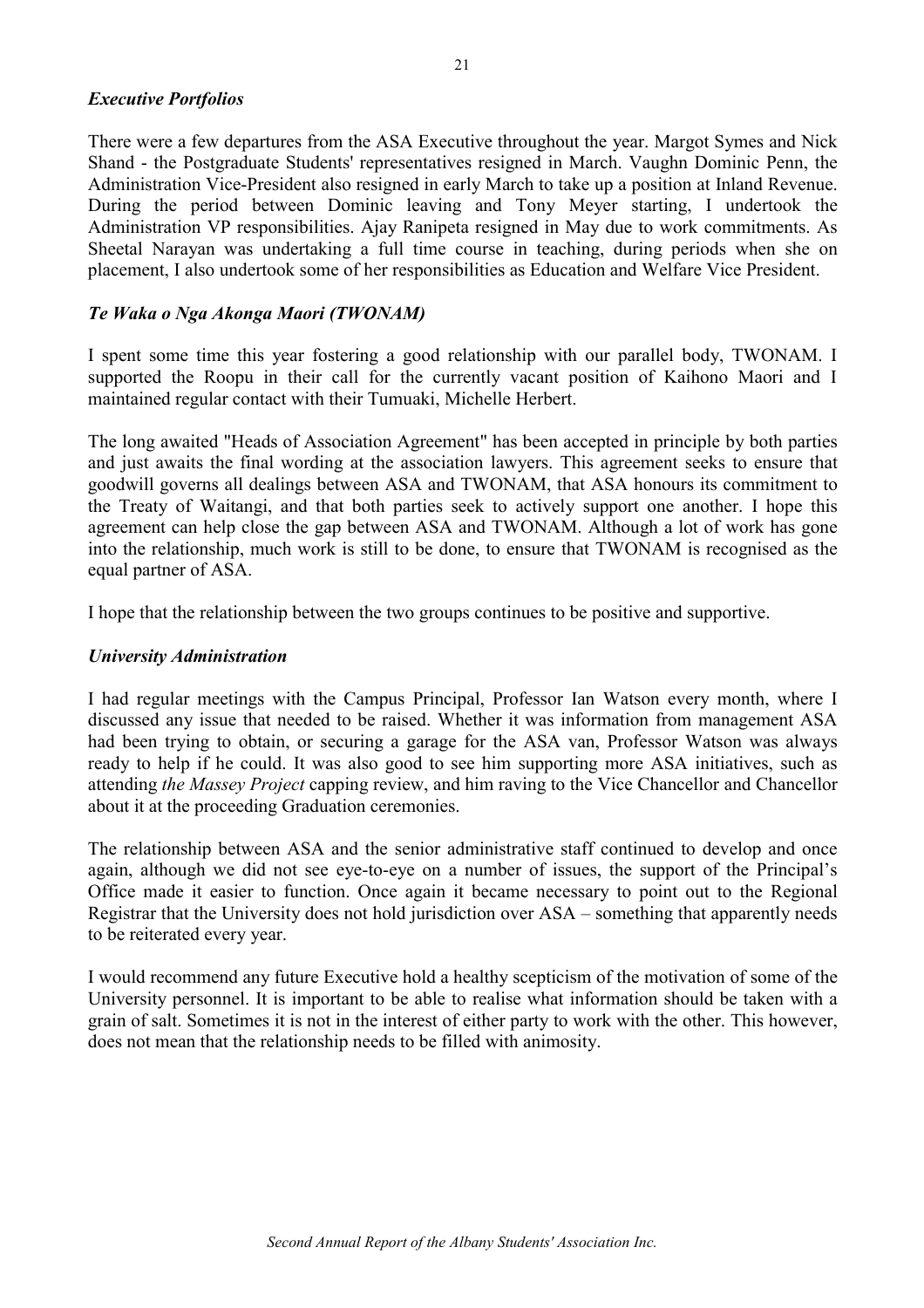### *Executive Portfolios*

There were a few departures from the ASA Executive throughout the year. Margot Symes and Nick Shand - the Postgraduate Students' representatives resigned in March. Vaughn Dominic Penn, the Administration Vice-President also resigned in early March to take up a position at Inland Revenue. During the period between Dominic leaving and Tony Meyer starting, I undertook the Administration VP responsibilities. Ajay Ranipeta resigned in May due to work commitments. As Sheetal Narayan was undertaking a full time course in teaching, during periods when she on placement, I also undertook some of her responsibilities as Education and Welfare Vice President.

### *Te Waka o Nga Akonga Maori (TWONAM)*

I spent some time this year fostering a good relationship with our parallel body, TWONAM. I supported the Roopu in their call for the currently vacant position of Kaihono Maori and I maintained regular contact with their Tumuaki, Michelle Herbert.

The long awaited "Heads of Association Agreement" has been accepted in principle by both parties and just awaits the final wording at the association lawyers. This agreement seeks to ensure that goodwill governs all dealings between ASA and TWONAM, that ASA honours its commitment to the Treaty of Waitangi, and that both parties seek to actively support one another. I hope this agreement can help close the gap between ASA and TWONAM. Although a lot of work has gone into the relationship, much work is still to be done, to ensure that TWONAM is recognised as the equal partner of ASA.

I hope that the relationship between the two groups continues to be positive and supportive.

### *University Administration*

I had regular meetings with the Campus Principal, Professor Ian Watson every month, where I discussed any issue that needed to be raised. Whether it was information from management ASA had been trying to obtain, or securing a garage for the ASA van, Professor Watson was always ready to help if he could. It was also good to see him supporting more ASA initiatives, such as attending *the Massey Project* capping review, and him raving to the Vice Chancellor and Chancellor about it at the proceeding Graduation ceremonies.

The relationship between ASA and the senior administrative staff continued to develop and once again, although we did not see eye-to-eye on a number of issues, the support of the Principal's Office made it easier to function. Once again it became necessary to point out to the Regional Registrar that the University does not hold jurisdiction over ASA – something that apparently needs to be reiterated every year.

I would recommend any future Executive hold a healthy scepticism of the motivation of some of the University personnel. It is important to be able to realise what information should be taken with a grain of salt. Sometimes it is not in the interest of either party to work with the other. This however, does not mean that the relationship needs to be filled with animosity.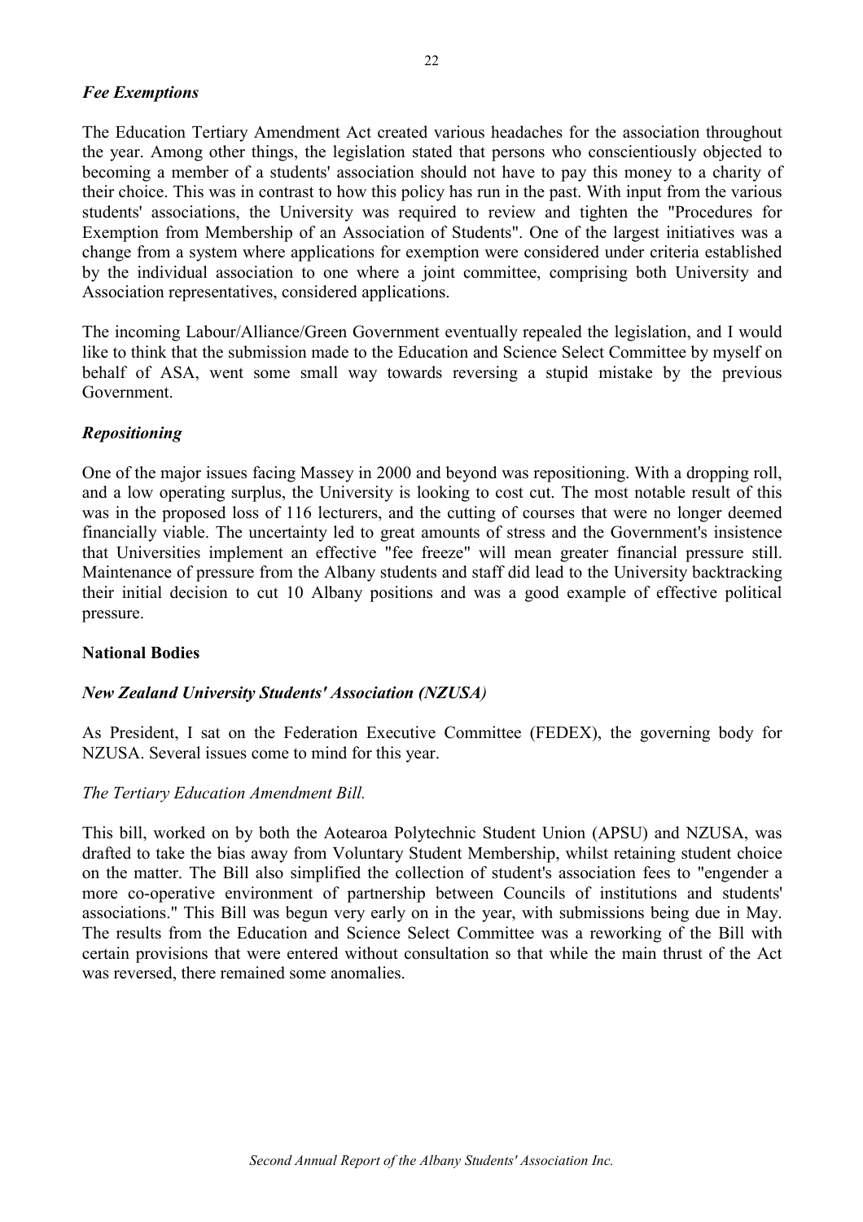### *Fee Exemptions*

The Education Tertiary Amendment Act created various headaches for the association throughout the year. Among other things, the legislation stated that persons who conscientiously objected to becoming a member of a students' association should not have to pay this money to a charity of their choice. This was in contrast to how this policy has run in the past. With input from the various students' associations, the University was required to review and tighten the "Procedures for Exemption from Membership of an Association of Students". One of the largest initiatives was a change from a system where applications for exemption were considered under criteria established by the individual association to one where a joint committee, comprising both University and Association representatives, considered applications.

The incoming Labour/Alliance/Green Government eventually repealed the legislation, and I would like to think that the submission made to the Education and Science Select Committee by myself on behalf of ASA, went some small way towards reversing a stupid mistake by the previous Government.

### *Repositioning*

One of the major issues facing Massey in 2000 and beyond was repositioning. With a dropping roll, and a low operating surplus, the University is looking to cost cut. The most notable result of this was in the proposed loss of 116 lecturers, and the cutting of courses that were no longer deemed financially viable. The uncertainty led to great amounts of stress and the Government's insistence that Universities implement an effective "fee freeze" will mean greater financial pressure still. Maintenance of pressure from the Albany students and staff did lead to the University backtracking their initial decision to cut 10 Albany positions and was a good example of effective political pressure.

## National Bodies

### *New Zealand University Students' Association (NZUSA)*

As President, I sat on the Federation Executive Committee (FEDEX), the governing body for NZUSA. Several issues come to mind for this year.

*The Tertiary Education Amendment Bill.*

This bill, worked on by both the Aotearoa Polytechnic Student Union (APSU) and NZUSA, was drafted to take the bias away from Voluntary Student Membership, whilst retaining student choice on the matter. The Bill also simplified the collection of student's association fees to "engender a more co-operative environment of partnership between Councils of institutions and students' associations." This Bill was begun very early on in the year, with submissions being due in May. The results from the Education and Science Select Committee was a reworking of the Bill with certain provisions that were entered without consultation so that while the main thrust of the Act was reversed, there remained some anomalies.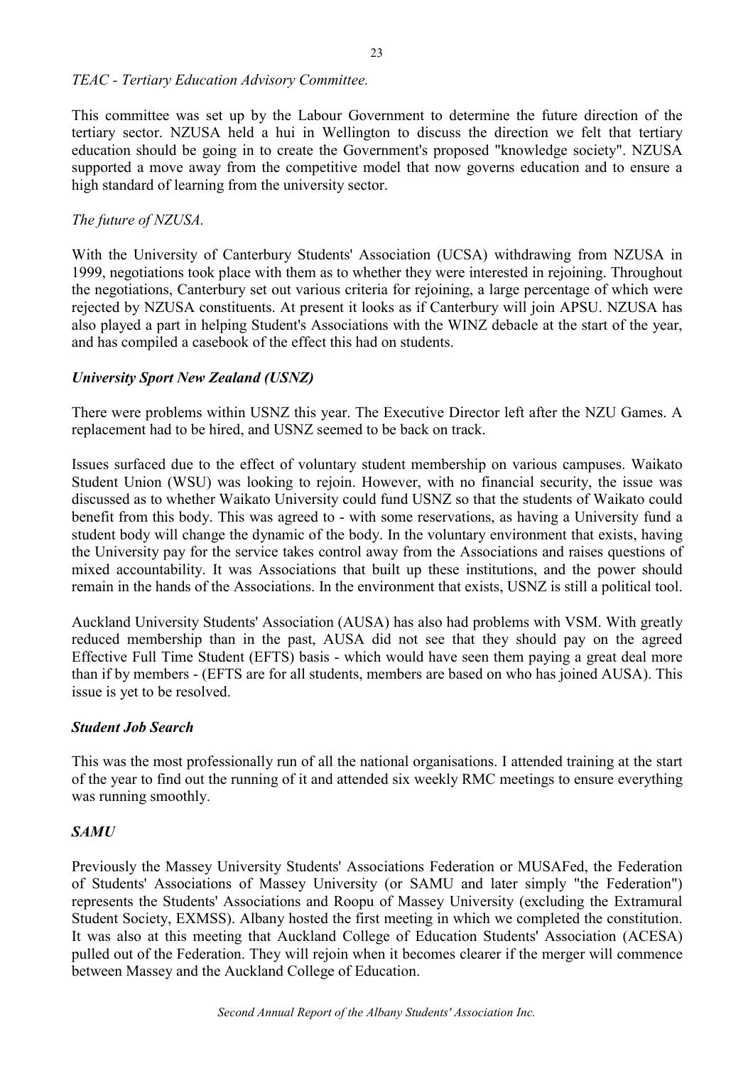*TEAC - Tertiary Education Advisory Committee.*

This committee was set up by the Labour Government to determine the future direction of the tertiary sector. NZUSA held a hui in Wellington to discuss the direction we felt that tertiary education should be going in to create the Government's proposed "knowledge society". NZUSA supported a move away from the competitive model that now governs education and to ensure a high standard of learning from the university sector.

*The future of NZUSA.*

With the University of Canterbury Students' Association (UCSA) withdrawing from NZUSA in 1999, negotiations took place with them as to whether they were interested in rejoining. Throughout the negotiations, Canterbury set out various criteria for rejoining, a large percentage of which were rejected by NZUSA constituents. At present it looks as if Canterbury will join APSU. NZUSA has also played a part in helping Student's Associations with the WINZ debacle at the start of the year, and has compiled a casebook of the effect this had on students.

***University Sport New Zealand (USNZ)***

There were problems within USNZ this year. The Executive Director left after the NZU Games. A replacement had to be hired, and USNZ seemed to be back on track.

Issues surfaced due to the effect of voluntary student membership on various campuses. Waikato Student Union (WSU) was looking to rejoin. However, with no financial security, the issue was discussed as to whether Waikato University could fund USNZ so that the students of Waikato could benefit from this body. This was agreed to - with some reservations, as having a University fund a student body will change the dynamic of the body. In the voluntary environment that exists, having the University pay for the service takes control away from the Associations and raises questions of mixed accountability. It was Associations that built up these institutions, and the power should remain in the hands of the Associations. In the environment that exists, USNZ is still a political tool.

Auckland University Students' Association (AUSA) has also had problems with VSM. With greatly reduced membership than in the past, AUSA did not see that they should pay on the agreed Effective Full Time Student (EFTS) basis - which would have seen them paying a great deal more than if by members - (EFTS are for all students, members are based on who has joined AUSA). This issue is yet to be resolved.

***Student Job Search***

This was the most professionally run of all the national organisations. I attended training at the start of the year to find out the running of it and attended six weekly RMC meetings to ensure everything was running smoothly.

***SAMU***

Previously the Massey University Students' Associations Federation or MUSAFed, the Federation of Students' Associations of Massey University (or SAMU and later simply "the Federation") represents the Students' Associations and Roopu of Massey University (excluding the Extramural Student Society, EXMSS). Albany hosted the first meeting in which we completed the constitution. It was also at this meeting that Auckland College of Education Students' Association (ACESA) pulled out of the Federation. They will rejoin when it becomes clearer if the merger will commence between Massey and the Auckland College of Education.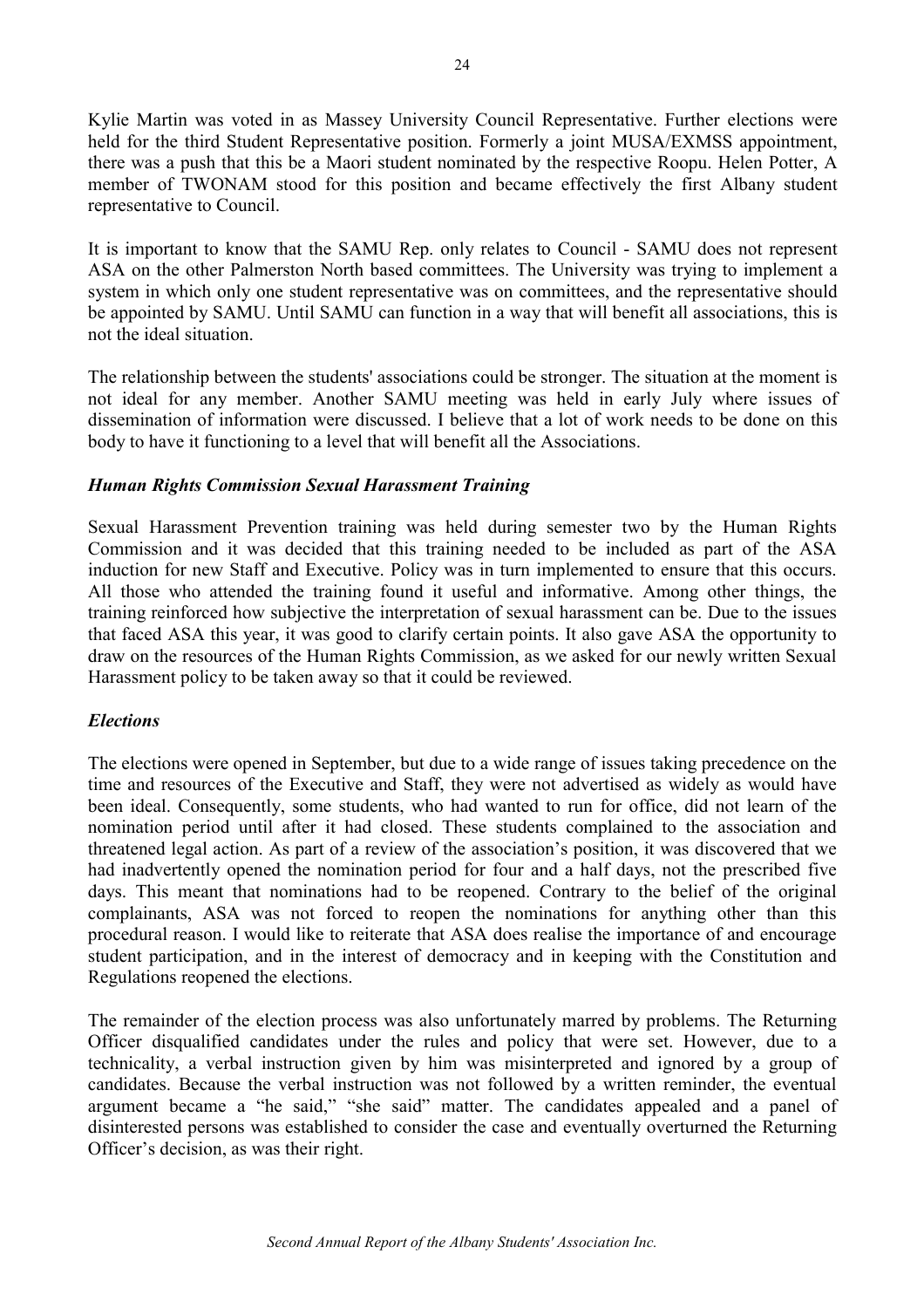Kylie Martin was voted in as Massey University Council Representative. Further elections were held for the third Student Representative position. Formerly a joint MUSA/EXMSS appointment, there was a push that this be a Maori student nominated by the respective Roopu. Helen Potter, A member of TWONAM stood for this position and became effectively the first Albany student representative to Council.

It is important to know that the SAMU Rep. only relates to Council - SAMU does not represent ASA on the other Palmerston North based committees. The University was trying to implement a system in which only one student representative was on committees, and the representative should be appointed by SAMU. Until SAMU can function in a way that will benefit all associations, this is not the ideal situation.

The relationship between the students' associations could be stronger. The situation at the moment is not ideal for any member. Another SAMU meeting was held in early July where issues of dissemination of information were discussed. I believe that a lot of work needs to be done on this body to have it functioning to a level that will benefit all the Associations.

### *Human Rights Commission Sexual Harassment Training*

Sexual Harassment Prevention training was held during semester two by the Human Rights Commission and it was decided that this training needed to be included as part of the ASA induction for new Staff and Executive. Policy was in turn implemented to ensure that this occurs. All those who attended the training found it useful and informative. Among other things, the training reinforced how subjective the interpretation of sexual harassment can be. Due to the issues that faced ASA this year, it was good to clarify certain points. It also gave ASA the opportunity to draw on the resources of the Human Rights Commission, as we asked for our newly written Sexual Harassment policy to be taken away so that it could be reviewed.

### *Elections*

The elections were opened in September, but due to a wide range of issues taking precedence on the time and resources of the Executive and Staff, they were not advertised as widely as would have been ideal. Consequently, some students, who had wanted to run for office, did not learn of the nomination period until after it had closed. These students complained to the association and threatened legal action. As part of a review of the association's position, it was discovered that we had inadvertently opened the nomination period for four and a half days, not the prescribed five days. This meant that nominations had to be reopened. Contrary to the belief of the original complainants, ASA was not forced to reopen the nominations for anything other than this procedural reason. I would like to reiterate that ASA does realise the importance of and encourage student participation, and in the interest of democracy and in keeping with the Constitution and Regulations reopened the elections.

The remainder of the election process was also unfortunately marred by problems. The Returning Officer disqualified candidates under the rules and policy that were set. However, due to a technicality, a verbal instruction given by him was misinterpreted and ignored by a group of candidates. Because the verbal instruction was not followed by a written reminder, the eventual argument became a "he said," "she said" matter. The candidates appealed and a panel of disinterested persons was established to consider the case and eventually overturned the Returning Officer's decision, as was their right.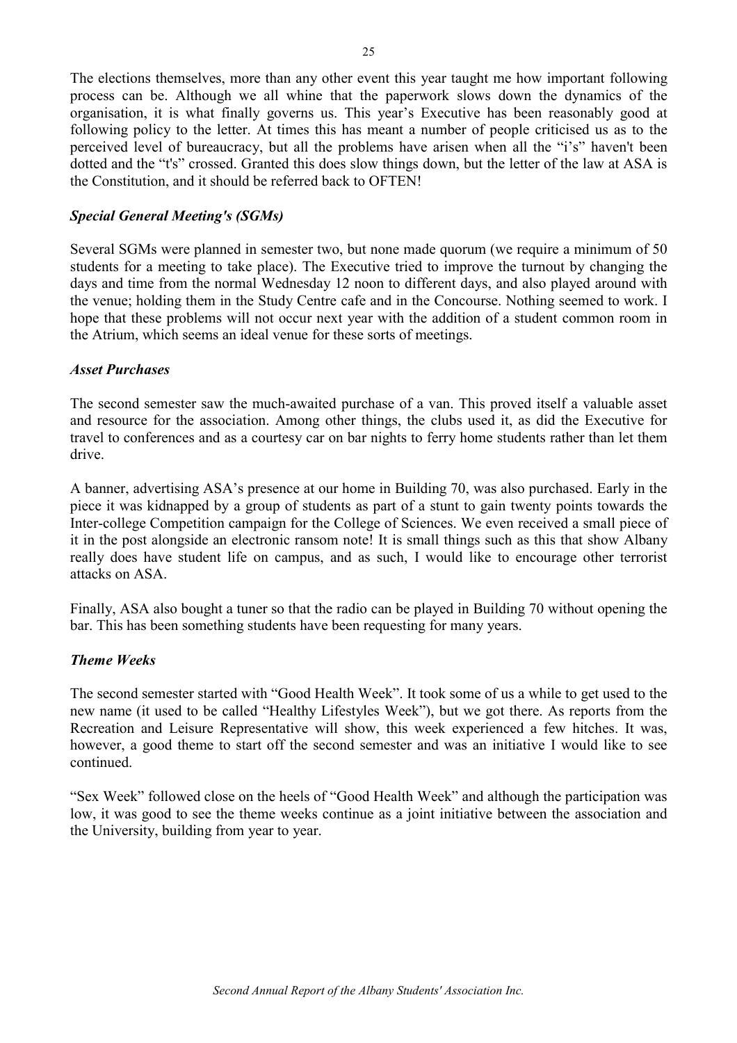The elections themselves, more than any other event this year taught me how important following process can be. Although we all whine that the paperwork slows down the dynamics of the organisation, it is what finally governs us. This year's Executive has been reasonably good at following policy to the letter. At times this has meant a number of people criticised us as to the perceived level of bureaucracy, but all the problems have arisen when all the "i's" haven't been dotted and the "t's" crossed. Granted this does slow things down, but the letter of the law at ASA is the Constitution, and it should be referred back to OFTEN!

### *Special General Meeting's (SGMs)*

Several SGMs were planned in semester two, but none made quorum (we require a minimum of 50 students for a meeting to take place). The Executive tried to improve the turnout by changing the days and time from the normal Wednesday 12 noon to different days, and also played around with the venue; holding them in the Study Centre cafe and in the Concourse. Nothing seemed to work. I hope that these problems will not occur next year with the addition of a student common room in the Atrium, which seems an ideal venue for these sorts of meetings.

### *Asset Purchases*

The second semester saw the much-awaited purchase of a van. This proved itself a valuable asset and resource for the association. Among other things, the clubs used it, as did the Executive for travel to conferences and as a courtesy car on bar nights to ferry home students rather than let them drive.

A banner, advertising ASA's presence at our home in Building 70, was also purchased. Early in the piece it was kidnapped by a group of students as part of a stunt to gain twenty points towards the Inter-college Competition campaign for the College of Sciences. We even received a small piece of it in the post alongside an electronic ransom note! It is small things such as this that show Albany really does have student life on campus, and as such, I would like to encourage other terrorist attacks on ASA.

Finally, ASA also bought a tuner so that the radio can be played in Building 70 without opening the bar. This has been something students have been requesting for many years.

### *Theme Weeks*

The second semester started with "Good Health Week". It took some of us a while to get used to the new name (it used to be called "Healthy Lifestyles Week"), but we got there. As reports from the Recreation and Leisure Representative will show, this week experienced a few hitches. It was, however, a good theme to start off the second semester and was an initiative I would like to see continued.

"Sex Week" followed close on the heels of "Good Health Week" and although the participation was low, it was good to see the theme weeks continue as a joint initiative between the association and the University, building from year to year.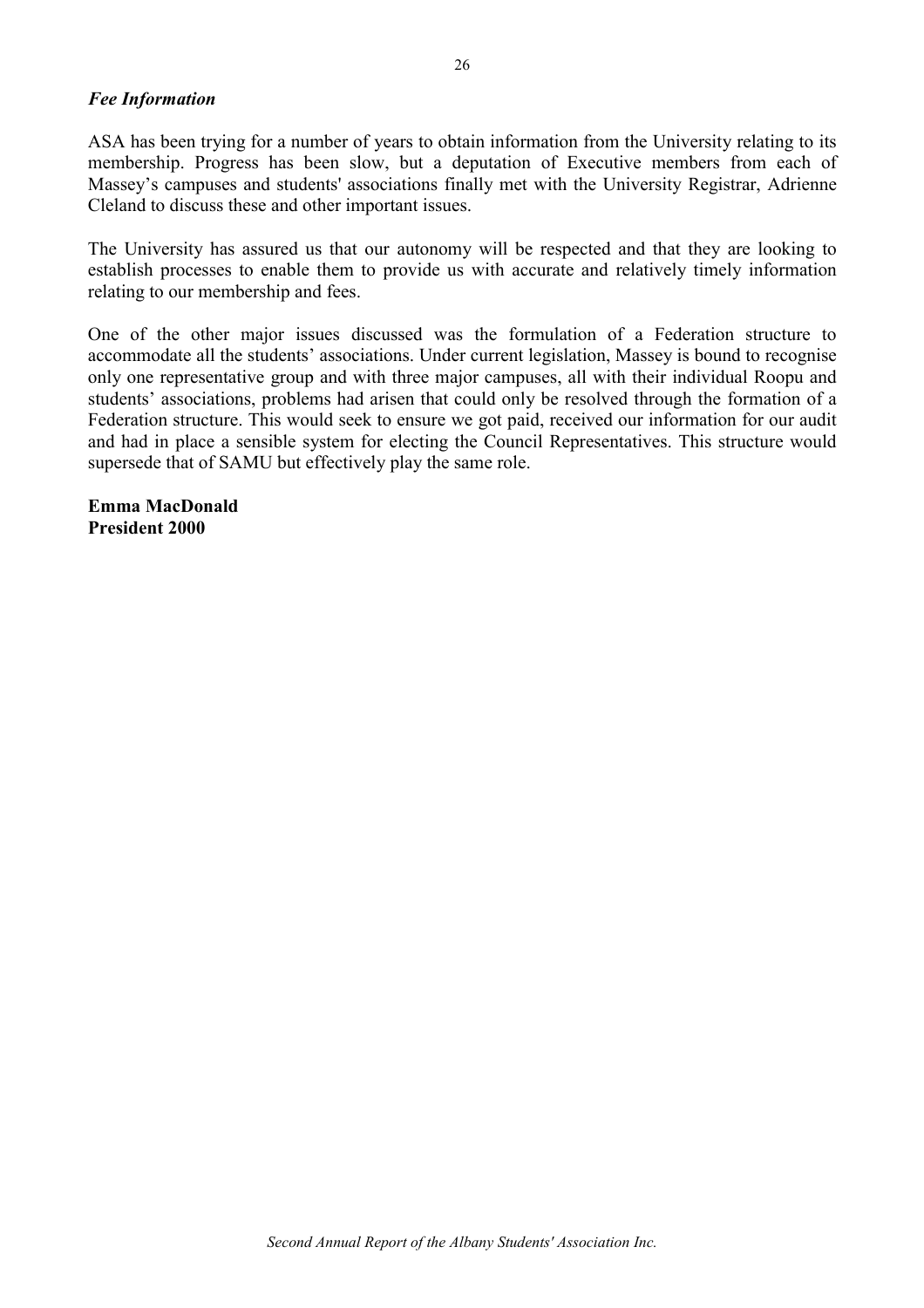### *Fee Information*

ASA has been trying for a number of years to obtain information from the University relating to its membership. Progress has been slow, but a deputation of Executive members from each of Massey's campuses and students' associations finally met with the University Registrar, Adrienne Cleland to discuss these and other important issues.

The University has assured us that our autonomy will be respected and that they are looking to establish processes to enable them to provide us with accurate and relatively timely information relating to our membership and fees.

One of the other major issues discussed was the formulation of a Federation structure to accommodate all the students' associations. Under current legislation, Massey is bound to recognise only one representative group and with three major campuses, all with their individual Roopu and students' associations, problems had arisen that could only be resolved through the formation of a Federation structure. This would seek to ensure we got paid, received our information for our audit and had in place a sensible system for electing the Council Representatives. This structure would supersede that of SAMU but effectively play the same role.

**Emma MacDonald**
**President 2000**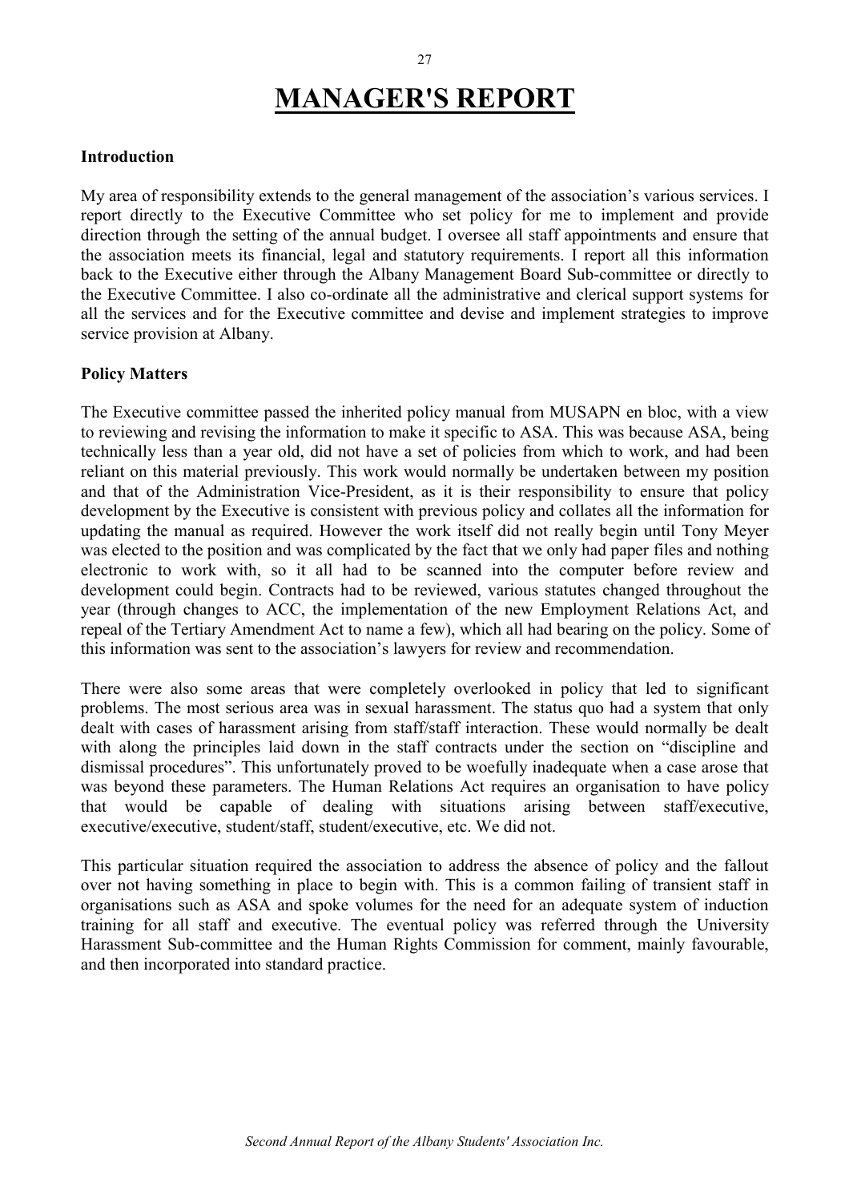# MANAGER'S REPORT

**Introduction**

My area of responsibility extends to the general management of the association's various services. I report directly to the Executive Committee who set policy for me to implement and provide direction through the setting of the annual budget. I oversee all staff appointments and ensure that the association meets its financial, legal and statutory requirements. I report all this information back to the Executive either through the Albany Management Board Sub-committee or directly to the Executive Committee. I also co-ordinate all the administrative and clerical support systems for all the services and for the Executive committee and devise and implement strategies to improve service provision at Albany.

**Policy Matters**

The Executive committee passed the inherited policy manual from MUSAPN en bloc, with a view to reviewing and revising the information to make it specific to ASA. This was because ASA, being technically less than a year old, did not have a set of policies from which to work, and had been reliant on this material previously. This work would normally be undertaken between my position and that of the Administration Vice-President, as it is their responsibility to ensure that policy development by the Executive is consistent with previous policy and collates all the information for updating the manual as required. However the work itself did not really begin until Tony Meyer was elected to the position and was complicated by the fact that we only had paper files and nothing electronic to work with, so it all had to be scanned into the computer before review and development could begin. Contracts had to be reviewed, various statutes changed throughout the year (through changes to ACC, the implementation of the new Employment Relations Act, and repeal of the Tertiary Amendment Act to name a few), which all had bearing on the policy. Some of this information was sent to the association's lawyers for review and recommendation.

There were also some areas that were completely overlooked in policy that led to significant problems. The most serious area was in sexual harassment. The status quo had a system that only dealt with cases of harassment arising from staff/staff interaction. These would normally be dealt with along the principles laid down in the staff contracts under the section on "discipline and dismissal procedures". This unfortunately proved to be woefully inadequate when a case arose that was beyond these parameters. The Human Relations Act requires an organisation to have policy that would be capable of dealing with situations arising between staff/executive, executive/executive, student/staff, student/executive, etc. We did not.

This particular situation required the association to address the absence of policy and the fallout over not having something in place to begin with. This is a common failing of transient staff in organisations such as ASA and spoke volumes for the need for an adequate system of induction training for all staff and executive. The eventual policy was referred through the University Harassment Sub-committee and the Human Rights Commission for comment, mainly favourable, and then incorporated into standard practice.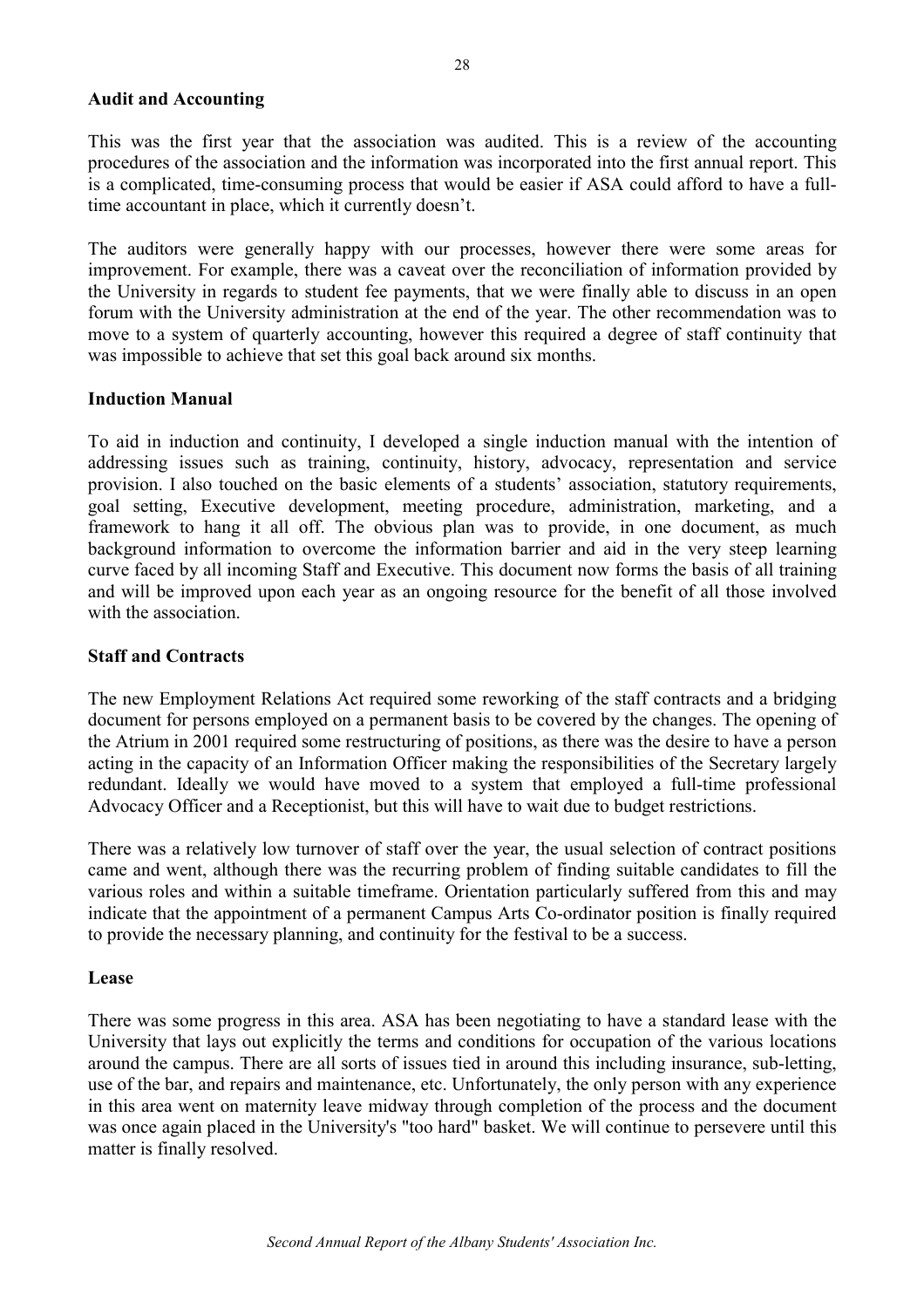**Audit and Accounting**

This was the first year that the association was audited. This is a review of the accounting procedures of the association and the information was incorporated into the first annual report. This is a complicated, time-consuming process that would be easier if ASA could afford to have a full-time accountant in place, which it currently doesn't.

The auditors were generally happy with our processes, however there were some areas for improvement. For example, there was a caveat over the reconciliation of information provided by the University in regards to student fee payments, that we were finally able to discuss in an open forum with the University administration at the end of the year. The other recommendation was to move to a system of quarterly accounting, however this required a degree of staff continuity that was impossible to achieve that set this goal back around six months.

**Induction Manual**

To aid in induction and continuity, I developed a single induction manual with the intention of addressing issues such as training, continuity, history, advocacy, representation and service provision. I also touched on the basic elements of a students' association, statutory requirements, goal setting, Executive development, meeting procedure, administration, marketing, and a framework to hang it all off. The obvious plan was to provide, in one document, as much background information to overcome the information barrier and aid in the very steep learning curve faced by all incoming Staff and Executive. This document now forms the basis of all training and will be improved upon each year as an ongoing resource for the benefit of all those involved with the association.

**Staff and Contracts**

The new Employment Relations Act required some reworking of the staff contracts and a bridging document for persons employed on a permanent basis to be covered by the changes. The opening of the Atrium in 2001 required some restructuring of positions, as there was the desire to have a person acting in the capacity of an Information Officer making the responsibilities of the Secretary largely redundant. Ideally we would have moved to a system that employed a full-time professional Advocacy Officer and a Receptionist, but this will have to wait due to budget restrictions.

There was a relatively low turnover of staff over the year, the usual selection of contract positions came and went, although there was the recurring problem of finding suitable candidates to fill the various roles and within a suitable timeframe. Orientation particularly suffered from this and may indicate that the appointment of a permanent Campus Arts Co-ordinator position is finally required to provide the necessary planning, and continuity for the festival to be a success.

**Lease**

There was some progress in this area. ASA has been negotiating to have a standard lease with the University that lays out explicitly the terms and conditions for occupation of the various locations around the campus. There are all sorts of issues tied in around this including insurance, sub-letting, use of the bar, and repairs and maintenance, etc. Unfortunately, the only person with any experience in this area went on maternity leave midway through completion of the process and the document was once again placed in the University's "too hard" basket. We will continue to persevere until this matter is finally resolved.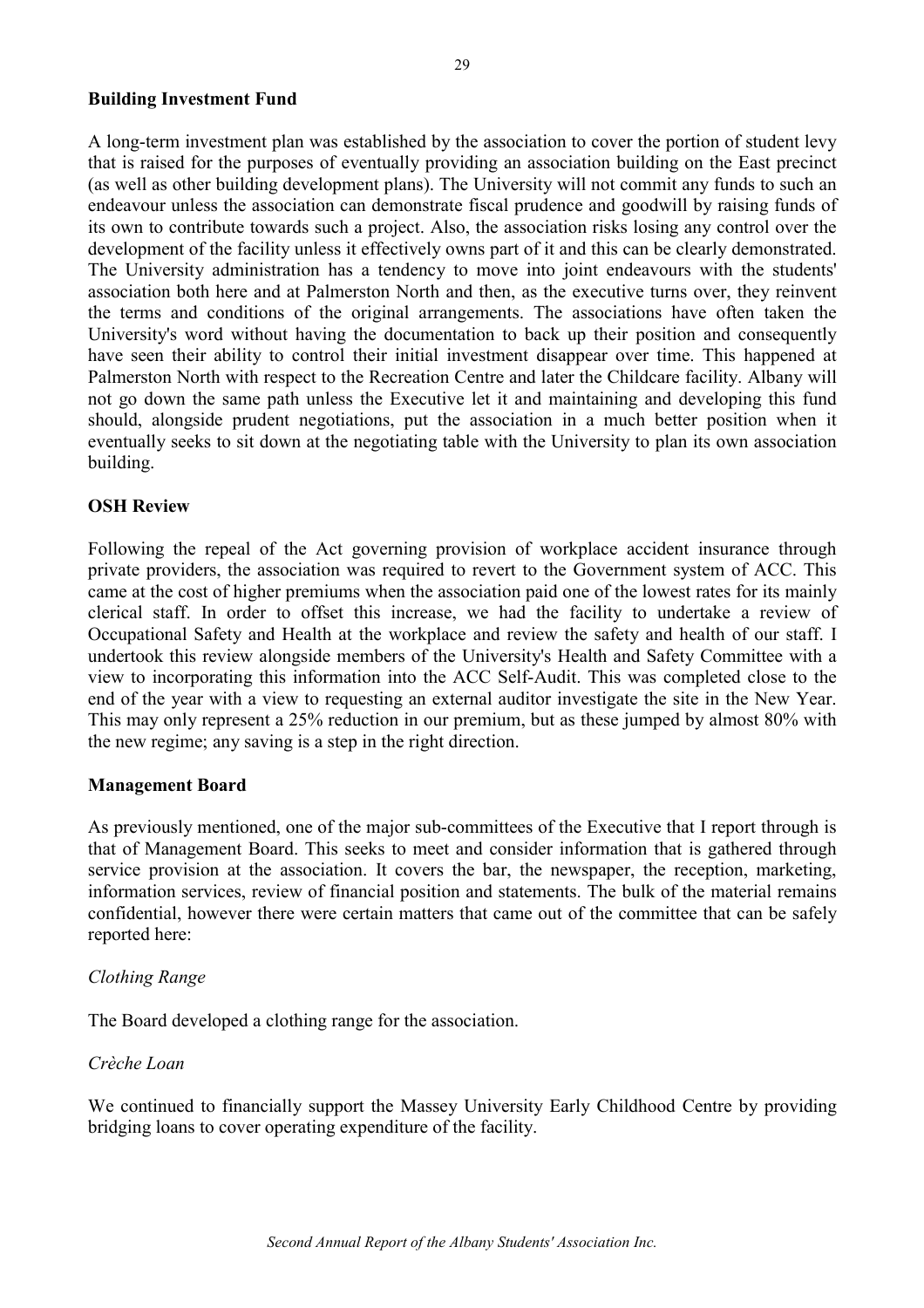**Building Investment Fund**

A long-term investment plan was established by the association to cover the portion of student levy that is raised for the purposes of eventually providing an association building on the East precinct (as well as other building development plans). The University will not commit any funds to such an endeavour unless the association can demonstrate fiscal prudence and goodwill by raising funds of its own to contribute towards such a project. Also, the association risks losing any control over the development of the facility unless it effectively owns part of it and this can be clearly demonstrated. The University administration has a tendency to move into joint endeavours with the students' association both here and at Palmerston North and then, as the executive turns over, they reinvent the terms and conditions of the original arrangements. The associations have often taken the University's word without having the documentation to back up their position and consequently have seen their ability to control their initial investment disappear over time. This happened at Palmerston North with respect to the Recreation Centre and later the Childcare facility. Albany will not go down the same path unless the Executive let it and maintaining and developing this fund should, alongside prudent negotiations, put the association in a much better position when it eventually seeks to sit down at the negotiating table with the University to plan its own association building.

**OSH Review**

Following the repeal of the Act governing provision of workplace accident insurance through private providers, the association was required to revert to the Government system of ACC. This came at the cost of higher premiums when the association paid one of the lowest rates for its mainly clerical staff. In order to offset this increase, we had the facility to undertake a review of Occupational Safety and Health at the workplace and review the safety and health of our staff. I undertook this review alongside members of the University's Health and Safety Committee with a view to incorporating this information into the ACC Self-Audit. This was completed close to the end of the year with a view to requesting an external auditor investigate the site in the New Year. This may only represent a 25% reduction in our premium, but as these jumped by almost 80% with the new regime; any saving is a step in the right direction.

**Management Board**

As previously mentioned, one of the major sub-committees of the Executive that I report through is that of Management Board. This seeks to meet and consider information that is gathered through service provision at the association. It covers the bar, the newspaper, the reception, marketing, information services, review of financial position and statements. The bulk of the material remains confidential, however there were certain matters that came out of the committee that can be safely reported here:

*Clothing Range*

The Board developed a clothing range for the association.

*Crèche Loan*

We continued to financially support the Massey University Early Childhood Centre by providing bridging loans to cover operating expenditure of the facility.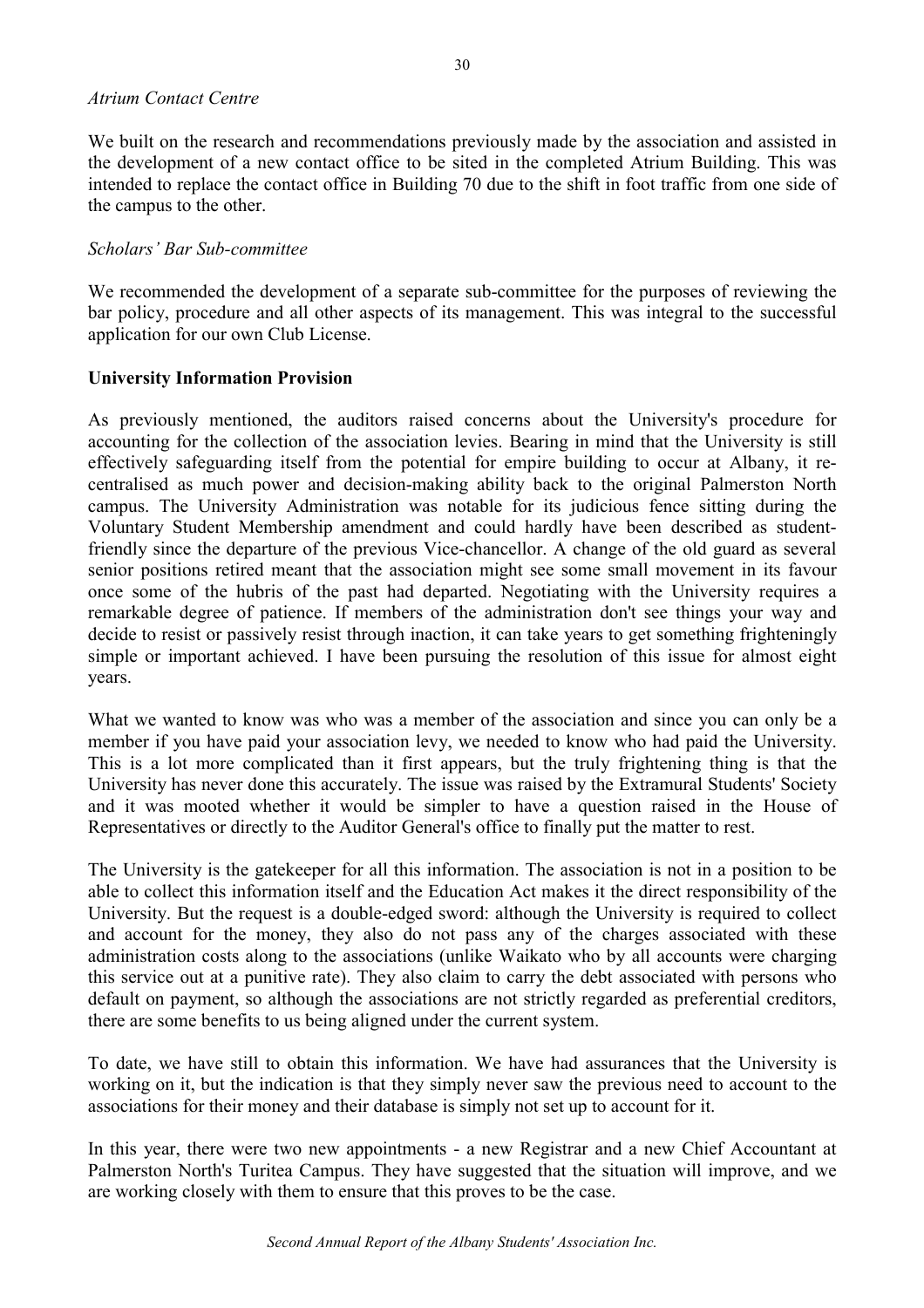*Atrium Contact Centre*

We built on the research and recommendations previously made by the association and assisted in the development of a new contact office to be sited in the completed Atrium Building. This was intended to replace the contact office in Building 70 due to the shift in foot traffic from one side of the campus to the other.

*Scholars' Bar Sub-committee*

We recommended the development of a separate sub-committee for the purposes of reviewing the bar policy, procedure and all other aspects of its management. This was integral to the successful application for our own Club License.

**University Information Provision**

As previously mentioned, the auditors raised concerns about the University's procedure for accounting for the collection of the association levies. Bearing in mind that the University is still effectively safeguarding itself from the potential for empire building to occur at Albany, it re-centralised as much power and decision-making ability back to the original Palmerston North campus. The University Administration was notable for its judicious fence sitting during the Voluntary Student Membership amendment and could hardly have been described as student-friendly since the departure of the previous Vice-chancellor. A change of the old guard as several senior positions retired meant that the association might see some small movement in its favour once some of the hubris of the past had departed. Negotiating with the University requires a remarkable degree of patience. If members of the administration don't see things your way and decide to resist or passively resist through inaction, it can take years to get something frighteningly simple or important achieved. I have been pursuing the resolution of this issue for almost eight years.

What we wanted to know was who was a member of the association and since you can only be a member if you have paid your association levy, we needed to know who had paid the University. This is a lot more complicated than it first appears, but the truly frightening thing is that the University has never done this accurately. The issue was raised by the Extramural Students' Society and it was mooted whether it would be simpler to have a question raised in the House of Representatives or directly to the Auditor General's office to finally put the matter to rest.

The University is the gatekeeper for all this information. The association is not in a position to be able to collect this information itself and the Education Act makes it the direct responsibility of the University. But the request is a double-edged sword: although the University is required to collect and account for the money, they also do not pass any of the charges associated with these administration costs along to the associations (unlike Waikato who by all accounts were charging this service out at a punitive rate). They also claim to carry the debt associated with persons who default on payment, so although the associations are not strictly regarded as preferential creditors, there are some benefits to us being aligned under the current system.

To date, we have still to obtain this information. We have had assurances that the University is working on it, but the indication is that they simply never saw the previous need to account to the associations for their money and their database is simply not set up to account for it.

In this year, there were two new appointments - a new Registrar and a new Chief Accountant at Palmerston North's Turitea Campus. They have suggested that the situation will improve, and we are working closely with them to ensure that this proves to be the case.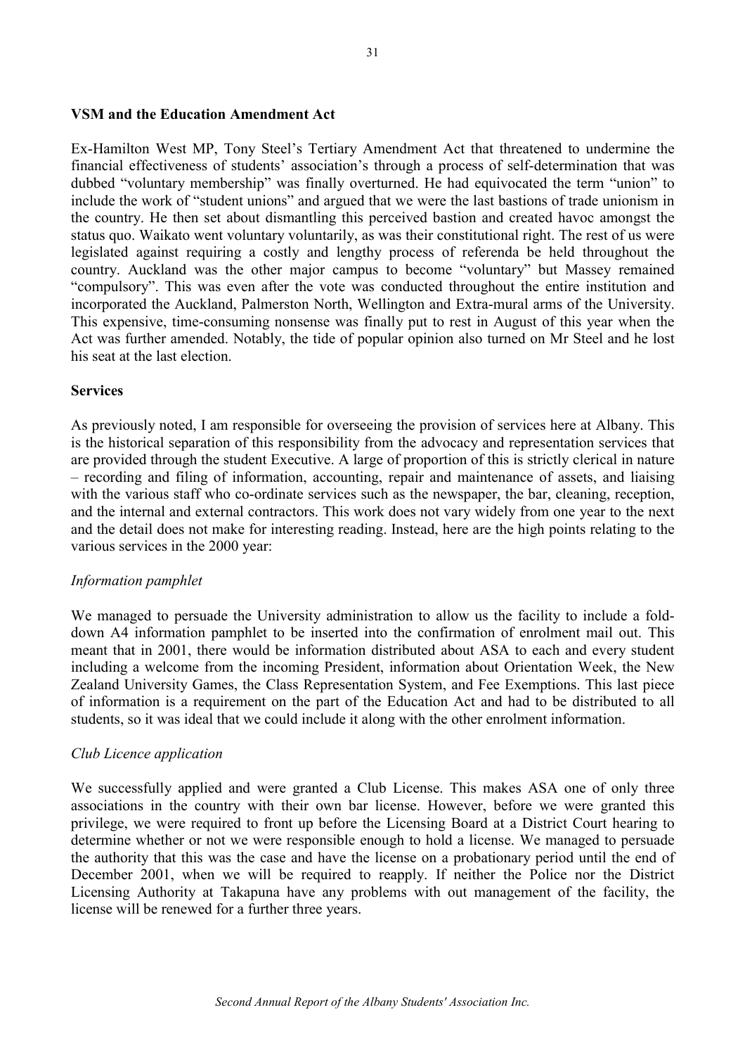**VSM and the Education Amendment Act**

Ex-Hamilton West MP, Tony Steel's Tertiary Amendment Act that threatened to undermine the financial effectiveness of students' association's through a process of self-determination that was dubbed "voluntary membership" was finally overturned. He had equivocated the term "union" to include the work of "student unions" and argued that we were the last bastions of trade unionism in the country. He then set about dismantling this perceived bastion and created havoc amongst the status quo. Waikato went voluntary voluntarily, as was their constitutional right. The rest of us were legislated against requiring a costly and lengthy process of referenda be held throughout the country. Auckland was the other major campus to become "voluntary" but Massey remained "compulsory". This was even after the vote was conducted throughout the entire institution and incorporated the Auckland, Palmerston North, Wellington and Extra-mural arms of the University. This expensive, time-consuming nonsense was finally put to rest in August of this year when the Act was further amended. Notably, the tide of popular opinion also turned on Mr Steel and he lost his seat at the last election.

**Services**

As previously noted, I am responsible for overseeing the provision of services here at Albany. This is the historical separation of this responsibility from the advocacy and representation services that are provided through the student Executive. A large of proportion of this is strictly clerical in nature – recording and filing of information, accounting, repair and maintenance of assets, and liaising with the various staff who co-ordinate services such as the newspaper, the bar, cleaning, reception, and the internal and external contractors. This work does not vary widely from one year to the next and the detail does not make for interesting reading. Instead, here are the high points relating to the various services in the 2000 year:

*Information pamphlet*

We managed to persuade the University administration to allow us the facility to include a fold-down A4 information pamphlet to be inserted into the confirmation of enrolment mail out. This meant that in 2001, there would be information distributed about ASA to each and every student including a welcome from the incoming President, information about Orientation Week, the New Zealand University Games, the Class Representation System, and Fee Exemptions. This last piece of information is a requirement on the part of the Education Act and had to be distributed to all students, so it was ideal that we could include it along with the other enrolment information.

*Club Licence application*

We successfully applied and were granted a Club License. This makes ASA one of only three associations in the country with their own bar license. However, before we were granted this privilege, we were required to front up before the Licensing Board at a District Court hearing to determine whether or not we were responsible enough to hold a license. We managed to persuade the authority that this was the case and have the license on a probationary period until the end of December 2001, when we will be required to reapply. If neither the Police nor the District Licensing Authority at Takapuna have any problems with out management of the facility, the license will be renewed for a further three years.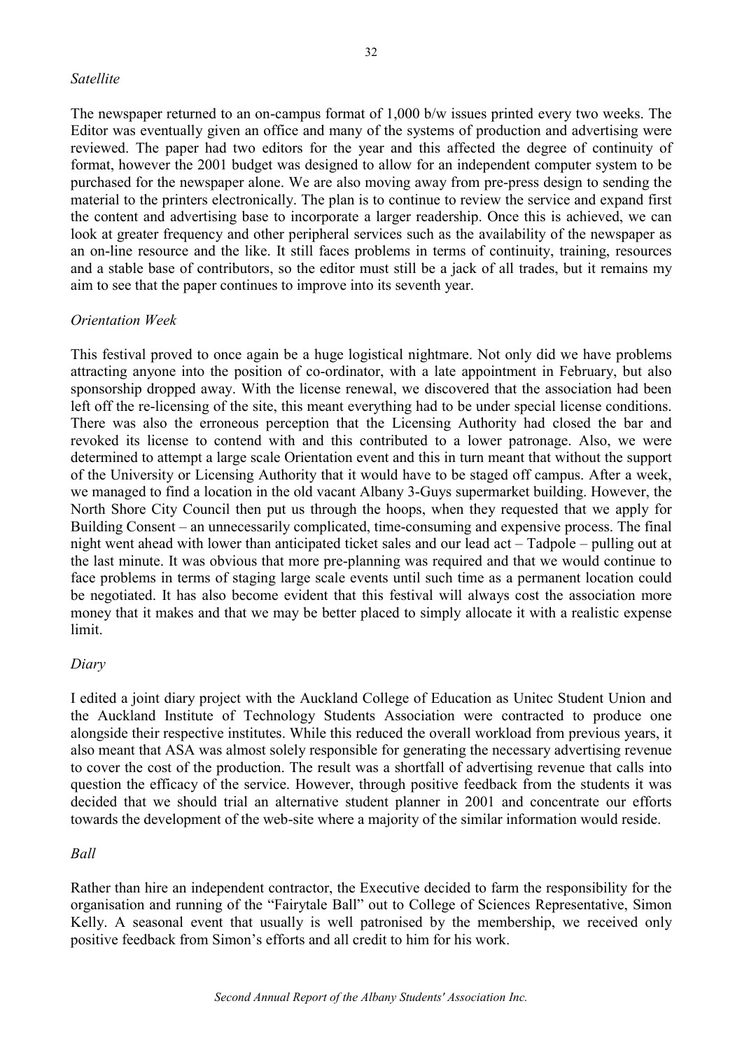*Satellite*

The newspaper returned to an on-campus format of 1,000 b/w issues printed every two weeks. The Editor was eventually given an office and many of the systems of production and advertising were reviewed. The paper had two editors for the year and this affected the degree of continuity of format, however the 2001 budget was designed to allow for an independent computer system to be purchased for the newspaper alone. We are also moving away from pre-press design to sending the material to the printers electronically. The plan is to continue to review the service and expand first the content and advertising base to incorporate a larger readership. Once this is achieved, we can look at greater frequency and other peripheral services such as the availability of the newspaper as an on-line resource and the like. It still faces problems in terms of continuity, training, resources and a stable base of contributors, so the editor must still be a jack of all trades, but it remains my aim to see that the paper continues to improve into its seventh year.

*Orientation Week*

This festival proved to once again be a huge logistical nightmare. Not only did we have problems attracting anyone into the position of co-ordinator, with a late appointment in February, but also sponsorship dropped away. With the license renewal, we discovered that the association had been left off the re-licensing of the site, this meant everything had to be under special license conditions. There was also the erroneous perception that the Licensing Authority had closed the bar and revoked its license to contend with and this contributed to a lower patronage. Also, we were determined to attempt a large scale Orientation event and this in turn meant that without the support of the University or Licensing Authority that it would have to be staged off campus. After a week, we managed to find a location in the old vacant Albany 3-Guys supermarket building. However, the North Shore City Council then put us through the hoops, when they requested that we apply for Building Consent – an unnecessarily complicated, time-consuming and expensive process. The final night went ahead with lower than anticipated ticket sales and our lead act – Tadpole – pulling out at the last minute. It was obvious that more pre-planning was required and that we would continue to face problems in terms of staging large scale events until such time as a permanent location could be negotiated. It has also become evident that this festival will always cost the association more money that it makes and that we may be better placed to simply allocate it with a realistic expense limit.

*Diary*

I edited a joint diary project with the Auckland College of Education as Unitec Student Union and the Auckland Institute of Technology Students Association were contracted to produce one alongside their respective institutes. While this reduced the overall workload from previous years, it also meant that ASA was almost solely responsible for generating the necessary advertising revenue to cover the cost of the production. The result was a shortfall of advertising revenue that calls into question the efficacy of the service. However, through positive feedback from the students it was decided that we should trial an alternative student planner in 2001 and concentrate our efforts towards the development of the web-site where a majority of the similar information would reside.

*Ball*

Rather than hire an independent contractor, the Executive decided to farm the responsibility for the organisation and running of the "Fairytale Ball" out to College of Sciences Representative, Simon Kelly. A seasonal event that usually is well patronised by the membership, we received only positive feedback from Simon's efforts and all credit to him for his work.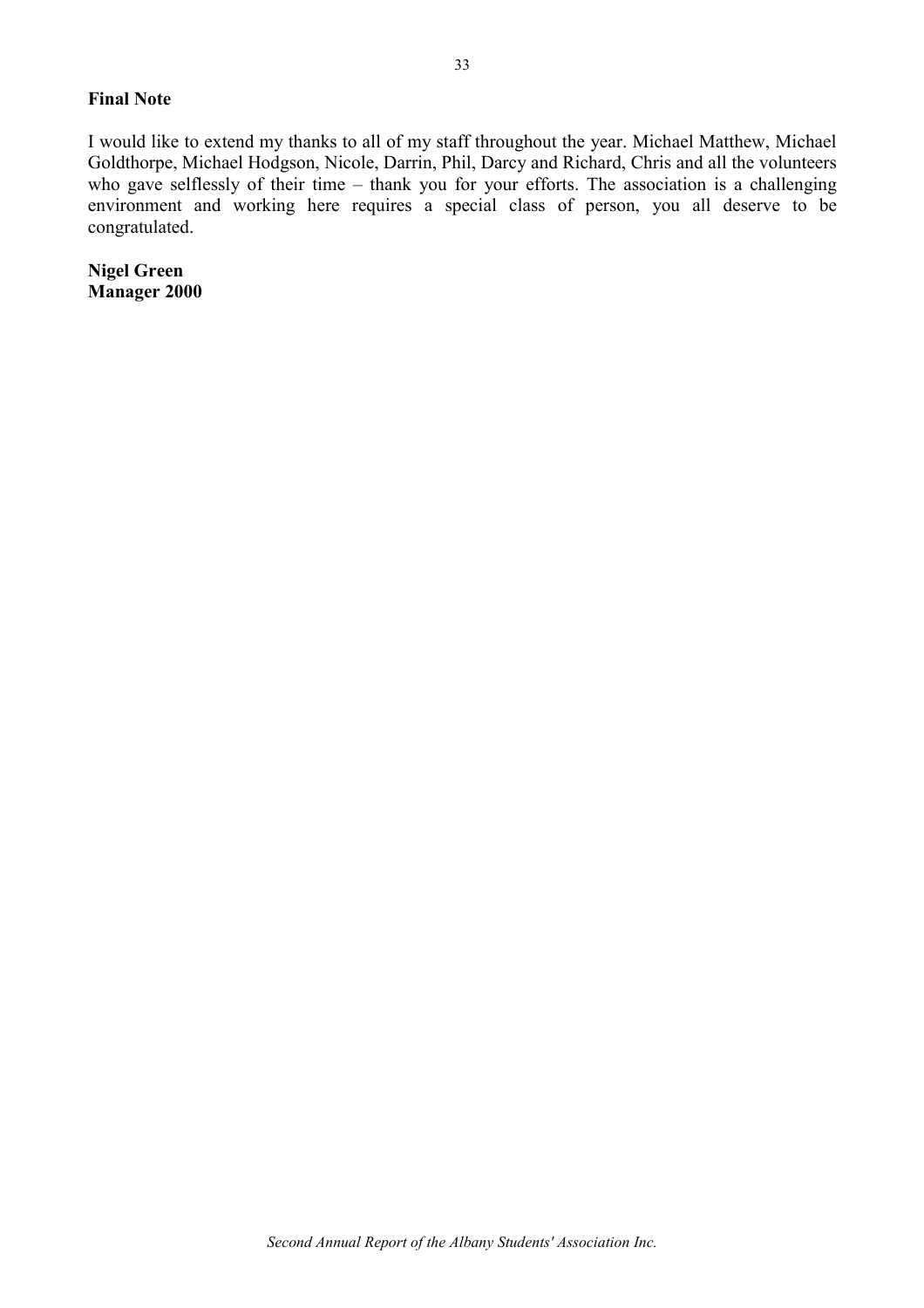**Final Note**

I would like to extend my thanks to all of my staff throughout the year. Michael Matthew, Michael Goldthorpe, Michael Hodgson, Nicole, Darrin, Phil, Darcy and Richard, Chris and all the volunteers who gave selflessly of their time – thank you for your efforts. The association is a challenging environment and working here requires a special class of person, you all deserve to be congratulated.

**Nigel Green**
**Manager 2000**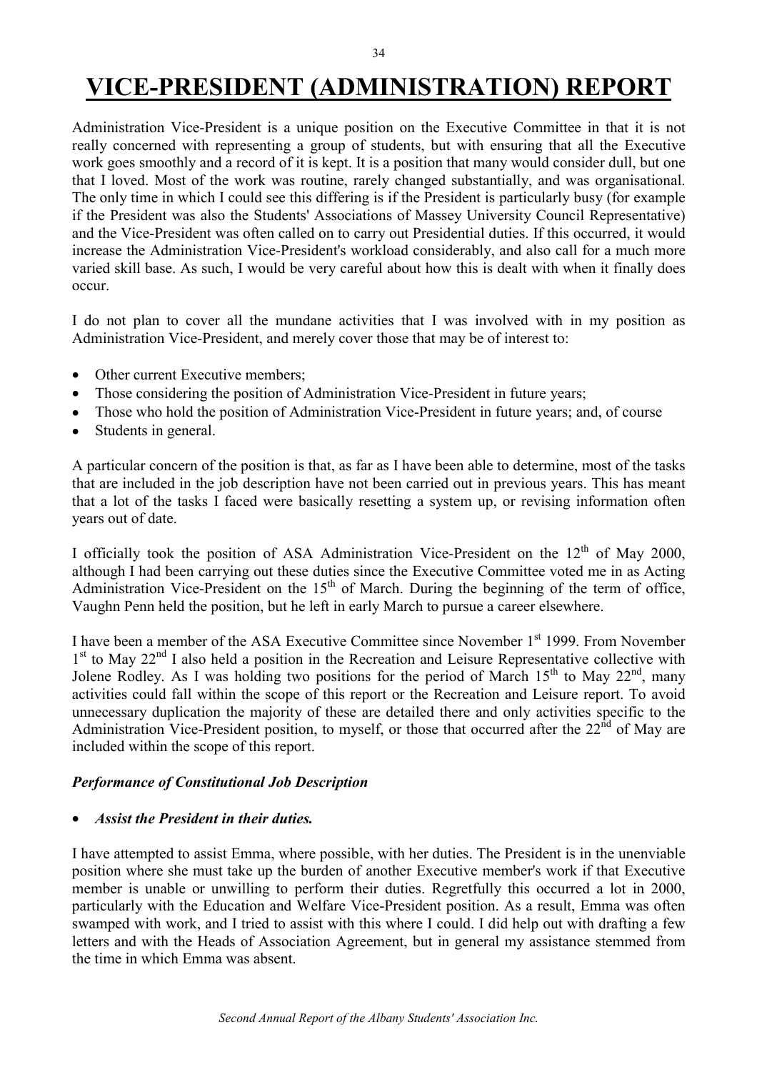# VICE-PRESIDENT (ADMINISTRATION) REPORT

Administration Vice-President is a unique position on the Executive Committee in that it is not really concerned with representing a group of students, but with ensuring that all the Executive work goes smoothly and a record of it is kept. It is a position that many would consider dull, but one that I loved. Most of the work was routine, rarely changed substantially, and was organisational. The only time in which I could see this differing is if the President is particularly busy (for example if the President was also the Students' Associations of Massey University Council Representative) and the Vice-President was often called on to carry out Presidential duties. If this occurred, it would increase the Administration Vice-President's workload considerably, and also call for a much more varied skill base. As such, I would be very careful about how this is dealt with when it finally does occur.

I do not plan to cover all the mundane activities that I was involved with in my position as Administration Vice-President, and merely cover those that may be of interest to:

- Other current Executive members;
- Those considering the position of Administration Vice-President in future years;
- Those who hold the position of Administration Vice-President in future years; and, of course
- Students in general.

A particular concern of the position is that, as far as I have been able to determine, most of the tasks that are included in the job description have not been carried out in previous years. This has meant that a lot of the tasks I faced were basically resetting a system up, or revising information often years out of date.

I officially took the position of ASA Administration Vice-President on the 12th of May 2000, although I had been carrying out these duties since the Executive Committee voted me in as Acting Administration Vice-President on the 15th of March. During the beginning of the term of office, Vaughn Penn held the position, but he left in early March to pursue a career elsewhere.

I have been a member of the ASA Executive Committee since November 1st 1999. From November 1st to May 22nd I also held a position in the Recreation and Leisure Representative collective with Jolene Rodley. As I was holding two positions for the period of March 15th to May 22nd, many activities could fall within the scope of this report or the Recreation and Leisure report. To avoid unnecessary duplication the majority of these are detailed there and only activities specific to the Administration Vice-President position, to myself, or those that occurred after the 22nd of May are included within the scope of this report.

***Performance of Constitutional Job Description***

- ***Assist the President in their duties.***

I have attempted to assist Emma, where possible, with her duties. The President is in the unenviable position where she must take up the burden of another Executive member's work if that Executive member is unable or unwilling to perform their duties. Regretfully this occurred a lot in 2000, particularly with the Education and Welfare Vice-President position. As a result, Emma was often swamped with work, and I tried to assist with this where I could. I did help out with drafting a few letters and with the Heads of Association Agreement, but in general my assistance stemmed from the time in which Emma was absent.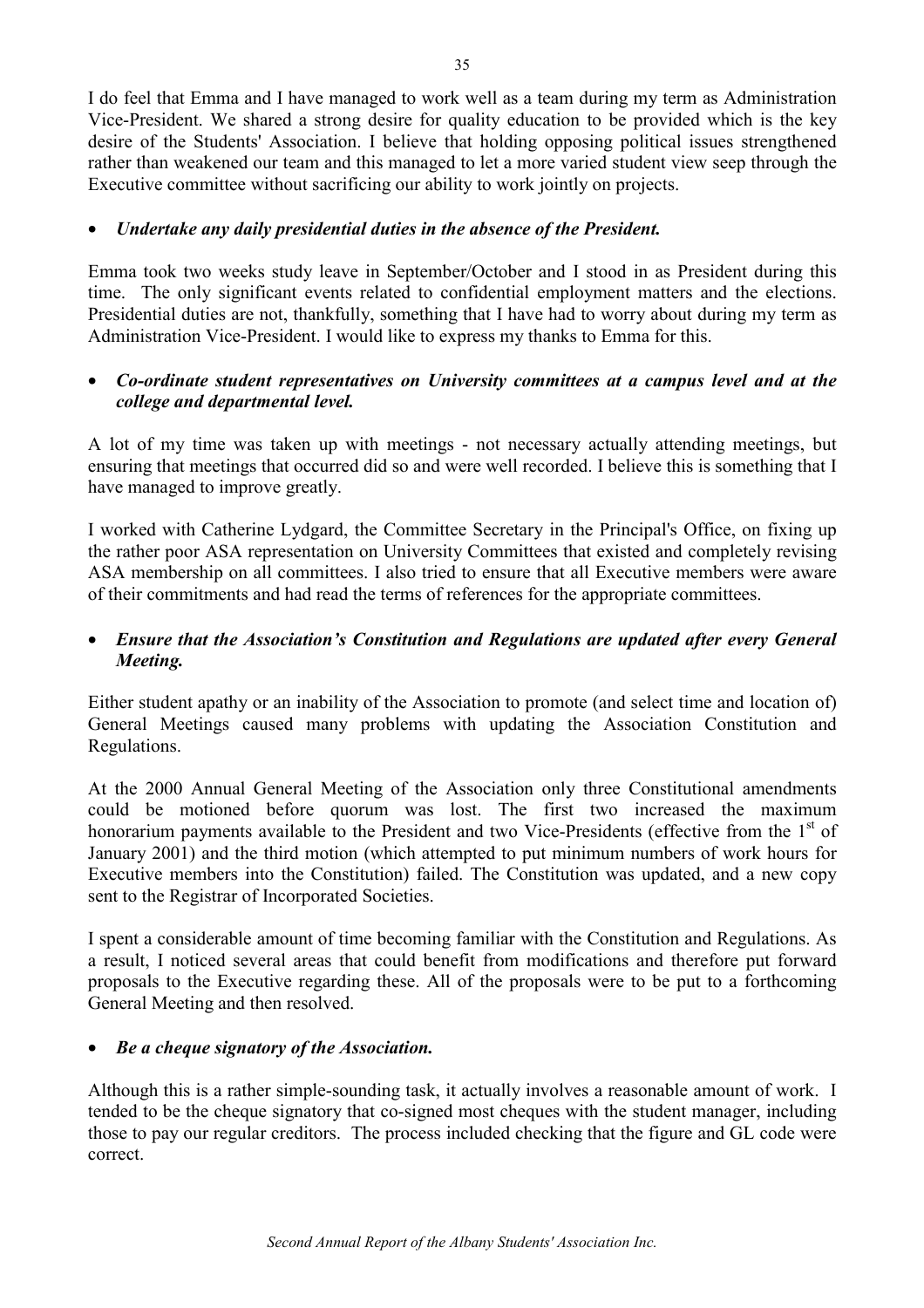I do feel that Emma and I have managed to work well as a team during my term as Administration Vice-President. We shared a strong desire for quality education to be provided which is the key desire of the Students' Association. I believe that holding opposing political issues strengthened rather than weakened our team and this managed to let a more varied student view seep through the Executive committee without sacrificing our ability to work jointly on projects.

- ***Undertake any daily presidential duties in the absence of the President.***

Emma took two weeks study leave in September/October and I stood in as President during this time. The only significant events related to confidential employment matters and the elections. Presidential duties are not, thankfully, something that I have had to worry about during my term as Administration Vice-President. I would like to express my thanks to Emma for this.

- ***Co-ordinate student representatives on University committees at a campus level and at the college and departmental level.***

A lot of my time was taken up with meetings - not necessary actually attending meetings, but ensuring that meetings that occurred did so and were well recorded. I believe this is something that I have managed to improve greatly.

I worked with Catherine Lydgard, the Committee Secretary in the Principal's Office, on fixing up the rather poor ASA representation on University Committees that existed and completely revising ASA membership on all committees. I also tried to ensure that all Executive members were aware of their commitments and had read the terms of references for the appropriate committees.

- ***Ensure that the Association's Constitution and Regulations are updated after every General Meeting.***

Either student apathy or an inability of the Association to promote (and select time and location of) General Meetings caused many problems with updating the Association Constitution and Regulations.

At the 2000 Annual General Meeting of the Association only three Constitutional amendments could be motioned before quorum was lost. The first two increased the maximum honorarium payments available to the President and two Vice-Presidents (effective from the 1st of January 2001) and the third motion (which attempted to put minimum numbers of work hours for Executive members into the Constitution) failed. The Constitution was updated, and a new copy sent to the Registrar of Incorporated Societies.

I spent a considerable amount of time becoming familiar with the Constitution and Regulations. As a result, I noticed several areas that could benefit from modifications and therefore put forward proposals to the Executive regarding these. All of the proposals were to be put to a forthcoming General Meeting and then resolved.

- ***Be a cheque signatory of the Association.***

Although this is a rather simple-sounding task, it actually involves a reasonable amount of work. I tended to be the cheque signatory that co-signed most cheques with the student manager, including those to pay our regular creditors. The process included checking that the figure and GL code were correct.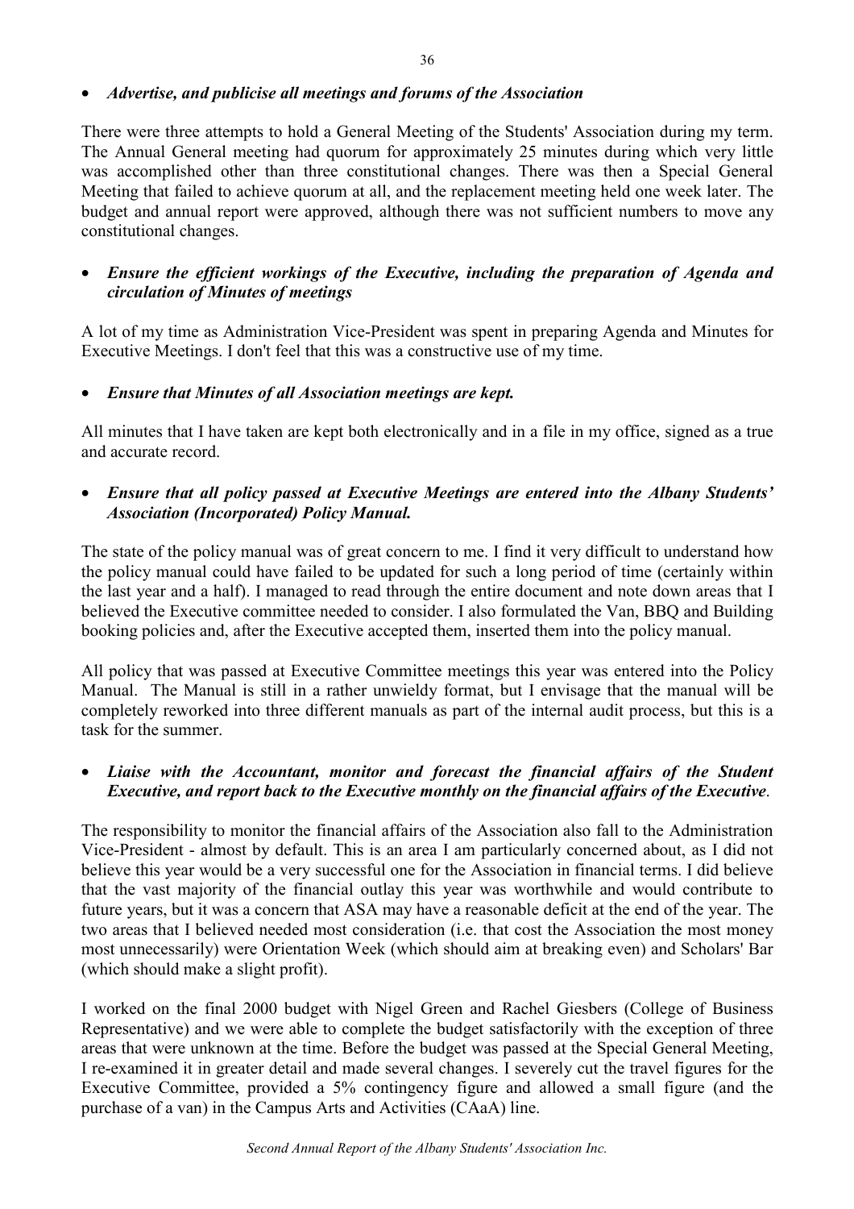- ***Advertise, and publicise all meetings and forums of the Association***

There were three attempts to hold a General Meeting of the Students' Association during my term. The Annual General meeting had quorum for approximately 25 minutes during which very little was accomplished other than three constitutional changes. There was then a Special General Meeting that failed to achieve quorum at all, and the replacement meeting held one week later. The budget and annual report were approved, although there was not sufficient numbers to move any constitutional changes.

- ***Ensure the efficient workings of the Executive, including the preparation of Agenda and circulation of Minutes of meetings***

A lot of my time as Administration Vice-President was spent in preparing Agenda and Minutes for Executive Meetings. I don't feel that this was a constructive use of my time.

- ***Ensure that Minutes of all Association meetings are kept.***

All minutes that I have taken are kept both electronically and in a file in my office, signed as a true and accurate record.

- ***Ensure that all policy passed at Executive Meetings are entered into the Albany Students' Association (Incorporated) Policy Manual.***

The state of the policy manual was of great concern to me. I find it very difficult to understand how the policy manual could have failed to be updated for such a long period of time (certainly within the last year and a half). I managed to read through the entire document and note down areas that I believed the Executive committee needed to consider. I also formulated the Van, BBQ and Building booking policies and, after the Executive accepted them, inserted them into the policy manual.

All policy that was passed at Executive Committee meetings this year was entered into the Policy Manual. The Manual is still in a rather unwieldy format, but I envisage that the manual will be completely reworked into three different manuals as part of the internal audit process, but this is a task for the summer.

- ***Liaise with the Accountant, monitor and forecast the financial affairs of the Student Executive, and report back to the Executive monthly on the financial affairs of the Executive.***

The responsibility to monitor the financial affairs of the Association also fall to the Administration Vice-President - almost by default. This is an area I am particularly concerned about, as I did not believe this year would be a very successful one for the Association in financial terms. I did believe that the vast majority of the financial outlay this year was worthwhile and would contribute to future years, but it was a concern that ASA may have a reasonable deficit at the end of the year. The two areas that I believed needed most consideration (i.e. that cost the Association the most money most unnecessarily) were Orientation Week (which should aim at breaking even) and Scholars' Bar (which should make a slight profit).

I worked on the final 2000 budget with Nigel Green and Rachel Giesbers (College of Business Representative) and we were able to complete the budget satisfactorily with the exception of three areas that were unknown at the time. Before the budget was passed at the Special General Meeting, I re-examined it in greater detail and made several changes. I severely cut the travel figures for the Executive Committee, provided a 5% contingency figure and allowed a small figure (and the purchase of a van) in the Campus Arts and Activities (CAaA) line.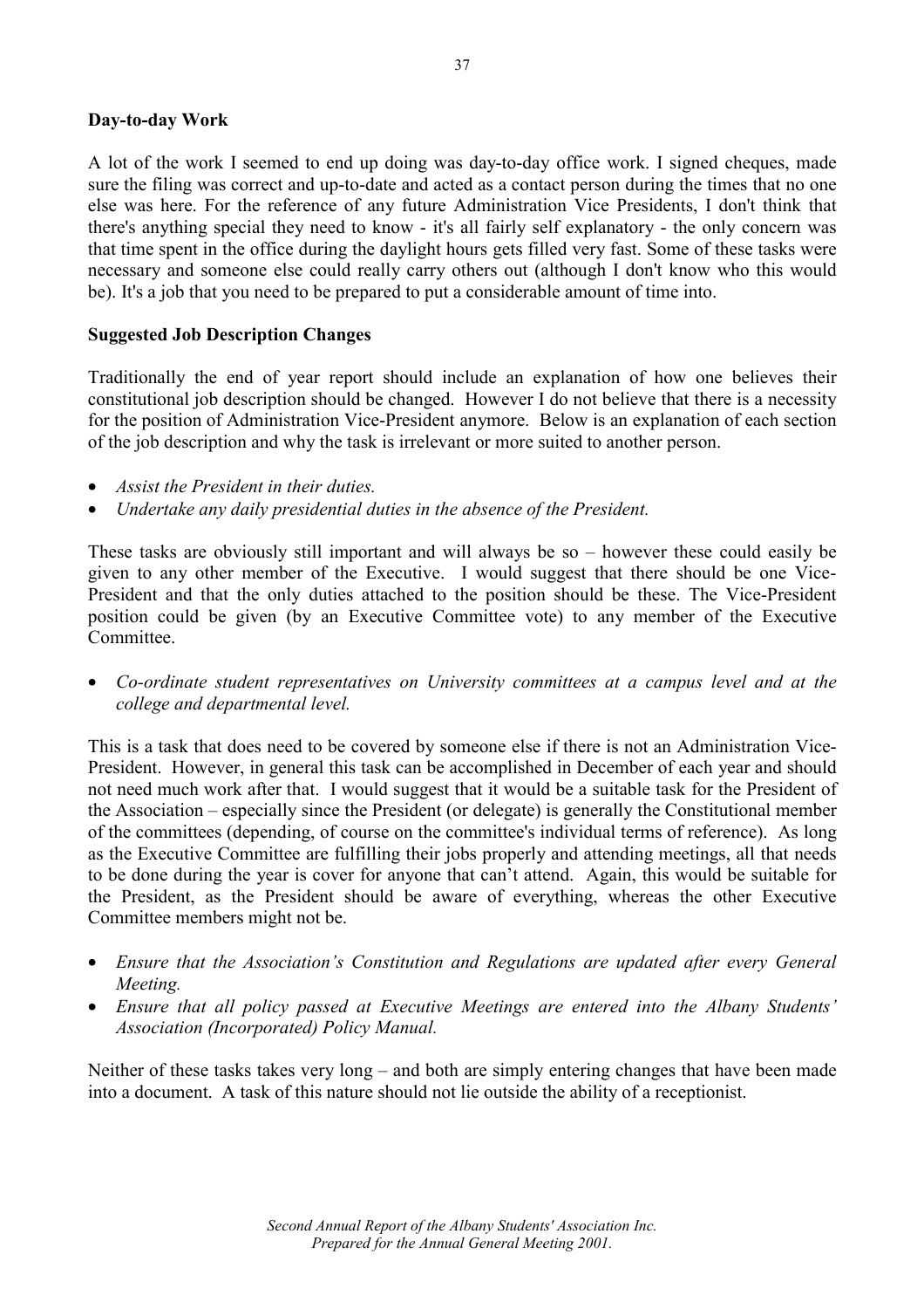### Day-to-day Work

A lot of the work I seemed to end up doing was day-to-day office work. I signed cheques, made sure the filing was correct and up-to-date and acted as a contact person during the times that no one else was here. For the reference of any future Administration Vice Presidents, I don't think that there's anything special they need to know - it's all fairly self explanatory - the only concern was that time spent in the office during the daylight hours gets filled very fast. Some of these tasks were necessary and someone else could really carry others out (although I don't know who this would be). It's a job that you need to be prepared to put a considerable amount of time into.

### Suggested Job Description Changes

Traditionally the end of year report should include an explanation of how one believes their constitutional job description should be changed. However I do not believe that there is a necessity for the position of Administration Vice-President anymore. Below is an explanation of each section of the job description and why the task is irrelevant or more suited to another person.

- *Assist the President in their duties.*
- *Undertake any daily presidential duties in the absence of the President.*

These tasks are obviously still important and will always be so – however these could easily be given to any other member of the Executive. I would suggest that there should be one Vice-President and that the only duties attached to the position should be these. The Vice-President position could be given (by an Executive Committee vote) to any member of the Executive Committee.

- *Co-ordinate student representatives on University committees at a campus level and at the college and departmental level.*

This is a task that does need to be covered by someone else if there is not an Administration Vice-President. However, in general this task can be accomplished in December of each year and should not need much work after that. I would suggest that it would be a suitable task for the President of the Association – especially since the President (or delegate) is generally the Constitutional member of the committees (depending, of course on the committee's individual terms of reference). As long as the Executive Committee are fulfilling their jobs properly and attending meetings, all that needs to be done during the year is cover for anyone that can't attend. Again, this would be suitable for the President, as the President should be aware of everything, whereas the other Executive Committee members might not be.

- *Ensure that the Association's Constitution and Regulations are updated after every General Meeting.*
- *Ensure that all policy passed at Executive Meetings are entered into the Albany Students' Association (Incorporated) Policy Manual.*

Neither of these tasks takes very long – and both are simply entering changes that have been made into a document. A task of this nature should not lie outside the ability of a receptionist.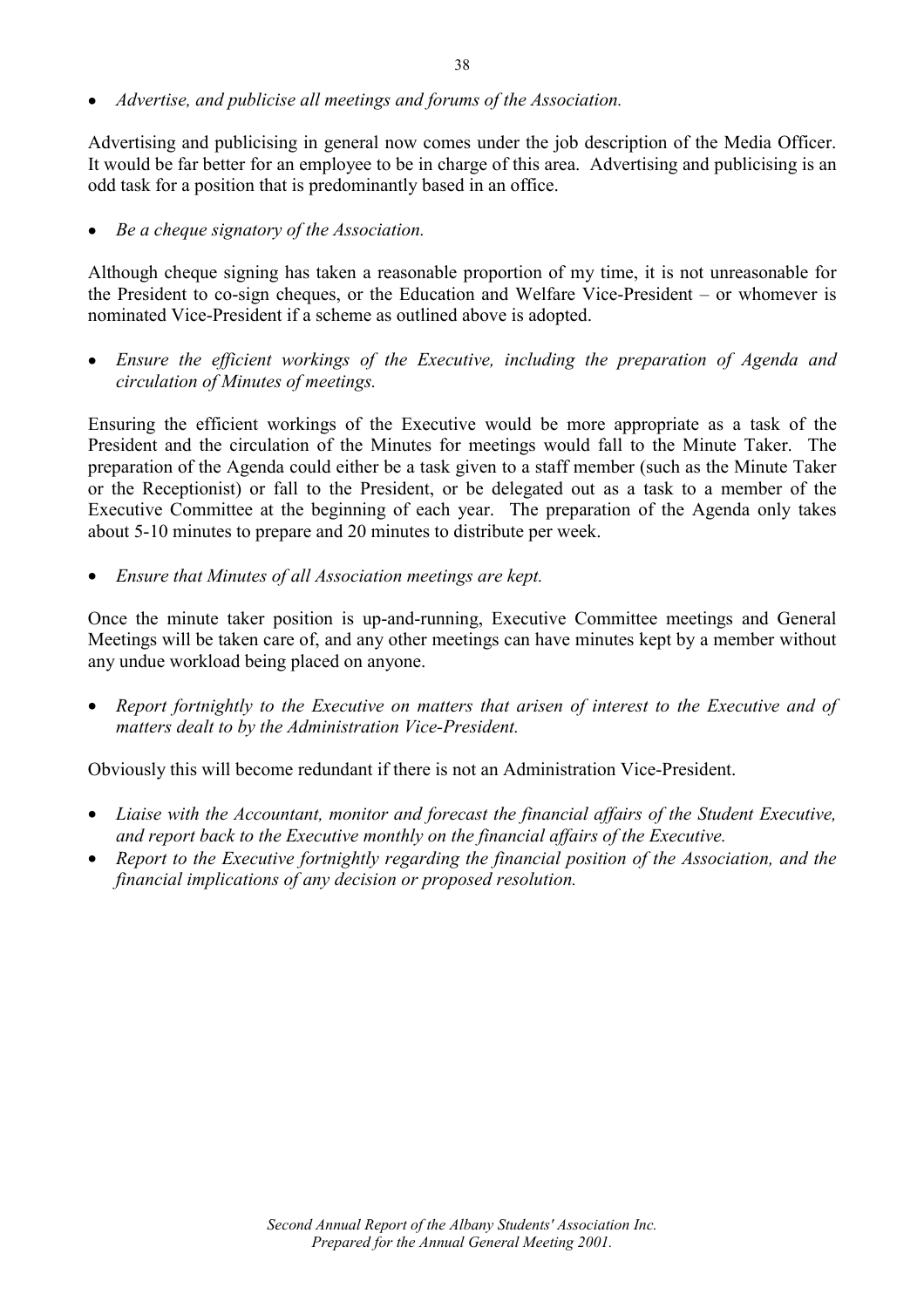- *Advertise, and publicise all meetings and forums of the Association.*

Advertising and publicising in general now comes under the job description of the Media Officer. It would be far better for an employee to be in charge of this area. Advertising and publicising is an odd task for a position that is predominantly based in an office.

- *Be a cheque signatory of the Association.*

Although cheque signing has taken a reasonable proportion of my time, it is not unreasonable for the President to co-sign cheques, or the Education and Welfare Vice-President – or whomever is nominated Vice-President if a scheme as outlined above is adopted.

- *Ensure the efficient workings of the Executive, including the preparation of Agenda and circulation of Minutes of meetings.*

Ensuring the efficient workings of the Executive would be more appropriate as a task of the President and the circulation of the Minutes for meetings would fall to the Minute Taker. The preparation of the Agenda could either be a task given to a staff member (such as the Minute Taker or the Receptionist) or fall to the President, or be delegated out as a task to a member of the Executive Committee at the beginning of each year. The preparation of the Agenda only takes about 5-10 minutes to prepare and 20 minutes to distribute per week.

- *Ensure that Minutes of all Association meetings are kept.*

Once the minute taker position is up-and-running, Executive Committee meetings and General Meetings will be taken care of, and any other meetings can have minutes kept by a member without any undue workload being placed on anyone.

- *Report fortnightly to the Executive on matters that arisen of interest to the Executive and of matters dealt to by the Administration Vice-President.*

Obviously this will become redundant if there is not an Administration Vice-President.

- *Liaise with the Accountant, monitor and forecast the financial affairs of the Student Executive, and report back to the Executive monthly on the financial affairs of the Executive.*
- *Report to the Executive fortnightly regarding the financial position of the Association, and the financial implications of any decision or proposed resolution.*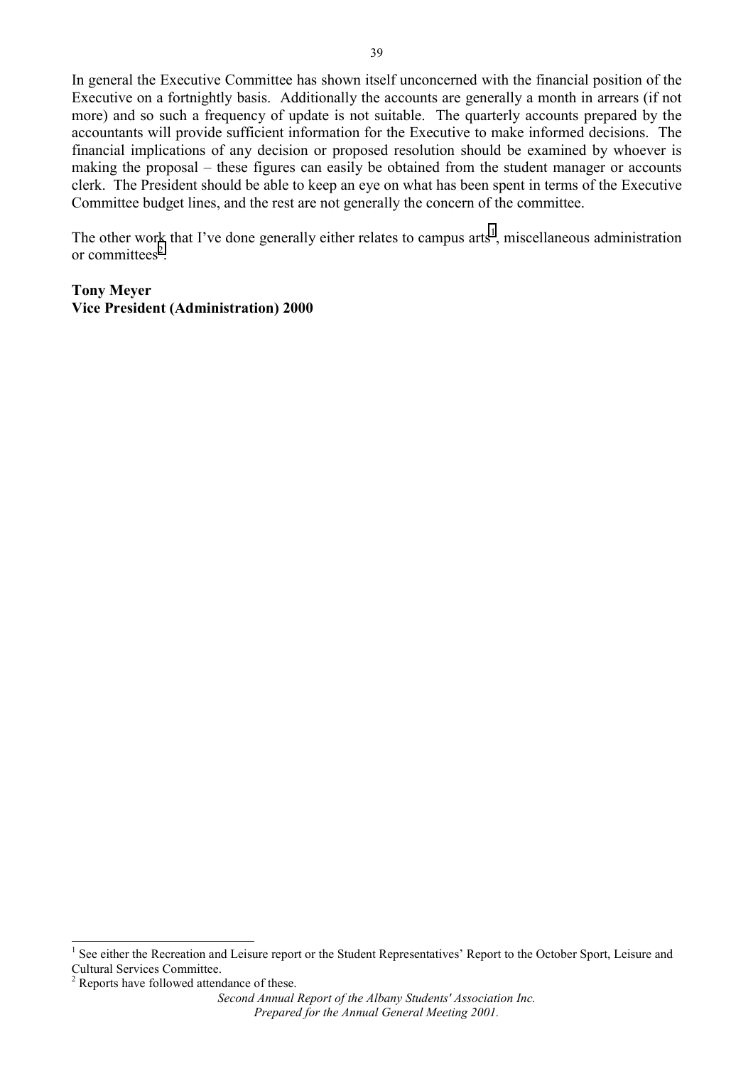In general the Executive Committee has shown itself unconcerned with the financial position of the Executive on a fortnightly basis. Additionally the accounts are generally a month in arrears (if not more) and so such a frequency of update is not suitable. The quarterly accounts prepared by the accountants will provide sufficient information for the Executive to make informed decisions. The financial implications of any decision or proposed resolution should be examined by whoever is making the proposal – these figures can easily be obtained from the student manager or accounts clerk. The President should be able to keep an eye on what has been spent in terms of the Executive Committee budget lines, and the rest are not generally the concern of the committee.

The other work that I've done generally either relates to campus arts[1], miscellaneous administration or committees[2].

**Tony Meyer**
**Vice President (Administration) 2000**

[1] See either the Recreation and Leisure report or the Student Representatives' Report to the October Sport, Leisure and Cultural Services Committee.

[2] Reports have followed attendance of these.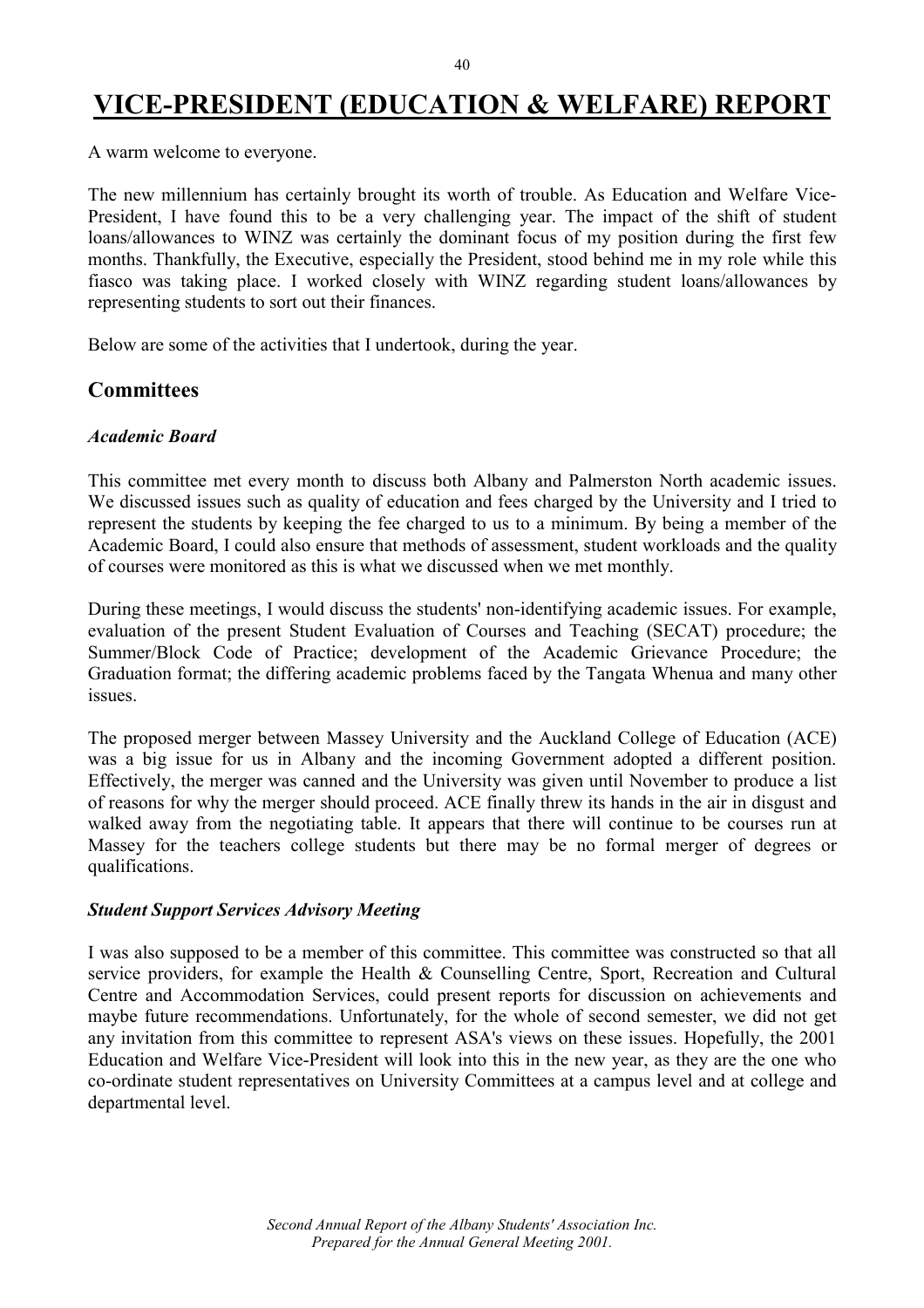# VICE-PRESIDENT (EDUCATION & WELFARE) REPORT

A warm welcome to everyone.

The new millennium has certainly brought its worth of trouble. As Education and Welfare Vice-President, I have found this to be a very challenging year. The impact of the shift of student loans/allowances to WINZ was certainly the dominant focus of my position during the first few months. Thankfully, the Executive, especially the President, stood behind me in my role while this fiasco was taking place. I worked closely with WINZ regarding student loans/allowances by representing students to sort out their finances.

Below are some of the activities that I undertook, during the year.

## Committees

### *Academic Board*

This committee met every month to discuss both Albany and Palmerston North academic issues. We discussed issues such as quality of education and fees charged by the University and I tried to represent the students by keeping the fee charged to us to a minimum. By being a member of the Academic Board, I could also ensure that methods of assessment, student workloads and the quality of courses were monitored as this is what we discussed when we met monthly.

During these meetings, I would discuss the students' non-identifying academic issues. For example, evaluation of the present Student Evaluation of Courses and Teaching (SECAT) procedure; the Summer/Block Code of Practice; development of the Academic Grievance Procedure; the Graduation format; the differing academic problems faced by the Tangata Whenua and many other issues.

The proposed merger between Massey University and the Auckland College of Education (ACE) was a big issue for us in Albany and the incoming Government adopted a different position. Effectively, the merger was canned and the University was given until November to produce a list of reasons for why the merger should proceed. ACE finally threw its hands in the air in disgust and walked away from the negotiating table. It appears that there will continue to be courses run at Massey for the teachers college students but there may be no formal merger of degrees or qualifications.

### *Student Support Services Advisory Meeting*

I was also supposed to be a member of this committee. This committee was constructed so that all service providers, for example the Health & Counselling Centre, Sport, Recreation and Cultural Centre and Accommodation Services, could present reports for discussion on achievements and maybe future recommendations. Unfortunately, for the whole of second semester, we did not get any invitation from this committee to represent ASA's views on these issues. Hopefully, the 2001 Education and Welfare Vice-President will look into this in the new year, as they are the one who co-ordinate student representatives on University Committees at a campus level and at college and departmental level.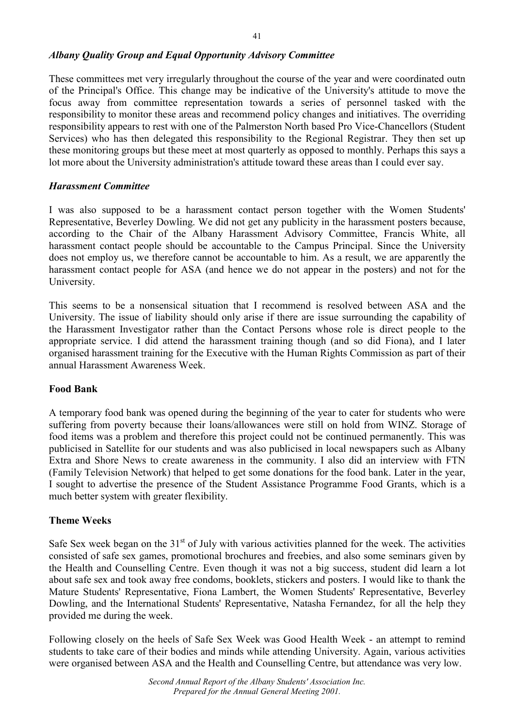### *Albany Quality Group and Equal Opportunity Advisory Committee*

These committees met very irregularly throughout the course of the year and were coordinated outn of the Principal's Office. This change may be indicative of the University's attitude to move the focus away from committee representation towards a series of personnel tasked with the responsibility to monitor these areas and recommend policy changes and initiatives. The overriding responsibility appears to rest with one of the Palmerston North based Pro Vice-Chancellors (Student Services) who has then delegated this responsibility to the Regional Registrar. They then set up these monitoring groups but these meet at most quarterly as opposed to monthly. Perhaps this says a lot more about the University administration's attitude toward these areas than I could ever say.

### *Harassment Committee*

I was also supposed to be a harassment contact person together with the Women Students' Representative, Beverley Dowling. We did not get any publicity in the harassment posters because, according to the Chair of the Albany Harassment Advisory Committee, Francis White, all harassment contact people should be accountable to the Campus Principal. Since the University does not employ us, we therefore cannot be accountable to him. As a result, we are apparently the harassment contact people for ASA (and hence we do not appear in the posters) and not for the University.

This seems to be a nonsensical situation that I recommend is resolved between ASA and the University. The issue of liability should only arise if there are issue surrounding the capability of the Harassment Investigator rather than the Contact Persons whose role is direct people to the appropriate service. I did attend the harassment training though (and so did Fiona), and I later organised harassment training for the Executive with the Human Rights Commission as part of their annual Harassment Awareness Week.

### **Food Bank**

A temporary food bank was opened during the beginning of the year to cater for students who were suffering from poverty because their loans/allowances were still on hold from WINZ. Storage of food items was a problem and therefore this project could not be continued permanently. This was publicised in Satellite for our students and was also publicised in local newspapers such as Albany Extra and Shore News to create awareness in the community. I also did an interview with FTN (Family Television Network) that helped to get some donations for the food bank. Later in the year, I sought to advertise the presence of the Student Assistance Programme Food Grants, which is a much better system with greater flexibility.

### **Theme Weeks**

Safe Sex week began on the 31st of July with various activities planned for the week. The activities consisted of safe sex games, promotional brochures and freebies, and also some seminars given by the Health and Counselling Centre. Even though it was not a big success, student did learn a lot about safe sex and took away free condoms, booklets, stickers and posters. I would like to thank the Mature Students' Representative, Fiona Lambert, the Women Students' Representative, Beverley Dowling, and the International Students' Representative, Natasha Fernandez, for all the help they provided me during the week.

Following closely on the heels of Safe Sex Week was Good Health Week - an attempt to remind students to take care of their bodies and minds while attending University. Again, various activities were organised between ASA and the Health and Counselling Centre, but attendance was very low.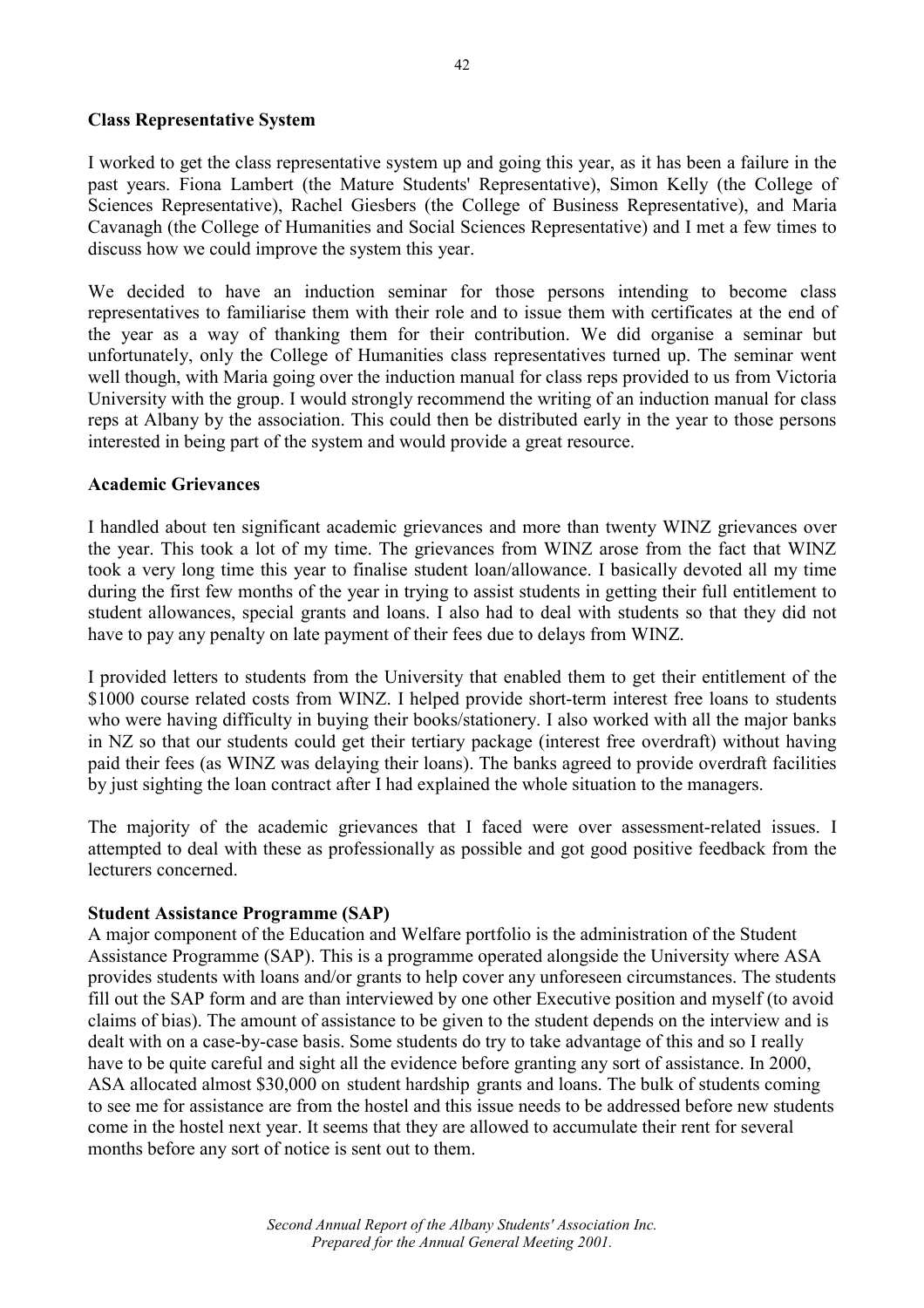**Class Representative System**

I worked to get the class representative system up and going this year, as it has been a failure in the past years. Fiona Lambert (the Mature Students' Representative), Simon Kelly (the College of Sciences Representative), Rachel Giesbers (the College of Business Representative), and Maria Cavanagh (the College of Humanities and Social Sciences Representative) and I met a few times to discuss how we could improve the system this year.

We decided to have an induction seminar for those persons intending to become class representatives to familiarise them with their role and to issue them with certificates at the end of the year as a way of thanking them for their contribution. We did organise a seminar but unfortunately, only the College of Humanities class representatives turned up. The seminar went well though, with Maria going over the induction manual for class reps provided to us from Victoria University with the group. I would strongly recommend the writing of an induction manual for class reps at Albany by the association. This could then be distributed early in the year to those persons interested in being part of the system and would provide a great resource.

**Academic Grievances**

I handled about ten significant academic grievances and more than twenty WINZ grievances over the year. This took a lot of my time. The grievances from WINZ arose from the fact that WINZ took a very long time this year to finalise student loan/allowance. I basically devoted all my time during the first few months of the year in trying to assist students in getting their full entitlement to student allowances, special grants and loans. I also had to deal with students so that they did not have to pay any penalty on late payment of their fees due to delays from WINZ.

I provided letters to students from the University that enabled them to get their entitlement of the $1000 course related costs from WINZ. I helped provide short-term interest free loans to students who were having difficulty in buying their books/stationery. I also worked with all the major banks in NZ so that our students could get their tertiary package (interest free overdraft) without having paid their fees (as WINZ was delaying their loans). The banks agreed to provide overdraft facilities by just sighting the loan contract after I had explained the whole situation to the managers.

The majority of the academic grievances that I faced were over assessment-related issues. I attempted to deal with these as professionally as possible and got good positive feedback from the lecturers concerned.

**Student Assistance Programme (SAP)**

A major component of the Education and Welfare portfolio is the administration of the Student Assistance Programme (SAP). This is a programme operated alongside the University where ASA provides students with loans and/or grants to help cover any unforeseen circumstances. The students fill out the SAP form and are than interviewed by one other Executive position and myself (to avoid claims of bias). The amount of assistance to be given to the student depends on the interview and is dealt with on a case-by-case basis. Some students do try to take advantage of this and so I really have to be quite careful and sight all the evidence before granting any sort of assistance. In 2000, ASA allocated almost $30,000 on student hardship grants and loans. The bulk of students coming to see me for assistance are from the hostel and this issue needs to be addressed before new students come in the hostel next year. It seems that they are allowed to accumulate their rent for several months before any sort of notice is sent out to them.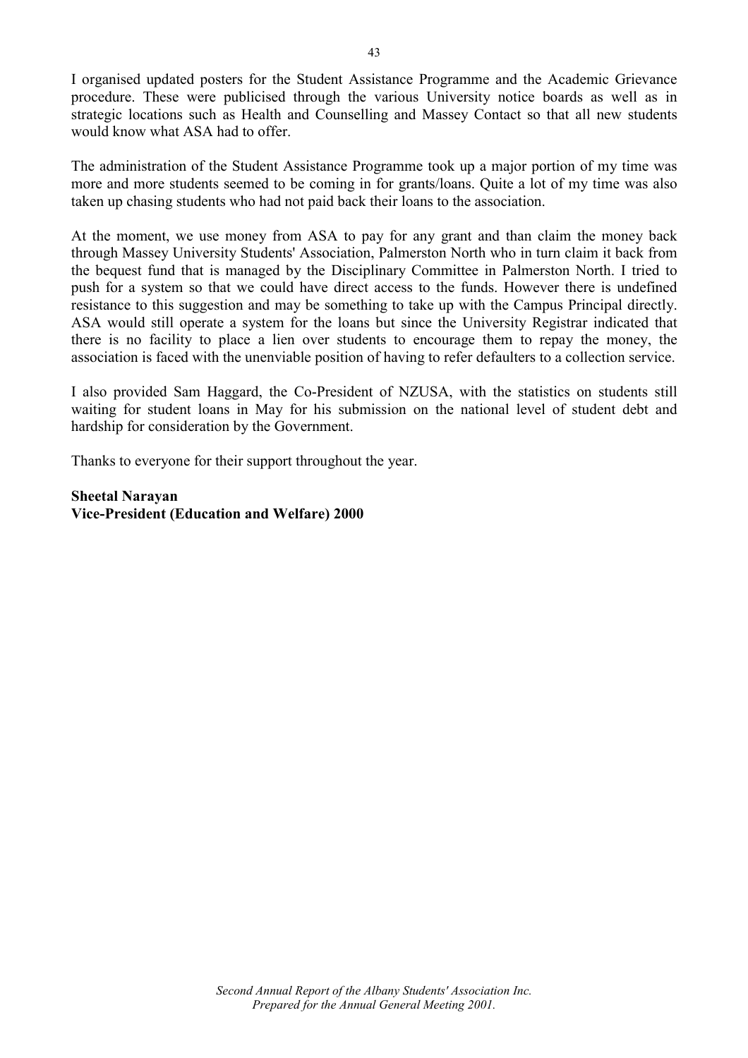I organised updated posters for the Student Assistance Programme and the Academic Grievance procedure. These were publicised through the various University notice boards as well as in strategic locations such as Health and Counselling and Massey Contact so that all new students would know what ASA had to offer.

The administration of the Student Assistance Programme took up a major portion of my time was more and more students seemed to be coming in for grants/loans. Quite a lot of my time was also taken up chasing students who had not paid back their loans to the association.

At the moment, we use money from ASA to pay for any grant and than claim the money back through Massey University Students' Association, Palmerston North who in turn claim it back from the bequest fund that is managed by the Disciplinary Committee in Palmerston North. I tried to push for a system so that we could have direct access to the funds. However there is undefined resistance to this suggestion and may be something to take up with the Campus Principal directly. ASA would still operate a system for the loans but since the University Registrar indicated that there is no facility to place a lien over students to encourage them to repay the money, the association is faced with the unenviable position of having to refer defaulters to a collection service.

I also provided Sam Haggard, the Co-President of NZUSA, with the statistics on students still waiting for student loans in May for his submission on the national level of student debt and hardship for consideration by the Government.

Thanks to everyone for their support throughout the year.

**Sheetal Narayan**
**Vice-President (Education and Welfare) 2000**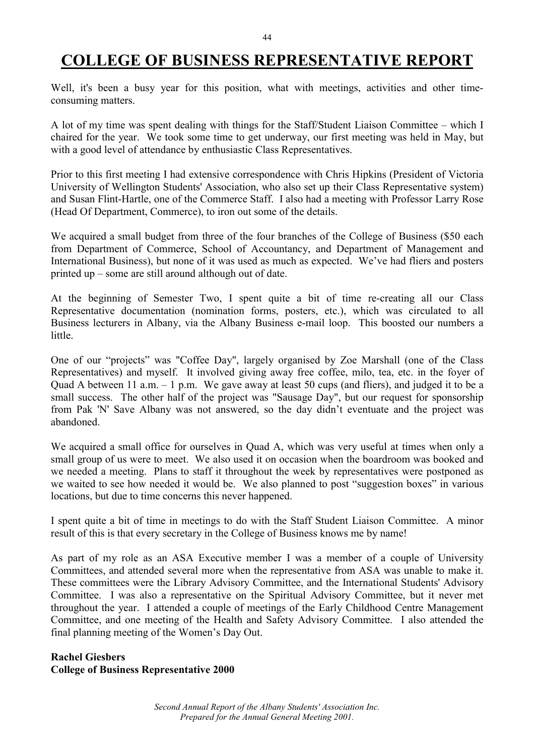# COLLEGE OF BUSINESS REPRESENTATIVE REPORT

Well, it's been a busy year for this position, what with meetings, activities and other time-consuming matters.

A lot of my time was spent dealing with things for the Staff/Student Liaison Committee – which I chaired for the year. We took some time to get underway, our first meeting was held in May, but with a good level of attendance by enthusiastic Class Representatives.

Prior to this first meeting I had extensive correspondence with Chris Hipkins (President of Victoria University of Wellington Students' Association, who also set up their Class Representative system) and Susan Flint-Hartle, one of the Commerce Staff. I also had a meeting with Professor Larry Rose (Head Of Department, Commerce), to iron out some of the details.

We acquired a small budget from three of the four branches of the College of Business ($50 each from Department of Commerce, School of Accountancy, and Department of Management and International Business), but none of it was used as much as expected. We've had fliers and posters printed up – some are still around although out of date.

At the beginning of Semester Two, I spent quite a bit of time re-creating all our Class Representative documentation (nomination forms, posters, etc.), which was circulated to all Business lecturers in Albany, via the Albany Business e-mail loop. This boosted our numbers a little.

One of our "projects" was "Coffee Day", largely organised by Zoe Marshall (one of the Class Representatives) and myself. It involved giving away free coffee, milo, tea, etc. in the foyer of Quad A between 11 a.m. – 1 p.m. We gave away at least 50 cups (and fliers), and judged it to be a small success. The other half of the project was "Sausage Day", but our request for sponsorship from Pak 'N' Save Albany was not answered, so the day didn't eventuate and the project was abandoned.

We acquired a small office for ourselves in Quad A, which was very useful at times when only a small group of us were to meet. We also used it on occasion when the boardroom was booked and we needed a meeting. Plans to staff it throughout the week by representatives were postponed as we waited to see how needed it would be. We also planned to post "suggestion boxes" in various locations, but due to time concerns this never happened.

I spent quite a bit of time in meetings to do with the Staff Student Liaison Committee. A minor result of this is that every secretary in the College of Business knows me by name!

As part of my role as an ASA Executive member I was a member of a couple of University Committees, and attended several more when the representative from ASA was unable to make it. These committees were the Library Advisory Committee, and the International Students' Advisory Committee. I was also a representative on the Spiritual Advisory Committee, but it never met throughout the year. I attended a couple of meetings of the Early Childhood Centre Management Committee, and one meeting of the Health and Safety Advisory Committee. I also attended the final planning meeting of the Women's Day Out.

**Rachel Giesbers**
**College of Business Representative 2000**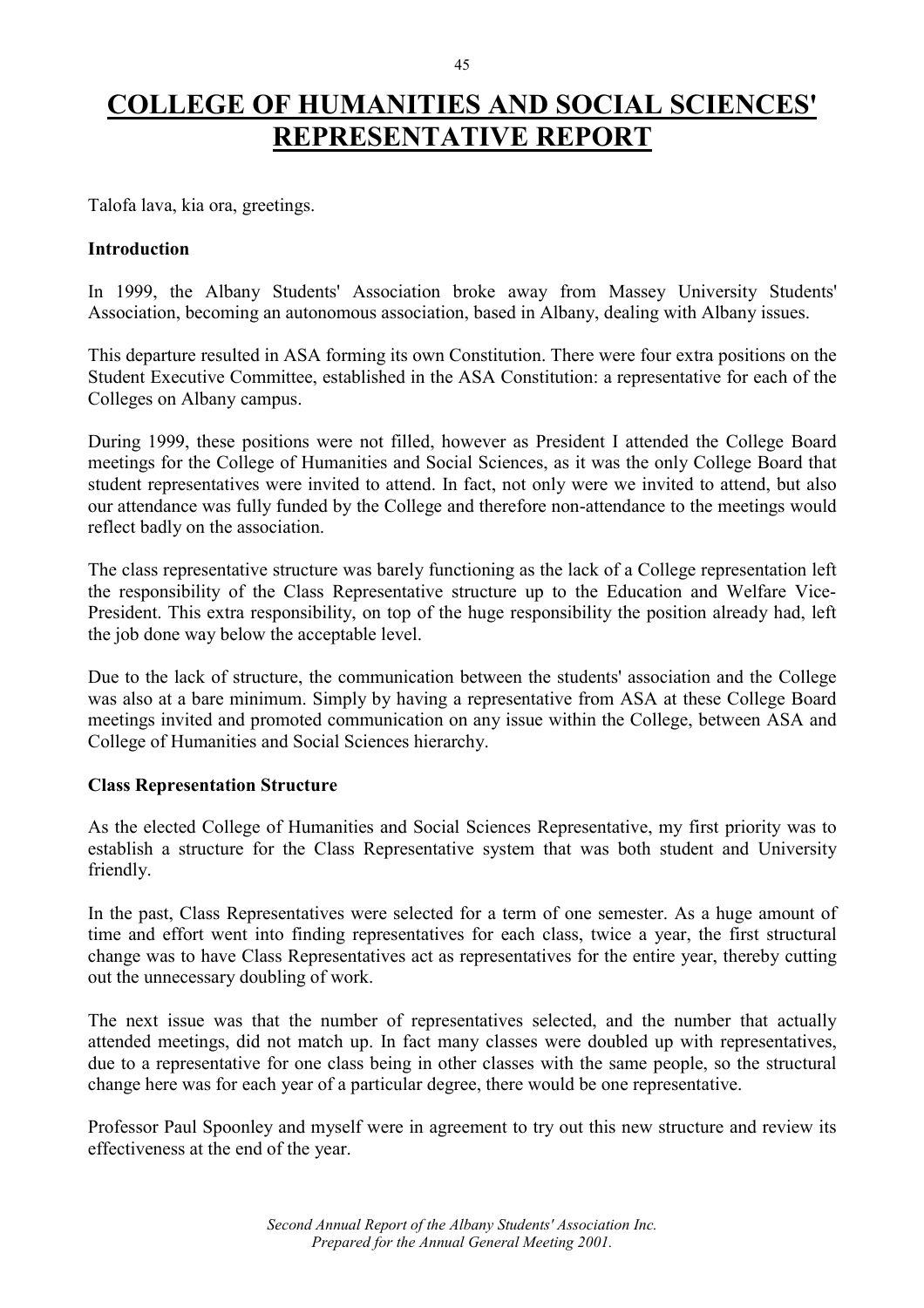# COLLEGE OF HUMANITIES AND SOCIAL SCIENCES' REPRESENTATIVE REPORT

Talofa lava, kia ora, greetings.

**Introduction**

In 1999, the Albany Students' Association broke away from Massey University Students' Association, becoming an autonomous association, based in Albany, dealing with Albany issues.

This departure resulted in ASA forming its own Constitution. There were four extra positions on the Student Executive Committee, established in the ASA Constitution: a representative for each of the Colleges on Albany campus.

During 1999, these positions were not filled, however as President I attended the College Board meetings for the College of Humanities and Social Sciences, as it was the only College Board that student representatives were invited to attend. In fact, not only were we invited to attend, but also our attendance was fully funded by the College and therefore non-attendance to the meetings would reflect badly on the association.

The class representative structure was barely functioning as the lack of a College representation left the responsibility of the Class Representative structure up to the Education and Welfare Vice-President. This extra responsibility, on top of the huge responsibility the position already had, left the job done way below the acceptable level.

Due to the lack of structure, the communication between the students' association and the College was also at a bare minimum. Simply by having a representative from ASA at these College Board meetings invited and promoted communication on any issue within the College, between ASA and College of Humanities and Social Sciences hierarchy.

**Class Representation Structure**

As the elected College of Humanities and Social Sciences Representative, my first priority was to establish a structure for the Class Representative system that was both student and University friendly.

In the past, Class Representatives were selected for a term of one semester. As a huge amount of time and effort went into finding representatives for each class, twice a year, the first structural change was to have Class Representatives act as representatives for the entire year, thereby cutting out the unnecessary doubling of work.

The next issue was that the number of representatives selected, and the number that actually attended meetings, did not match up. In fact many classes were doubled up with representatives, due to a representative for one class being in other classes with the same people, so the structural change here was for each year of a particular degree, there would be one representative.

Professor Paul Spoonley and myself were in agreement to try out this new structure and review its effectiveness at the end of the year.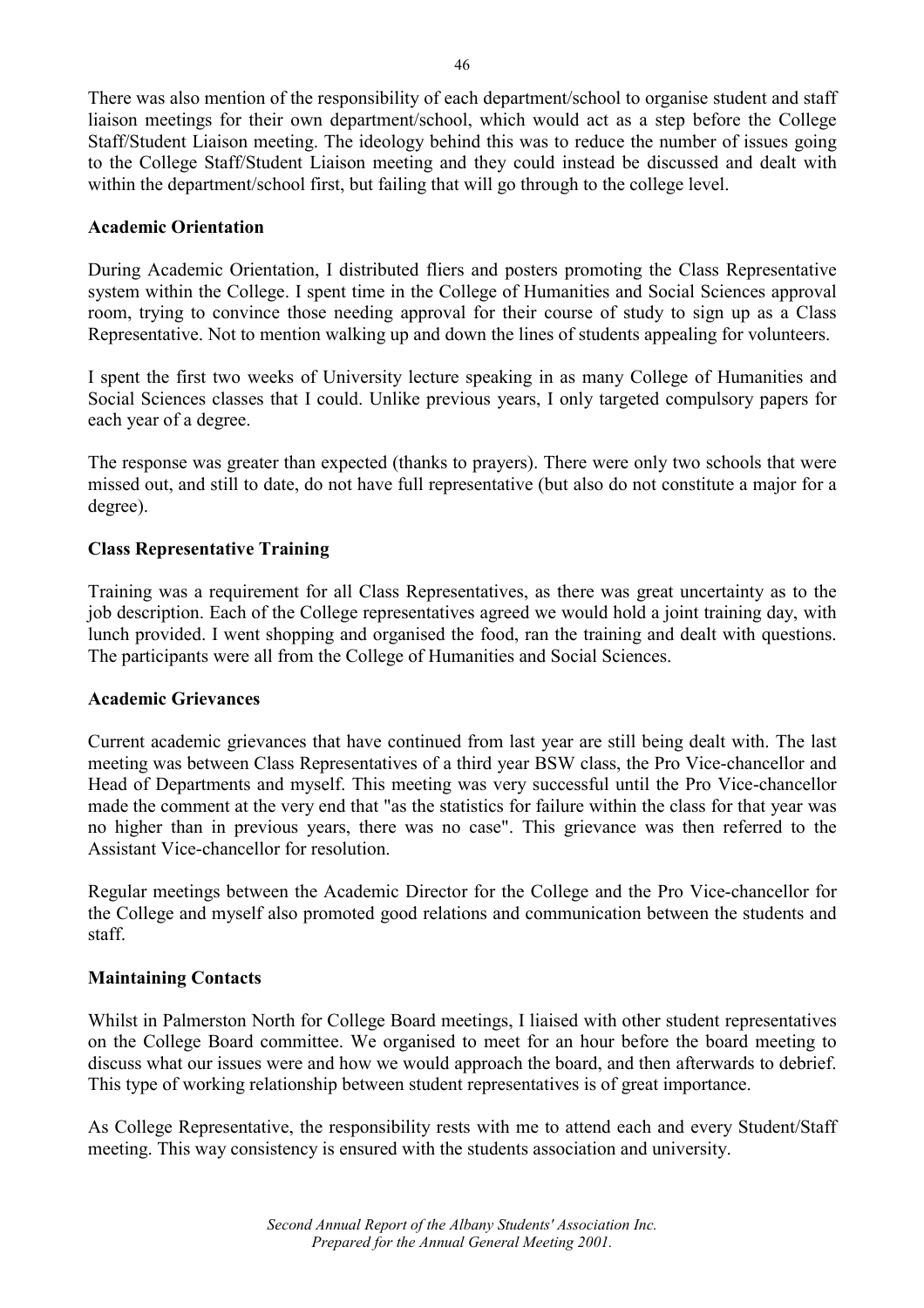There was also mention of the responsibility of each department/school to organise student and staff liaison meetings for their own department/school, which would act as a step before the College Staff/Student Liaison meeting. The ideology behind this was to reduce the number of issues going to the College Staff/Student Liaison meeting and they could instead be discussed and dealt with within the department/school first, but failing that will go through to the college level.

**Academic Orientation**

During Academic Orientation, I distributed fliers and posters promoting the Class Representative system within the College. I spent time in the College of Humanities and Social Sciences approval room, trying to convince those needing approval for their course of study to sign up as a Class Representative. Not to mention walking up and down the lines of students appealing for volunteers.

I spent the first two weeks of University lecture speaking in as many College of Humanities and Social Sciences classes that I could. Unlike previous years, I only targeted compulsory papers for each year of a degree.

The response was greater than expected (thanks to prayers). There were only two schools that were missed out, and still to date, do not have full representative (but also do not constitute a major for a degree).

**Class Representative Training**

Training was a requirement for all Class Representatives, as there was great uncertainty as to the job description. Each of the College representatives agreed we would hold a joint training day, with lunch provided. I went shopping and organised the food, ran the training and dealt with questions. The participants were all from the College of Humanities and Social Sciences.

**Academic Grievances**

Current academic grievances that have continued from last year are still being dealt with. The last meeting was between Class Representatives of a third year BSW class, the Pro Vice-chancellor and Head of Departments and myself. This meeting was very successful until the Pro Vice-chancellor made the comment at the very end that "as the statistics for failure within the class for that year was no higher than in previous years, there was no case". This grievance was then referred to the Assistant Vice-chancellor for resolution.

Regular meetings between the Academic Director for the College and the Pro Vice-chancellor for the College and myself also promoted good relations and communication between the students and staff.

**Maintaining Contacts**

Whilst in Palmerston North for College Board meetings, I liaised with other student representatives on the College Board committee. We organised to meet for an hour before the board meeting to discuss what our issues were and how we would approach the board, and then afterwards to debrief. This type of working relationship between student representatives is of great importance.

As College Representative, the responsibility rests with me to attend each and every Student/Staff meeting. This way consistency is ensured with the students association and university.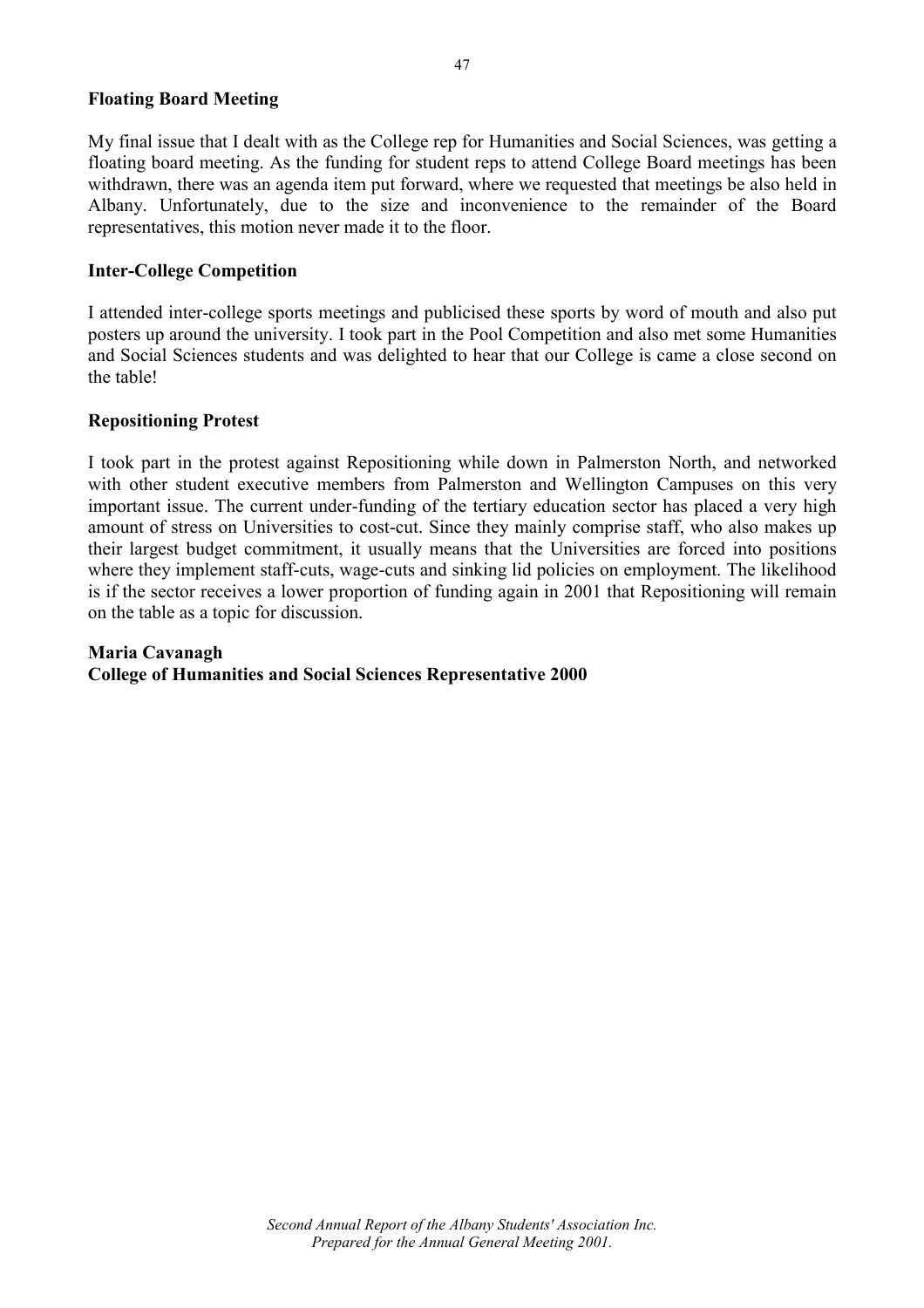**Floating Board Meeting**

My final issue that I dealt with as the College rep for Humanities and Social Sciences, was getting a floating board meeting. As the funding for student reps to attend College Board meetings has been withdrawn, there was an agenda item put forward, where we requested that meetings be also held in Albany. Unfortunately, due to the size and inconvenience to the remainder of the Board representatives, this motion never made it to the floor.

**Inter-College Competition**

I attended inter-college sports meetings and publicised these sports by word of mouth and also put posters up around the university. I took part in the Pool Competition and also met some Humanities and Social Sciences students and was delighted to hear that our College is came a close second on the table!

**Repositioning Protest**

I took part in the protest against Repositioning while down in Palmerston North, and networked with other student executive members from Palmerston and Wellington Campuses on this very important issue. The current under-funding of the tertiary education sector has placed a very high amount of stress on Universities to cost-cut. Since they mainly comprise staff, who also makes up their largest budget commitment, it usually means that the Universities are forced into positions where they implement staff-cuts, wage-cuts and sinking lid policies on employment. The likelihood is if the sector receives a lower proportion of funding again in 2001 that Repositioning will remain on the table as a topic for discussion.

**Maria Cavanagh**
**College of Humanities and Social Sciences Representative 2000**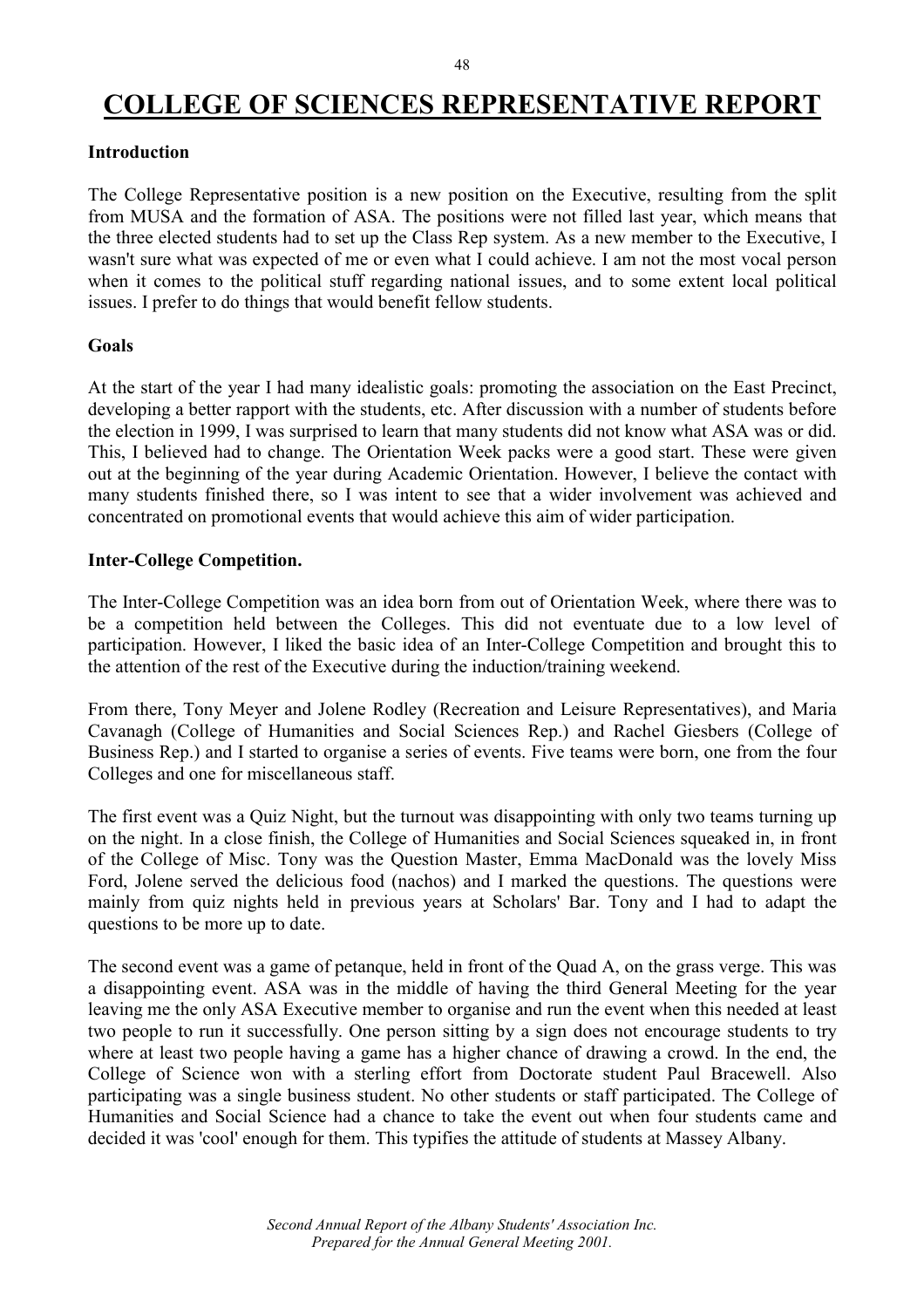# COLLEGE OF SCIENCES REPRESENTATIVE REPORT

**Introduction**

The College Representative position is a new position on the Executive, resulting from the split from MUSA and the formation of ASA. The positions were not filled last year, which means that the three elected students had to set up the Class Rep system. As a new member to the Executive, I wasn't sure what was expected of me or even what I could achieve. I am not the most vocal person when it comes to the political stuff regarding national issues, and to some extent local political issues. I prefer to do things that would benefit fellow students.

**Goals**

At the start of the year I had many idealistic goals: promoting the association on the East Precinct, developing a better rapport with the students, etc. After discussion with a number of students before the election in 1999, I was surprised to learn that many students did not know what ASA was or did. This, I believed had to change. The Orientation Week packs were a good start. These were given out at the beginning of the year during Academic Orientation. However, I believe the contact with many students finished there, so I was intent to see that a wider involvement was achieved and concentrated on promotional events that would achieve this aim of wider participation.

**Inter-College Competition.**

The Inter-College Competition was an idea born from out of Orientation Week, where there was to be a competition held between the Colleges. This did not eventuate due to a low level of participation. However, I liked the basic idea of an Inter-College Competition and brought this to the attention of the rest of the Executive during the induction/training weekend.

From there, Tony Meyer and Jolene Rodley (Recreation and Leisure Representatives), and Maria Cavanagh (College of Humanities and Social Sciences Rep.) and Rachel Giesbers (College of Business Rep.) and I started to organise a series of events. Five teams were born, one from the four Colleges and one for miscellaneous staff.

The first event was a Quiz Night, but the turnout was disappointing with only two teams turning up on the night. In a close finish, the College of Humanities and Social Sciences squeaked in, in front of the College of Misc. Tony was the Question Master, Emma MacDonald was the lovely Miss Ford, Jolene served the delicious food (nachos) and I marked the questions. The questions were mainly from quiz nights held in previous years at Scholars' Bar. Tony and I had to adapt the questions to be more up to date.

The second event was a game of petanque, held in front of the Quad A, on the grass verge. This was a disappointing event. ASA was in the middle of having the third General Meeting for the year leaving me the only ASA Executive member to organise and run the event when this needed at least two people to run it successfully. One person sitting by a sign does not encourage students to try where at least two people having a game has a higher chance of drawing a crowd. In the end, the College of Science won with a sterling effort from Doctorate student Paul Bracewell. Also participating was a single business student. No other students or staff participated. The College of Humanities and Social Science had a chance to take the event out when four students came and decided it was 'cool' enough for them. This typifies the attitude of students at Massey Albany.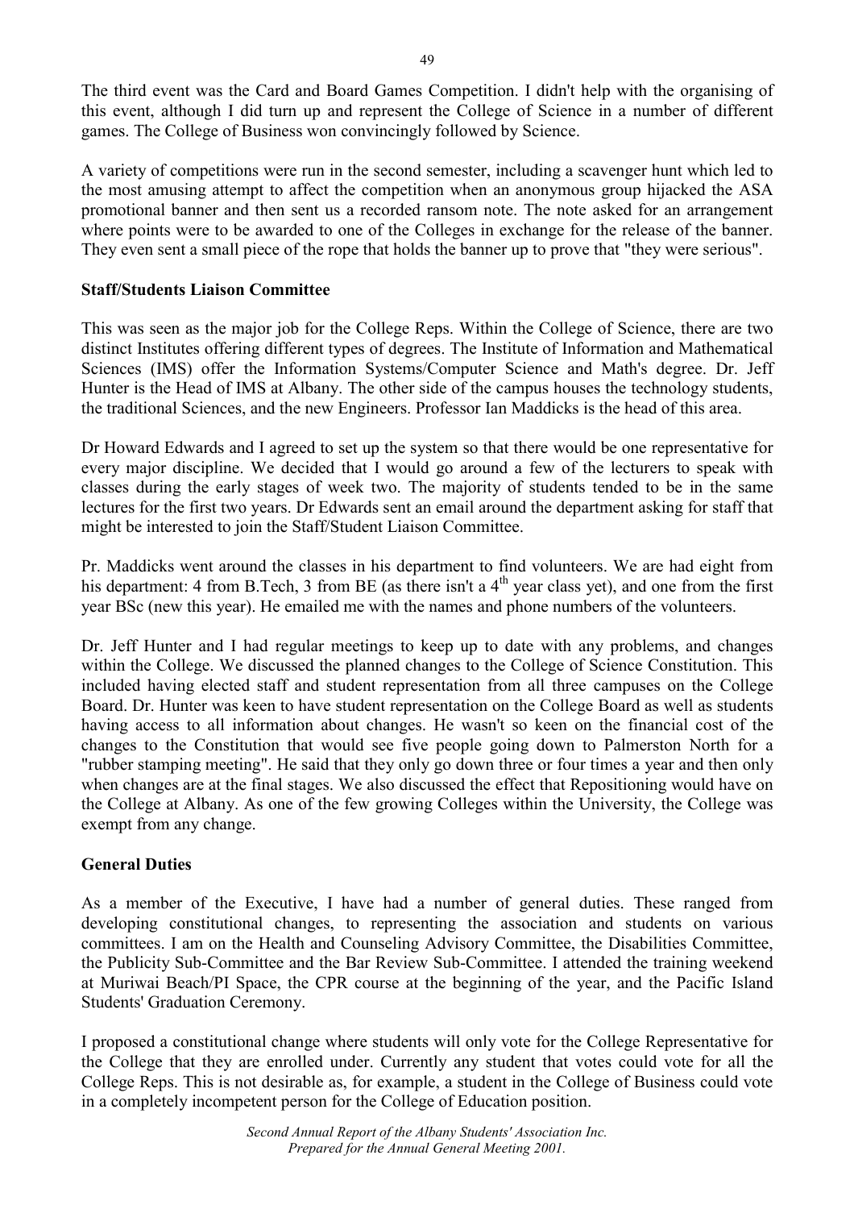The third event was the Card and Board Games Competition. I didn't help with the organising of this event, although I did turn up and represent the College of Science in a number of different games. The College of Business won convincingly followed by Science.

A variety of competitions were run in the second semester, including a scavenger hunt which led to the most amusing attempt to affect the competition when an anonymous group hijacked the ASA promotional banner and then sent us a recorded ransom note. The note asked for an arrangement where points were to be awarded to one of the Colleges in exchange for the release of the banner. They even sent a small piece of the rope that holds the banner up to prove that "they were serious".

**Staff/Students Liaison Committee**

This was seen as the major job for the College Reps. Within the College of Science, there are two distinct Institutes offering different types of degrees. The Institute of Information and Mathematical Sciences (IMS) offer the Information Systems/Computer Science and Math's degree. Dr. Jeff Hunter is the Head of IMS at Albany. The other side of the campus houses the technology students, the traditional Sciences, and the new Engineers. Professor Ian Maddicks is the head of this area.

Dr Howard Edwards and I agreed to set up the system so that there would be one representative for every major discipline. We decided that I would go around a few of the lecturers to speak with classes during the early stages of week two. The majority of students tended to be in the same lectures for the first two years. Dr Edwards sent an email around the department asking for staff that might be interested to join the Staff/Student Liaison Committee.

Pr. Maddicks went around the classes in his department to find volunteers. We are had eight from his department: 4 from B.Tech, 3 from BE (as there isn't a 4th year class yet), and one from the first year BSc (new this year). He emailed me with the names and phone numbers of the volunteers.

Dr. Jeff Hunter and I had regular meetings to keep up to date with any problems, and changes within the College. We discussed the planned changes to the College of Science Constitution. This included having elected staff and student representation from all three campuses on the College Board. Dr. Hunter was keen to have student representation on the College Board as well as students having access to all information about changes. He wasn't so keen on the financial cost of the changes to the Constitution that would see five people going down to Palmerston North for a "rubber stamping meeting". He said that they only go down three or four times a year and then only when changes are at the final stages. We also discussed the effect that Repositioning would have on the College at Albany. As one of the few growing Colleges within the University, the College was exempt from any change.

**General Duties**

As a member of the Executive, I have had a number of general duties. These ranged from developing constitutional changes, to representing the association and students on various committees. I am on the Health and Counseling Advisory Committee, the Disabilities Committee, the Publicity Sub-Committee and the Bar Review Sub-Committee. I attended the training weekend at Muriwai Beach/PI Space, the CPR course at the beginning of the year, and the Pacific Island Students' Graduation Ceremony.

I proposed a constitutional change where students will only vote for the College Representative for the College that they are enrolled under. Currently any student that votes could vote for all the College Reps. This is not desirable as, for example, a student in the College of Business could vote in a completely incompetent person for the College of Education position.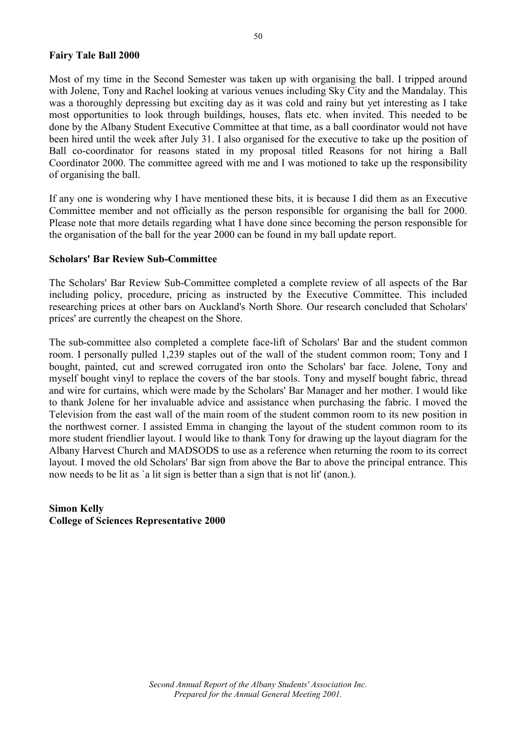**Fairy Tale Ball 2000**

Most of my time in the Second Semester was taken up with organising the ball. I tripped around with Jolene, Tony and Rachel looking at various venues including Sky City and the Mandalay. This was a thoroughly depressing but exciting day as it was cold and rainy but yet interesting as I take most opportunities to look through buildings, houses, flats etc. when invited. This needed to be done by the Albany Student Executive Committee at that time, as a ball coordinator would not have been hired until the week after July 31. I also organised for the executive to take up the position of Ball co-coordinator for reasons stated in my proposal titled Reasons for not hiring a Ball Coordinator 2000. The committee agreed with me and I was motioned to take up the responsibility of organising the ball.

If any one is wondering why I have mentioned these bits, it is because I did them as an Executive Committee member and not officially as the person responsible for organising the ball for 2000. Please note that more details regarding what I have done since becoming the person responsible for the organisation of the ball for the year 2000 can be found in my ball update report.

**Scholars' Bar Review Sub-Committee**

The Scholars' Bar Review Sub-Committee completed a complete review of all aspects of the Bar including policy, procedure, pricing as instructed by the Executive Committee. This included researching prices at other bars on Auckland's North Shore. Our research concluded that Scholars' prices' are currently the cheapest on the Shore.

The sub-committee also completed a complete face-lift of Scholars' Bar and the student common room. I personally pulled 1,239 staples out of the wall of the student common room; Tony and I bought, painted, cut and screwed corrugated iron onto the Scholars' bar face. Jolene, Tony and myself bought vinyl to replace the covers of the bar stools. Tony and myself bought fabric, thread and wire for curtains, which were made by the Scholars' Bar Manager and her mother. I would like to thank Jolene for her invaluable advice and assistance when purchasing the fabric. I moved the Television from the east wall of the main room of the student common room to its new position in the northwest corner. I assisted Emma in changing the layout of the student common room to its more student friendlier layout. I would like to thank Tony for drawing up the layout diagram for the Albany Harvest Church and MADSODS to use as a reference when returning the room to its correct layout. I moved the old Scholars' Bar sign from above the Bar to above the principal entrance. This now needs to be lit as `a lit sign is better than a sign that is not lit' (anon.).

**Simon Kelly**
**College of Sciences Representative 2000**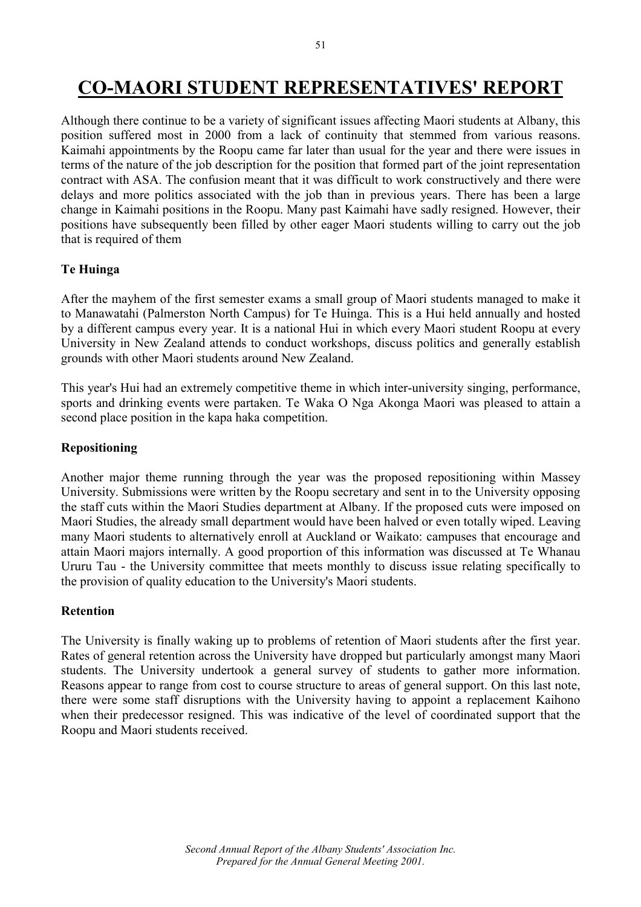# CO-MAORI STUDENT REPRESENTATIVES' REPORT

Although there continue to be a variety of significant issues affecting Maori students at Albany, this position suffered most in 2000 from a lack of continuity that stemmed from various reasons. Kaimahi appointments by the Roopu came far later than usual for the year and there were issues in terms of the nature of the job description for the position that formed part of the joint representation contract with ASA. The confusion meant that it was difficult to work constructively and there were delays and more politics associated with the job than in previous years. There has been a large change in Kaimahi positions in the Roopu. Many past Kaimahi have sadly resigned. However, their positions have subsequently been filled by other eager Maori students willing to carry out the job that is required of them

**Te Huinga**

After the mayhem of the first semester exams a small group of Maori students managed to make it to Manawatahi (Palmerston North Campus) for Te Huinga. This is a Hui held annually and hosted by a different campus every year. It is a national Hui in which every Maori student Roopu at every University in New Zealand attends to conduct workshops, discuss politics and generally establish grounds with other Maori students around New Zealand.

This year's Hui had an extremely competitive theme in which inter-university singing, performance, sports and drinking events were partaken. Te Waka O Nga Akonga Maori was pleased to attain a second place position in the kapa haka competition.

**Repositioning**

Another major theme running through the year was the proposed repositioning within Massey University. Submissions were written by the Roopu secretary and sent in to the University opposing the staff cuts within the Maori Studies department at Albany. If the proposed cuts were imposed on Maori Studies, the already small department would have been halved or even totally wiped. Leaving many Maori students to alternatively enroll at Auckland or Waikato: campuses that encourage and attain Maori majors internally. A good proportion of this information was discussed at Te Whanau Ururu Tau - the University committee that meets monthly to discuss issue relating specifically to the provision of quality education to the University's Maori students.

**Retention**

The University is finally waking up to problems of retention of Maori students after the first year. Rates of general retention across the University have dropped but particularly amongst many Maori students. The University undertook a general survey of students to gather more information. Reasons appear to range from cost to course structure to areas of general support. On this last note, there were some staff disruptions with the University having to appoint a replacement Kaihono when their predecessor resigned. This was indicative of the level of coordinated support that the Roopu and Maori students received.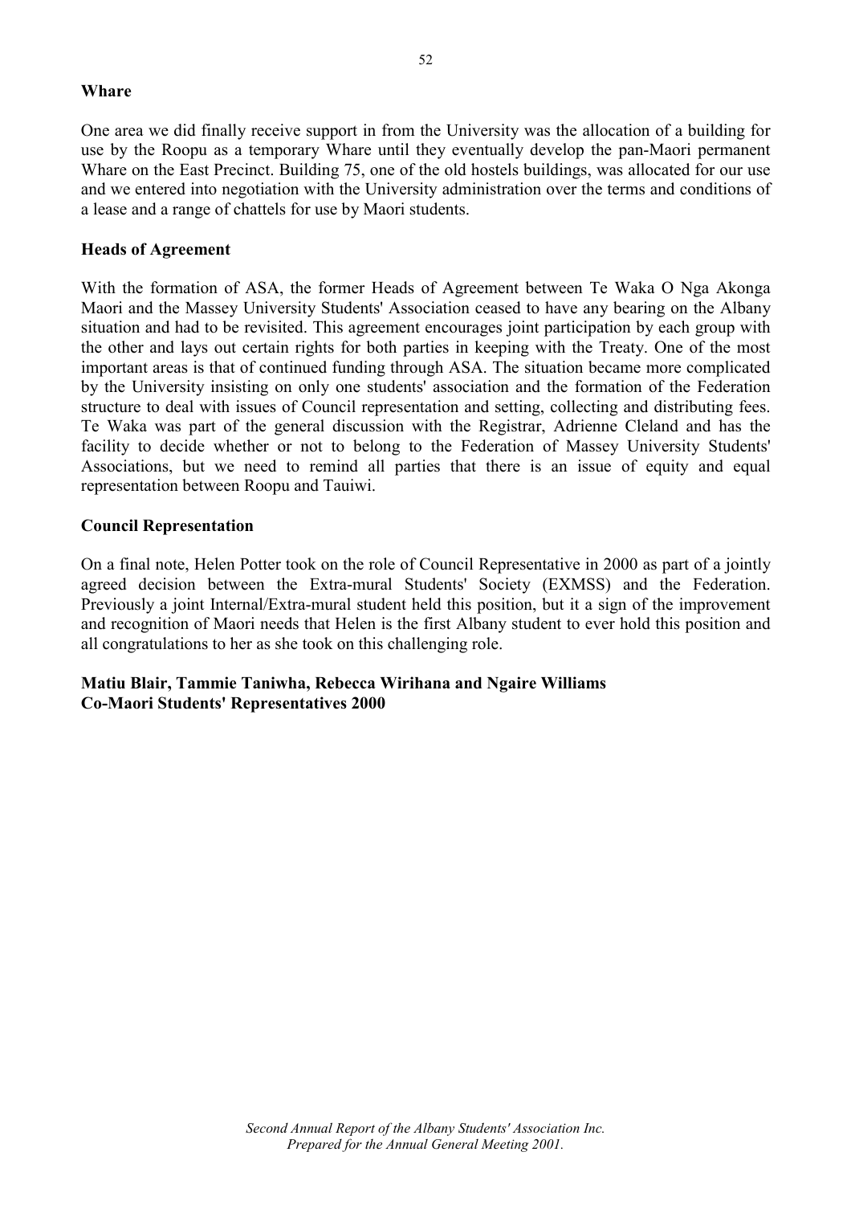### Whare

One area we did finally receive support in from the University was the allocation of a building for use by the Roopu as a temporary Whare until they eventually develop the pan-Maori permanent Whare on the East Precinct. Building 75, one of the old hostels buildings, was allocated for our use and we entered into negotiation with the University administration over the terms and conditions of a lease and a range of chattels for use by Maori students.

### Heads of Agreement

With the formation of ASA, the former Heads of Agreement between Te Waka O Nga Akonga Maori and the Massey University Students' Association ceased to have any bearing on the Albany situation and had to be revisited. This agreement encourages joint participation by each group with the other and lays out certain rights for both parties in keeping with the Treaty. One of the most important areas is that of continued funding through ASA. The situation became more complicated by the University insisting on only one students' association and the formation of the Federation structure to deal with issues of Council representation and setting, collecting and distributing fees. Te Waka was part of the general discussion with the Registrar, Adrienne Cleland and has the facility to decide whether or not to belong to the Federation of Massey University Students' Associations, but we need to remind all parties that there is an issue of equity and equal representation between Roopu and Tauiwi.

### Council Representation

On a final note, Helen Potter took on the role of Council Representative in 2000 as part of a jointly agreed decision between the Extra-mural Students' Society (EXMSS) and the Federation. Previously a joint Internal/Extra-mural student held this position, but it a sign of the improvement and recognition of Maori needs that Helen is the first Albany student to ever hold this position and all congratulations to her as she took on this challenging role.

**Matiu Blair, Tammie Taniwha, Rebecca Wirihana and Ngaire Williams**
**Co-Maori Students' Representatives 2000**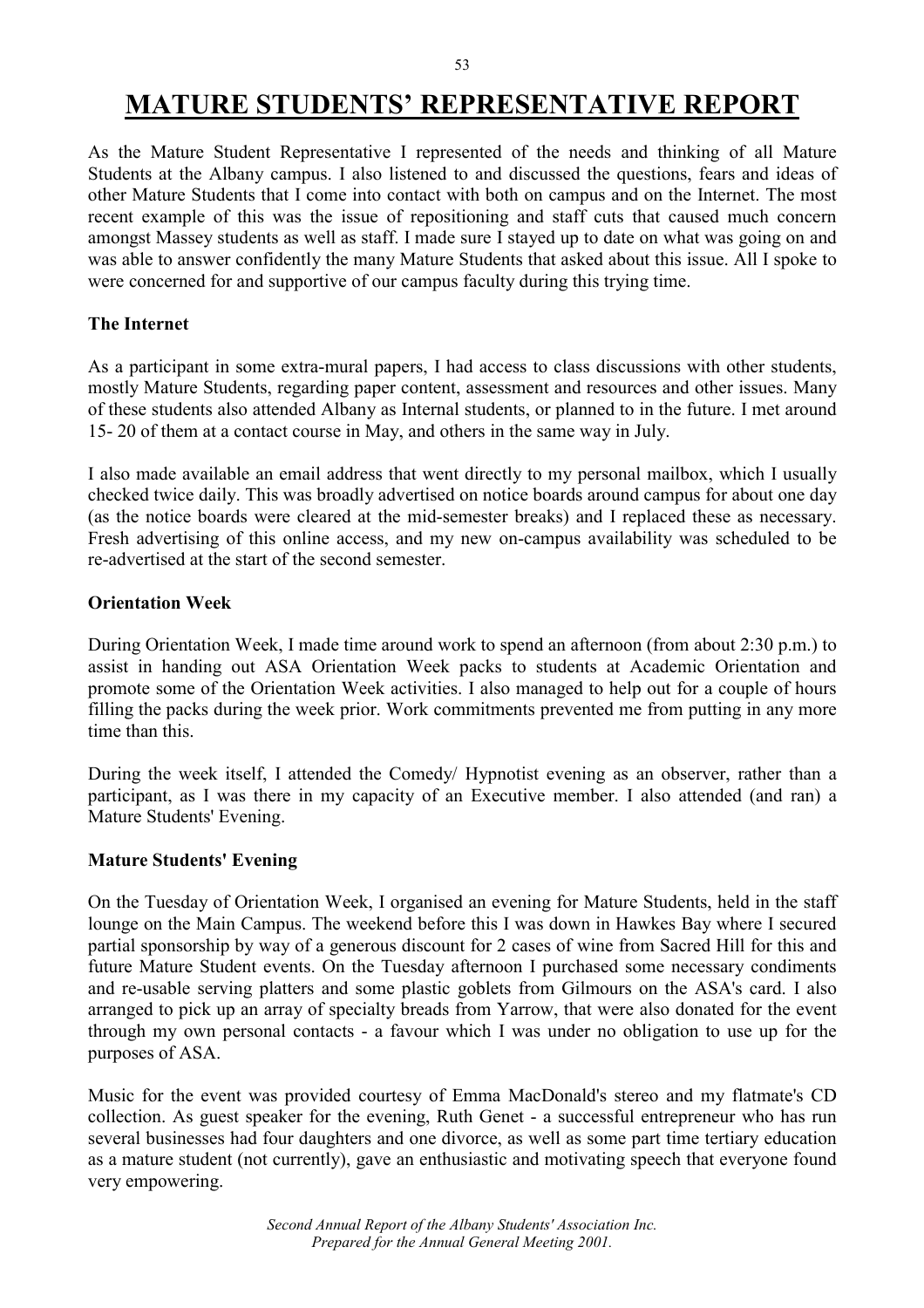# MATURE STUDENTS' REPRESENTATIVE REPORT

As the Mature Student Representative I represented of the needs and thinking of all Mature Students at the Albany campus. I also listened to and discussed the questions, fears and ideas of other Mature Students that I come into contact with both on campus and on the Internet. The most recent example of this was the issue of repositioning and staff cuts that caused much concern amongst Massey students as well as staff. I made sure I stayed up to date on what was going on and was able to answer confidently the many Mature Students that asked about this issue. All I spoke to were concerned for and supportive of our campus faculty during this trying time.

**The Internet**

As a participant in some extra-mural papers, I had access to class discussions with other students, mostly Mature Students, regarding paper content, assessment and resources and other issues. Many of these students also attended Albany as Internal students, or planned to in the future. I met around 15- 20 of them at a contact course in May, and others in the same way in July.

I also made available an email address that went directly to my personal mailbox, which I usually checked twice daily. This was broadly advertised on notice boards around campus for about one day (as the notice boards were cleared at the mid-semester breaks) and I replaced these as necessary. Fresh advertising of this online access, and my new on-campus availability was scheduled to be re-advertised at the start of the second semester.

**Orientation Week**

During Orientation Week, I made time around work to spend an afternoon (from about 2:30 p.m.) to assist in handing out ASA Orientation Week packs to students at Academic Orientation and promote some of the Orientation Week activities. I also managed to help out for a couple of hours filling the packs during the week prior. Work commitments prevented me from putting in any more time than this.

During the week itself, I attended the Comedy/ Hypnotist evening as an observer, rather than a participant, as I was there in my capacity of an Executive member. I also attended (and ran) a Mature Students' Evening.

**Mature Students' Evening**

On the Tuesday of Orientation Week, I organised an evening for Mature Students, held in the staff lounge on the Main Campus. The weekend before this I was down in Hawkes Bay where I secured partial sponsorship by way of a generous discount for 2 cases of wine from Sacred Hill for this and future Mature Student events. On the Tuesday afternoon I purchased some necessary condiments and re-usable serving platters and some plastic goblets from Gilmours on the ASA's card. I also arranged to pick up an array of specialty breads from Yarrow, that were also donated for the event through my own personal contacts - a favour which I was under no obligation to use up for the purposes of ASA.

Music for the event was provided courtesy of Emma MacDonald's stereo and my flatmate's CD collection. As guest speaker for the evening, Ruth Genet - a successful entrepreneur who has run several businesses had four daughters and one divorce, as well as some part time tertiary education as a mature student (not currently), gave an enthusiastic and motivating speech that everyone found very empowering.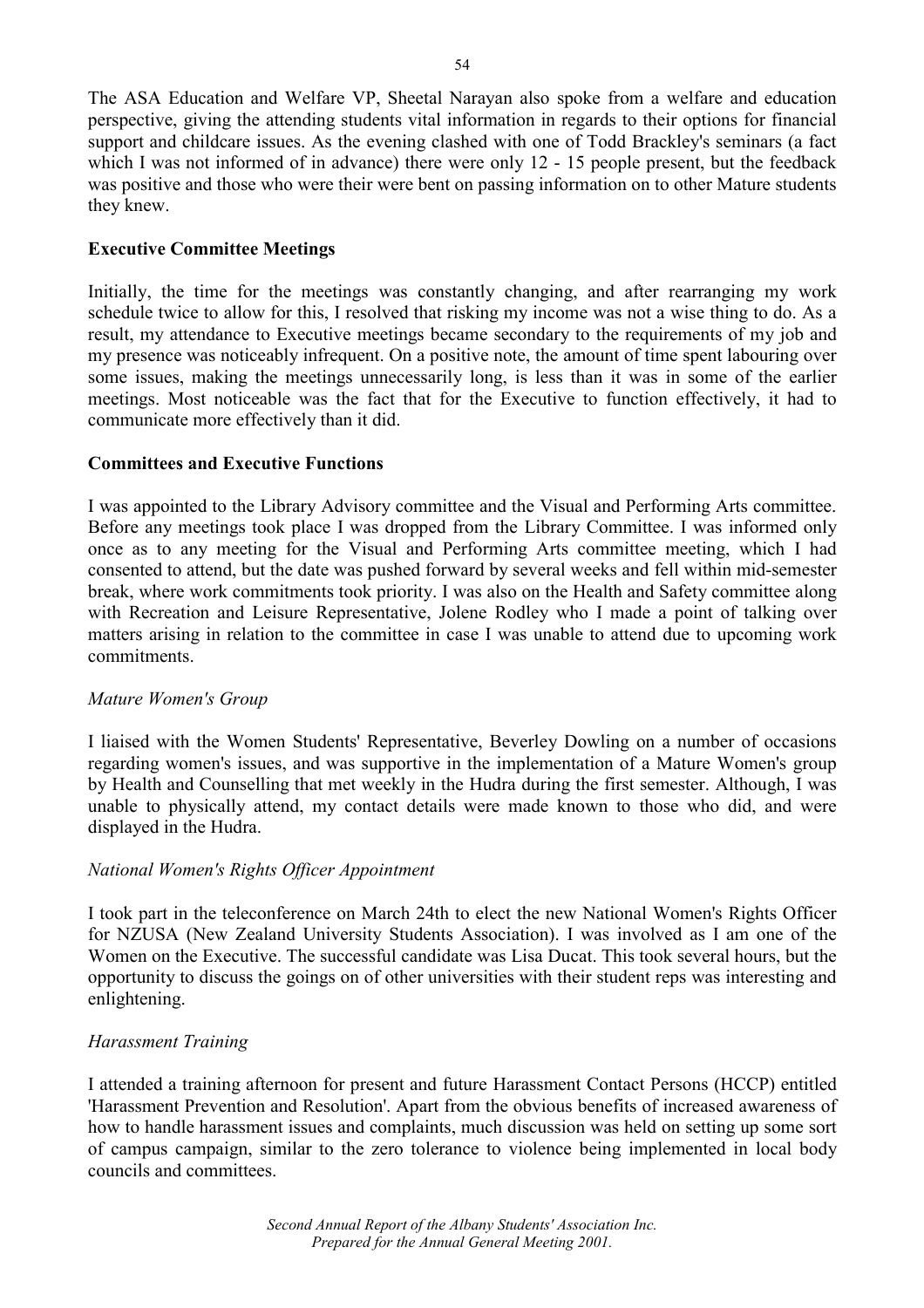The ASA Education and Welfare VP, Sheetal Narayan also spoke from a welfare and education perspective, giving the attending students vital information in regards to their options for financial support and childcare issues. As the evening clashed with one of Todd Brackley's seminars (a fact which I was not informed of in advance) there were only 12 - 15 people present, but the feedback was positive and those who were their were bent on passing information on to other Mature students they knew.

**Executive Committee Meetings**

Initially, the time for the meetings was constantly changing, and after rearranging my work schedule twice to allow for this, I resolved that risking my income was not a wise thing to do. As a result, my attendance to Executive meetings became secondary to the requirements of my job and my presence was noticeably infrequent. On a positive note, the amount of time spent labouring over some issues, making the meetings unnecessarily long, is less than it was in some of the earlier meetings. Most noticeable was the fact that for the Executive to function effectively, it had to communicate more effectively than it did.

**Committees and Executive Functions**

I was appointed to the Library Advisory committee and the Visual and Performing Arts committee. Before any meetings took place I was dropped from the Library Committee. I was informed only once as to any meeting for the Visual and Performing Arts committee meeting, which I had consented to attend, but the date was pushed forward by several weeks and fell within mid-semester break, where work commitments took priority. I was also on the Health and Safety committee along with Recreation and Leisure Representative, Jolene Rodley who I made a point of talking over matters arising in relation to the committee in case I was unable to attend due to upcoming work commitments.

*Mature Women's Group*

I liaised with the Women Students' Representative, Beverley Dowling on a number of occasions regarding women's issues, and was supportive in the implementation of a Mature Women's group by Health and Counselling that met weekly in the Hudra during the first semester. Although, I was unable to physically attend, my contact details were made known to those who did, and were displayed in the Hudra.

*National Women's Rights Officer Appointment*

I took part in the teleconference on March 24th to elect the new National Women's Rights Officer for NZUSA (New Zealand University Students Association). I was involved as I am one of the Women on the Executive. The successful candidate was Lisa Ducat. This took several hours, but the opportunity to discuss the goings on of other universities with their student reps was interesting and enlightening.

*Harassment Training*

I attended a training afternoon for present and future Harassment Contact Persons (HCCP) entitled 'Harassment Prevention and Resolution'. Apart from the obvious benefits of increased awareness of how to handle harassment issues and complaints, much discussion was held on setting up some sort of campus campaign, similar to the zero tolerance to violence being implemented in local body councils and committees.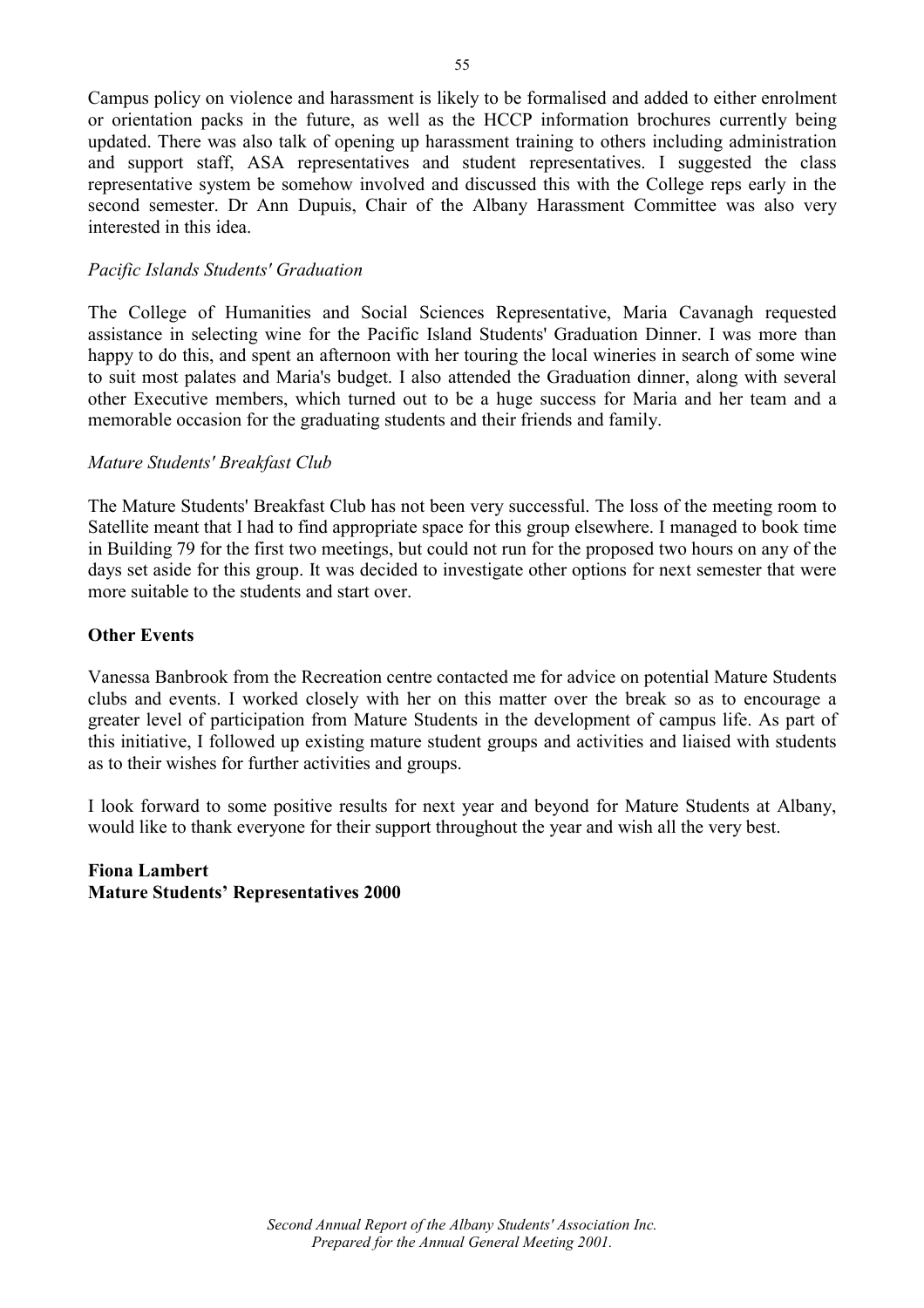Campus policy on violence and harassment is likely to be formalised and added to either enrolment or orientation packs in the future, as well as the HCCP information brochures currently being updated. There was also talk of opening up harassment training to others including administration and support staff, ASA representatives and student representatives. I suggested the class representative system be somehow involved and discussed this with the College reps early in the second semester. Dr Ann Dupuis, Chair of the Albany Harassment Committee was also very interested in this idea.

*Pacific Islands Students' Graduation*

The College of Humanities and Social Sciences Representative, Maria Cavanagh requested assistance in selecting wine for the Pacific Island Students' Graduation Dinner. I was more than happy to do this, and spent an afternoon with her touring the local wineries in search of some wine to suit most palates and Maria's budget. I also attended the Graduation dinner, along with several other Executive members, which turned out to be a huge success for Maria and her team and a memorable occasion for the graduating students and their friends and family.

*Mature Students' Breakfast Club*

The Mature Students' Breakfast Club has not been very successful. The loss of the meeting room to Satellite meant that I had to find appropriate space for this group elsewhere. I managed to book time in Building 79 for the first two meetings, but could not run for the proposed two hours on any of the days set aside for this group. It was decided to investigate other options for next semester that were more suitable to the students and start over.

**Other Events**

Vanessa Banbrook from the Recreation centre contacted me for advice on potential Mature Students clubs and events. I worked closely with her on this matter over the break so as to encourage a greater level of participation from Mature Students in the development of campus life. As part of this initiative, I followed up existing mature student groups and activities and liaised with students as to their wishes for further activities and groups.

I look forward to some positive results for next year and beyond for Mature Students at Albany, would like to thank everyone for their support throughout the year and wish all the very best.

**Fiona Lambert**
**Mature Students' Representatives 2000**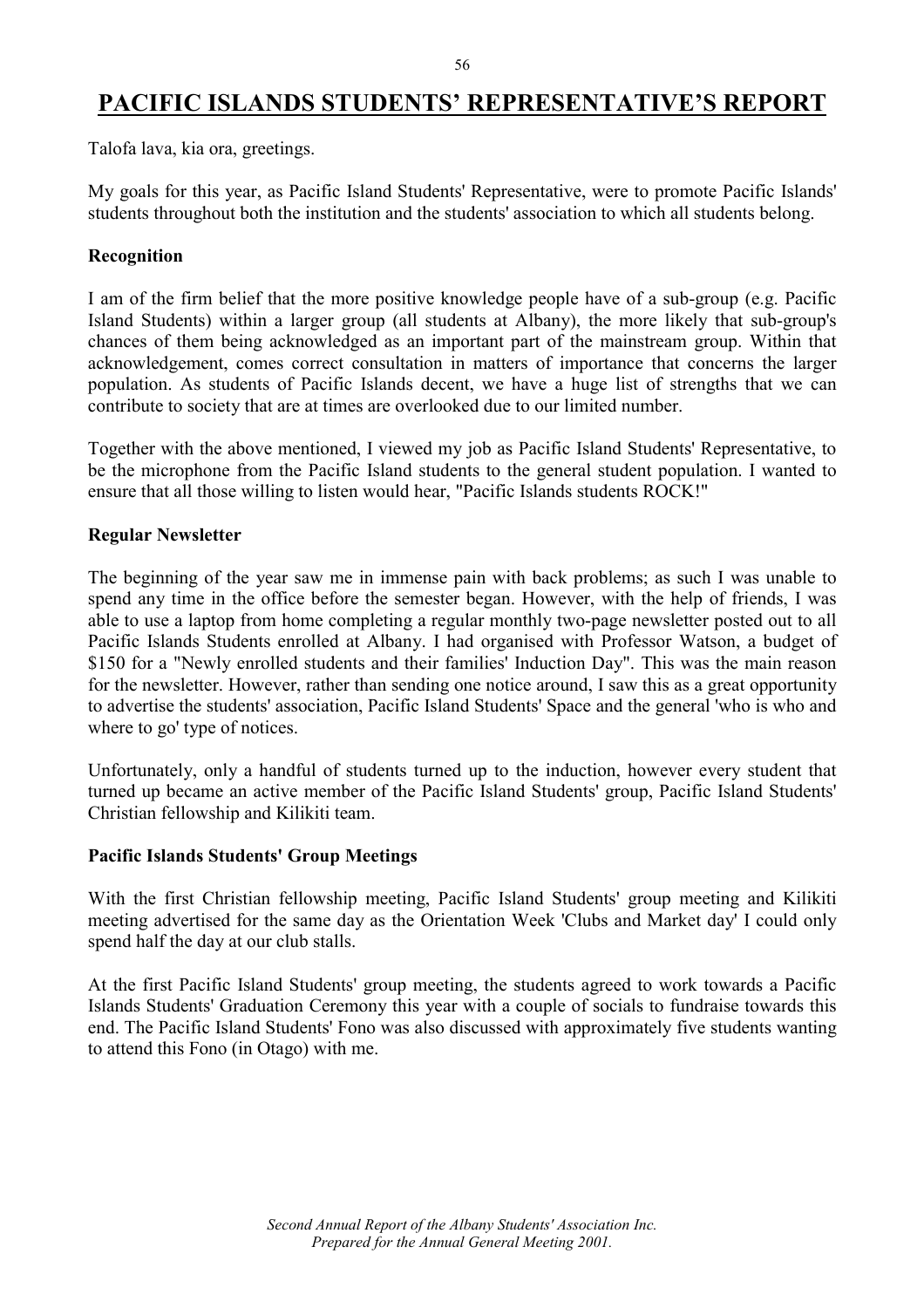# PACIFIC ISLANDS STUDENTS' REPRESENTATIVE'S REPORT

Talofa lava, kia ora, greetings.

My goals for this year, as Pacific Island Students' Representative, were to promote Pacific Islands' students throughout both the institution and the students' association to which all students belong.

**Recognition**

I am of the firm belief that the more positive knowledge people have of a sub-group (e.g. Pacific Island Students) within a larger group (all students at Albany), the more likely that sub-group's chances of them being acknowledged as an important part of the mainstream group. Within that acknowledgement, comes correct consultation in matters of importance that concerns the larger population. As students of Pacific Islands decent, we have a huge list of strengths that we can contribute to society that are at times are overlooked due to our limited number.

Together with the above mentioned, I viewed my job as Pacific Island Students' Representative, to be the microphone from the Pacific Island students to the general student population. I wanted to ensure that all those willing to listen would hear, "Pacific Islands students ROCK!"

**Regular Newsletter**

The beginning of the year saw me in immense pain with back problems; as such I was unable to spend any time in the office before the semester began. However, with the help of friends, I was able to use a laptop from home completing a regular monthly two-page newsletter posted out to all Pacific Islands Students enrolled at Albany. I had organised with Professor Watson, a budget of $150 for a "Newly enrolled students and their families' Induction Day". This was the main reason for the newsletter. However, rather than sending one notice around, I saw this as a great opportunity to advertise the students' association, Pacific Island Students' Space and the general 'who is who and where to go' type of notices.

Unfortunately, only a handful of students turned up to the induction, however every student that turned up became an active member of the Pacific Island Students' group, Pacific Island Students' Christian fellowship and Kilikiti team.

**Pacific Islands Students' Group Meetings**

With the first Christian fellowship meeting, Pacific Island Students' group meeting and Kilikiti meeting advertised for the same day as the Orientation Week 'Clubs and Market day' I could only spend half the day at our club stalls.

At the first Pacific Island Students' group meeting, the students agreed to work towards a Pacific Islands Students' Graduation Ceremony this year with a couple of socials to fundraise towards this end. The Pacific Island Students' Fono was also discussed with approximately five students wanting to attend this Fono (in Otago) with me.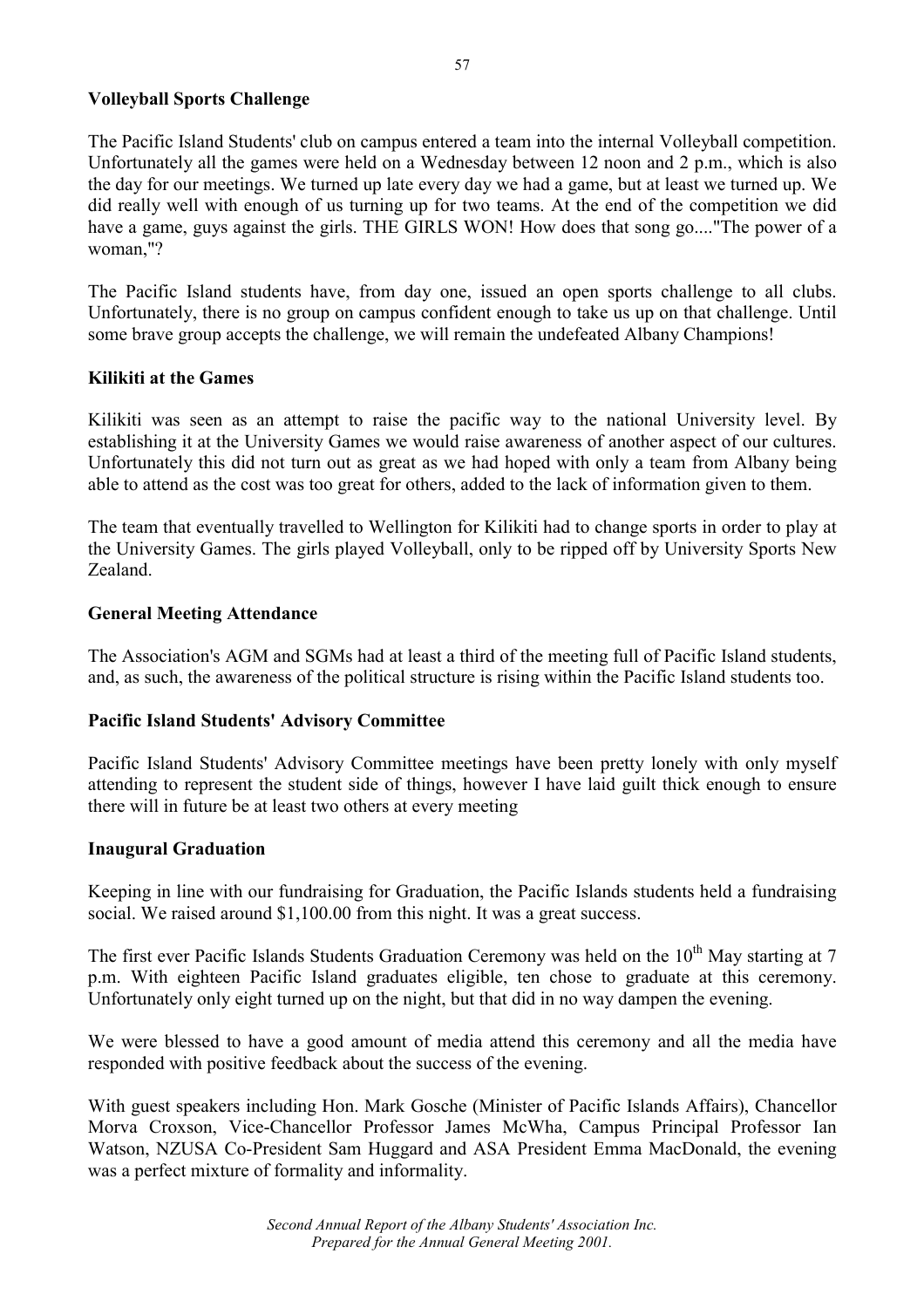**Volleyball Sports Challenge**

The Pacific Island Students' club on campus entered a team into the internal Volleyball competition. Unfortunately all the games were held on a Wednesday between 12 noon and 2 p.m., which is also the day for our meetings. We turned up late every day we had a game, but at least we turned up. We did really well with enough of us turning up for two teams. At the end of the competition we did have a game, guys against the girls. THE GIRLS WON! How does that song go...."The power of a woman,"?

The Pacific Island students have, from day one, issued an open sports challenge to all clubs. Unfortunately, there is no group on campus confident enough to take us up on that challenge. Until some brave group accepts the challenge, we will remain the undefeated Albany Champions!

**Kilikiti at the Games**

Kilikiti was seen as an attempt to raise the pacific way to the national University level. By establishing it at the University Games we would raise awareness of another aspect of our cultures. Unfortunately this did not turn out as great as we had hoped with only a team from Albany being able to attend as the cost was too great for others, added to the lack of information given to them.

The team that eventually travelled to Wellington for Kilikiti had to change sports in order to play at the University Games. The girls played Volleyball, only to be ripped off by University Sports New Zealand.

**General Meeting Attendance**

The Association's AGM and SGMs had at least a third of the meeting full of Pacific Island students, and, as such, the awareness of the political structure is rising within the Pacific Island students too.

**Pacific Island Students' Advisory Committee**

Pacific Island Students' Advisory Committee meetings have been pretty lonely with only myself attending to represent the student side of things, however I have laid guilt thick enough to ensure there will in future be at least two others at every meeting

**Inaugural Graduation**

Keeping in line with our fundraising for Graduation, the Pacific Islands students held a fundraising social. We raised around $1,100.00 from this night. It was a great success.

The first ever Pacific Islands Students Graduation Ceremony was held on the 10th May starting at 7 p.m. With eighteen Pacific Island graduates eligible, ten chose to graduate at this ceremony. Unfortunately only eight turned up on the night, but that did in no way dampen the evening.

We were blessed to have a good amount of media attend this ceremony and all the media have responded with positive feedback about the success of the evening.

With guest speakers including Hon. Mark Gosche (Minister of Pacific Islands Affairs), Chancellor Morva Croxson, Vice-Chancellor Professor James McWha, Campus Principal Professor Ian Watson, NZUSA Co-President Sam Huggard and ASA President Emma MacDonald, the evening was a perfect mixture of formality and informality.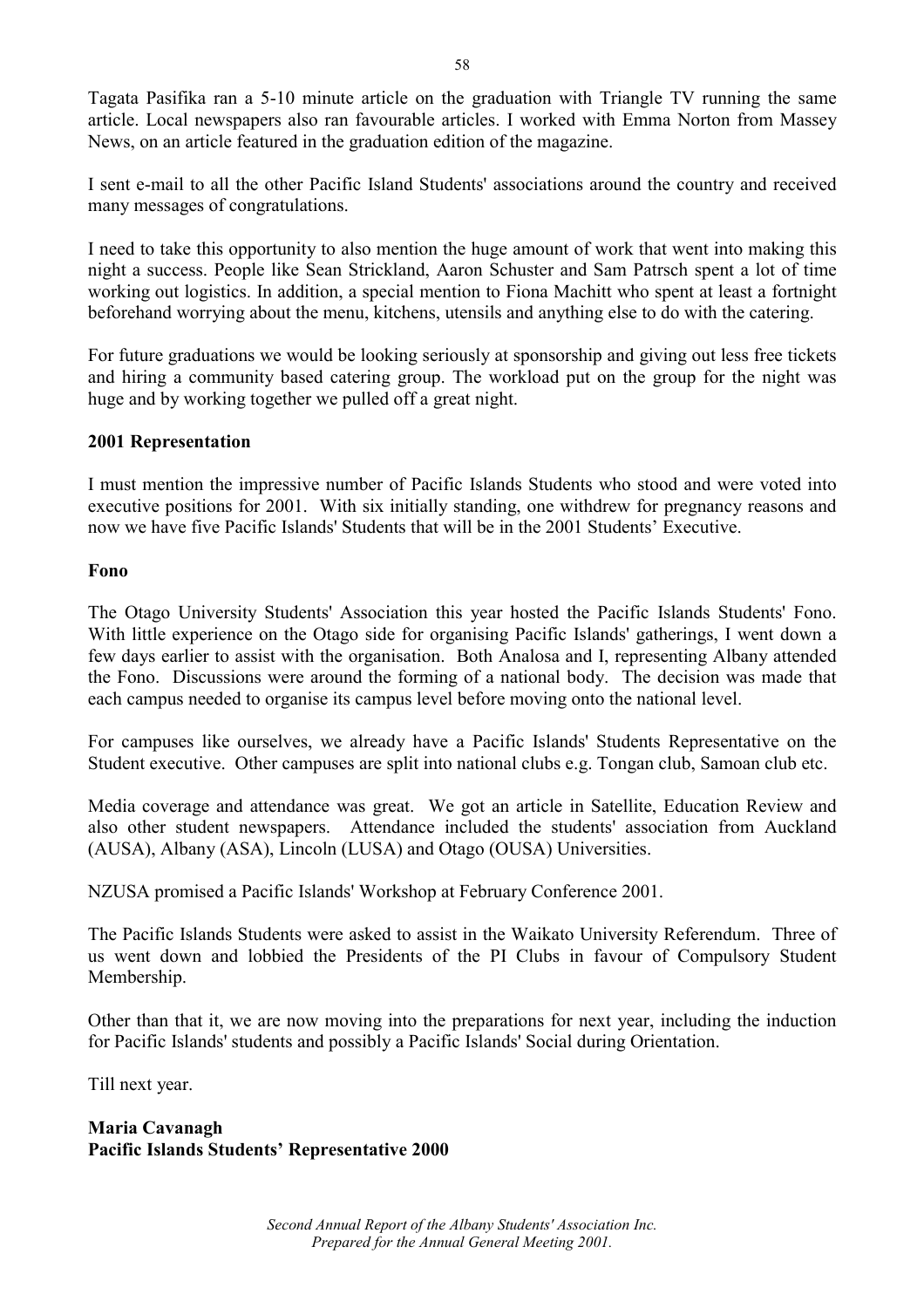Tagata Pasifika ran a 5-10 minute article on the graduation with Triangle TV running the same article. Local newspapers also ran favourable articles. I worked with Emma Norton from Massey News, on an article featured in the graduation edition of the magazine.

I sent e-mail to all the other Pacific Island Students' associations around the country and received many messages of congratulations.

I need to take this opportunity to also mention the huge amount of work that went into making this night a success. People like Sean Strickland, Aaron Schuster and Sam Patrsch spent a lot of time working out logistics. In addition, a special mention to Fiona Machitt who spent at least a fortnight beforehand worrying about the menu, kitchens, utensils and anything else to do with the catering.

For future graduations we would be looking seriously at sponsorship and giving out less free tickets and hiring a community based catering group. The workload put on the group for the night was huge and by working together we pulled off a great night.

**2001 Representation**

I must mention the impressive number of Pacific Islands Students who stood and were voted into executive positions for 2001. With six initially standing, one withdrew for pregnancy reasons and now we have five Pacific Islands' Students that will be in the 2001 Students' Executive.

**Fono**

The Otago University Students' Association this year hosted the Pacific Islands Students' Fono. With little experience on the Otago side for organising Pacific Islands' gatherings, I went down a few days earlier to assist with the organisation. Both Analosa and I, representing Albany attended the Fono. Discussions were around the forming of a national body. The decision was made that each campus needed to organise its campus level before moving onto the national level.

For campuses like ourselves, we already have a Pacific Islands' Students Representative on the Student executive. Other campuses are split into national clubs e.g. Tongan club, Samoan club etc.

Media coverage and attendance was great. We got an article in Satellite, Education Review and also other student newspapers. Attendance included the students' association from Auckland (AUSA), Albany (ASA), Lincoln (LUSA) and Otago (OUSA) Universities.

NZUSA promised a Pacific Islands' Workshop at February Conference 2001.

The Pacific Islands Students were asked to assist in the Waikato University Referendum. Three of us went down and lobbied the Presidents of the PI Clubs in favour of Compulsory Student Membership.

Other than that it, we are now moving into the preparations for next year, including the induction for Pacific Islands' students and possibly a Pacific Islands' Social during Orientation.

Till next year.

**Maria Cavanagh**
**Pacific Islands Students' Representative 2000**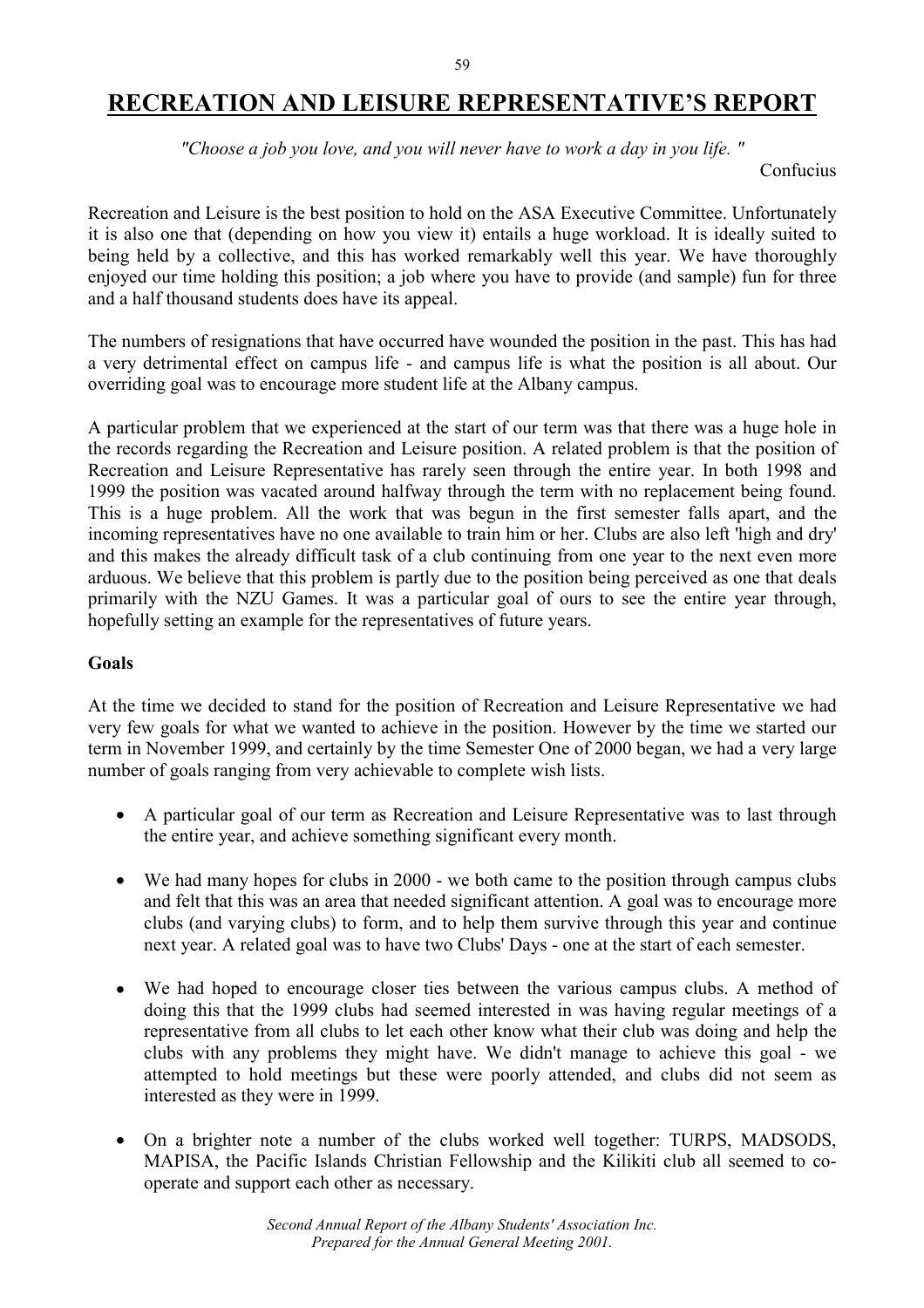# RECREATION AND LEISURE REPRESENTATIVE'S REPORT

*"Choose a job you love, and you will never have to work a day in you life. "*

Confucius

Recreation and Leisure is the best position to hold on the ASA Executive Committee. Unfortunately it is also one that (depending on how you view it) entails a huge workload. It is ideally suited to being held by a collective, and this has worked remarkably well this year. We have thoroughly enjoyed our time holding this position; a job where you have to provide (and sample) fun for three and a half thousand students does have its appeal.

The numbers of resignations that have occurred have wounded the position in the past. This has had a very detrimental effect on campus life - and campus life is what the position is all about. Our overriding goal was to encourage more student life at the Albany campus.

A particular problem that we experienced at the start of our term was that there was a huge hole in the records regarding the Recreation and Leisure position. A related problem is that the position of Recreation and Leisure Representative has rarely seen through the entire year. In both 1998 and 1999 the position was vacated around halfway through the term with no replacement being found. This is a huge problem. All the work that was begun in the first semester falls apart, and the incoming representatives have no one available to train him or her. Clubs are also left 'high and dry' and this makes the already difficult task of a club continuing from one year to the next even more arduous. We believe that this problem is partly due to the position being perceived as one that deals primarily with the NZU Games. It was a particular goal of ours to see the entire year through, hopefully setting an example for the representatives of future years.

**Goals**

At the time we decided to stand for the position of Recreation and Leisure Representative we had very few goals for what we wanted to achieve in the position. However by the time we started our term in November 1999, and certainly by the time Semester One of 2000 began, we had a very large number of goals ranging from very achievable to complete wish lists.

- A particular goal of our term as Recreation and Leisure Representative was to last through the entire year, and achieve something significant every month.
- We had many hopes for clubs in 2000 - we both came to the position through campus clubs and felt that this was an area that needed significant attention. A goal was to encourage more clubs (and varying clubs) to form, and to help them survive through this year and continue next year. A related goal was to have two Clubs' Days - one at the start of each semester.
- We had hoped to encourage closer ties between the various campus clubs. A method of doing this that the 1999 clubs had seemed interested in was having regular meetings of a representative from all clubs to let each other know what their club was doing and help the clubs with any problems they might have. We didn't manage to achieve this goal - we attempted to hold meetings but these were poorly attended, and clubs did not seem as interested as they were in 1999.
- On a brighter note a number of the clubs worked well together: TURPS, MADSODS, MAPISA, the Pacific Islands Christian Fellowship and the Kilikiti club all seemed to co-operate and support each other as necessary.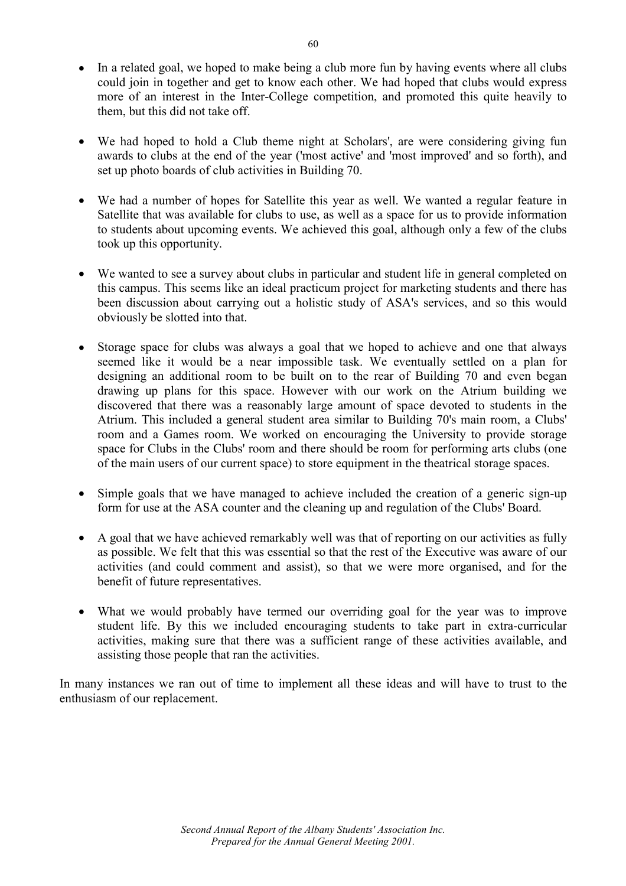- In a related goal, we hoped to make being a club more fun by having events where all clubs could join in together and get to know each other. We had hoped that clubs would express more of an interest in the Inter-College competition, and promoted this quite heavily to them, but this did not take off.

- We had hoped to hold a Club theme night at Scholars', are were considering giving fun awards to clubs at the end of the year ('most active' and 'most improved' and so forth), and set up photo boards of club activities in Building 70.

- We had a number of hopes for Satellite this year as well. We wanted a regular feature in Satellite that was available for clubs to use, as well as a space for us to provide information to students about upcoming events. We achieved this goal, although only a few of the clubs took up this opportunity.

- We wanted to see a survey about clubs in particular and student life in general completed on this campus. This seems like an ideal practicum project for marketing students and there has been discussion about carrying out a holistic study of ASA's services, and so this would obviously be slotted into that.

- Storage space for clubs was always a goal that we hoped to achieve and one that always seemed like it would be a near impossible task. We eventually settled on a plan for designing an additional room to be built on to the rear of Building 70 and even began drawing up plans for this space. However with our work on the Atrium building we discovered that there was a reasonably large amount of space devoted to students in the Atrium. This included a general student area similar to Building 70's main room, a Clubs' room and a Games room. We worked on encouraging the University to provide storage space for Clubs in the Clubs' room and there should be room for performing arts clubs (one of the main users of our current space) to store equipment in the theatrical storage spaces.

- Simple goals that we have managed to achieve included the creation of a generic sign-up form for use at the ASA counter and the cleaning up and regulation of the Clubs' Board.

- A goal that we have achieved remarkably well was that of reporting on our activities as fully as possible. We felt that this was essential so that the rest of the Executive was aware of our activities (and could comment and assist), so that we were more organised, and for the benefit of future representatives.

- What we would probably have termed our overriding goal for the year was to improve student life. By this we included encouraging students to take part in extra-curricular activities, making sure that there was a sufficient range of these activities available, and assisting those people that ran the activities.

In many instances we ran out of time to implement all these ideas and will have to trust to the enthusiasm of our replacement.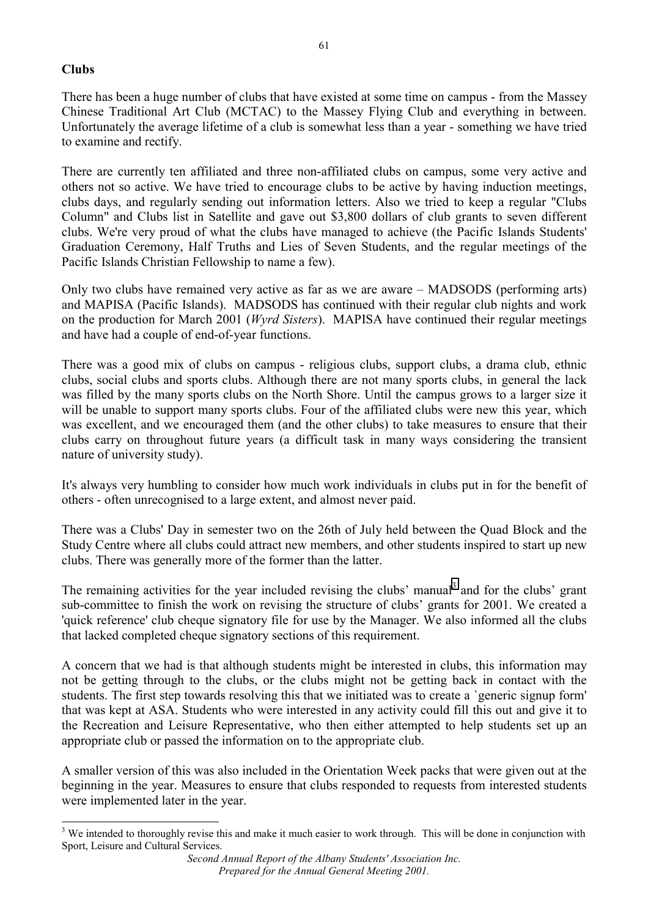**Clubs**

There has been a huge number of clubs that have existed at some time on campus - from the Massey Chinese Traditional Art Club (MCTAC) to the Massey Flying Club and everything in between. Unfortunately the average lifetime of a club is somewhat less than a year - something we have tried to examine and rectify.

There are currently ten affiliated and three non-affiliated clubs on campus, some very active and others not so active. We have tried to encourage clubs to be active by having induction meetings, clubs days, and regularly sending out information letters. Also we tried to keep a regular "Clubs Column" and Clubs list in Satellite and gave out $3,800 dollars of club grants to seven different clubs. We're very proud of what the clubs have managed to achieve (the Pacific Islands Students' Graduation Ceremony, Half Truths and Lies of Seven Students, and the regular meetings of the Pacific Islands Christian Fellowship to name a few).

Only two clubs have remained very active as far as we are aware – MADSODS (performing arts) and MAPISA (Pacific Islands). MADSODS has continued with their regular club nights and work on the production for March 2001 (*Wyrd Sisters*). MAPISA have continued their regular meetings and have had a couple of end-of-year functions.

There was a good mix of clubs on campus - religious clubs, support clubs, a drama club, ethnic clubs, social clubs and sports clubs. Although there are not many sports clubs, in general the lack was filled by the many sports clubs on the North Shore. Until the campus grows to a larger size it will be unable to support many sports clubs. Four of the affiliated clubs were new this year, which was excellent, and we encouraged them (and the other clubs) to take measures to ensure that their clubs carry on throughout future years (a difficult task in many ways considering the transient nature of university study).

It's always very humbling to consider how much work individuals in clubs put in for the benefit of others - often unrecognised to a large extent, and almost never paid.

There was a Clubs' Day in semester two on the 26th of July held between the Quad Block and the Study Centre where all clubs could attract new members, and other students inspired to start up new clubs. There was generally more of the former than the latter.

The remaining activities for the year included revising the clubs' manual[3] and for the clubs' grant sub-committee to finish the work on revising the structure of clubs' grants for 2001. We created a 'quick reference' club cheque signatory file for use by the Manager. We also informed all the clubs that lacked completed cheque signatory sections of this requirement.

A concern that we had is that although students might be interested in clubs, this information may not be getting through to the clubs, or the clubs might not be getting back in contact with the students. The first step towards resolving this that we initiated was to create a `generic signup form' that was kept at ASA. Students who were interested in any activity could fill this out and give it to the Recreation and Leisure Representative, who then either attempted to help students set up an appropriate club or passed the information on to the appropriate club.

A smaller version of this was also included in the Orientation Week packs that were given out at the beginning in the year. Measures to ensure that clubs responded to requests from interested students were implemented later in the year.

---

[3] We intended to thoroughly revise this and make it much easier to work through. This will be done in conjunction with Sport, Leisure and Cultural Services.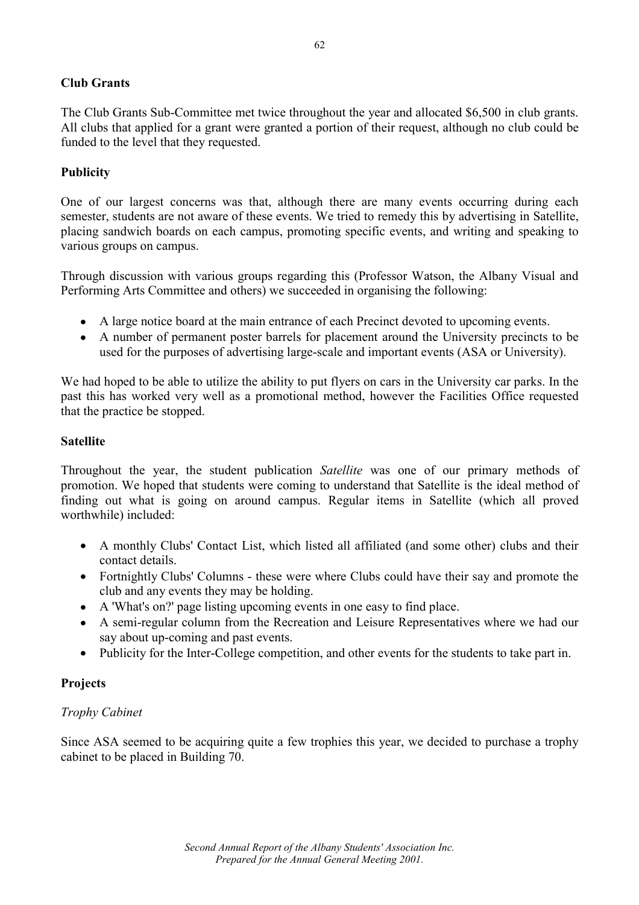**Club Grants**

The Club Grants Sub-Committee met twice throughout the year and allocated $6,500 in club grants. All clubs that applied for a grant were granted a portion of their request, although no club could be funded to the level that they requested.

**Publicity**

One of our largest concerns was that, although there are many events occurring during each semester, students are not aware of these events. We tried to remedy this by advertising in Satellite, placing sandwich boards on each campus, promoting specific events, and writing and speaking to various groups on campus.

Through discussion with various groups regarding this (Professor Watson, the Albany Visual and Performing Arts Committee and others) we succeeded in organising the following:

- A large notice board at the main entrance of each Precinct devoted to upcoming events.
- A number of permanent poster barrels for placement around the University precincts to be used for the purposes of advertising large-scale and important events (ASA or University).

We had hoped to be able to utilize the ability to put flyers on cars in the University car parks. In the past this has worked very well as a promotional method, however the Facilities Office requested that the practice be stopped.

**Satellite**

Throughout the year, the student publication *Satellite* was one of our primary methods of promotion. We hoped that students were coming to understand that Satellite is the ideal method of finding out what is going on around campus. Regular items in Satellite (which all proved worthwhile) included:

- A monthly Clubs' Contact List, which listed all affiliated (and some other) clubs and their contact details.
- Fortnightly Clubs' Columns - these were where Clubs could have their say and promote the club and any events they may be holding.
- A 'What's on?' page listing upcoming events in one easy to find place.
- A semi-regular column from the Recreation and Leisure Representatives where we had our say about up-coming and past events.
- Publicity for the Inter-College competition, and other events for the students to take part in.

**Projects**

*Trophy Cabinet*

Since ASA seemed to be acquiring quite a few trophies this year, we decided to purchase a trophy cabinet to be placed in Building 70.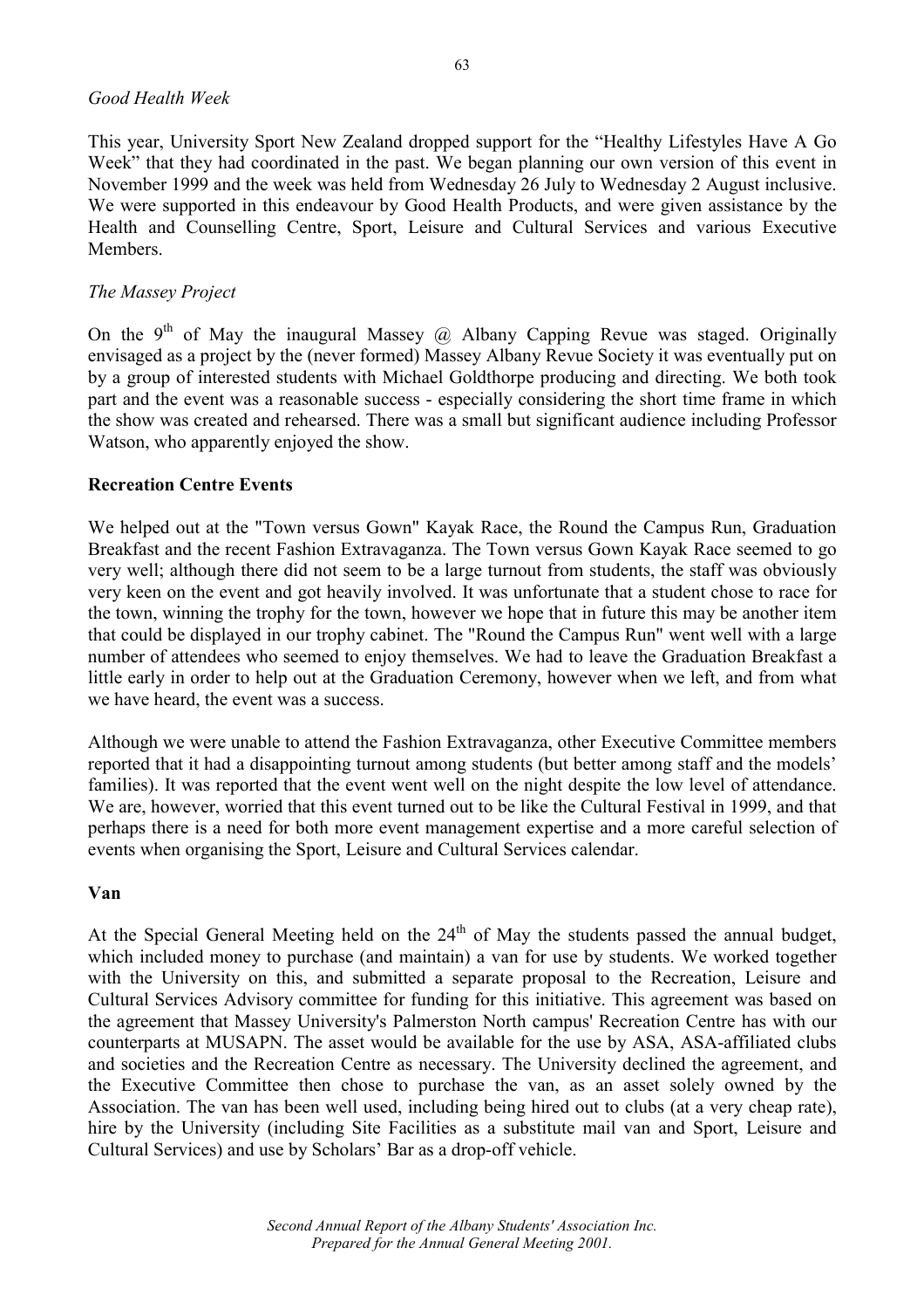*Good Health Week*

This year, University Sport New Zealand dropped support for the "Healthy Lifestyles Have A Go Week" that they had coordinated in the past. We began planning our own version of this event in November 1999 and the week was held from Wednesday 26 July to Wednesday 2 August inclusive. We were supported in this endeavour by Good Health Products, and were given assistance by the Health and Counselling Centre, Sport, Leisure and Cultural Services and various Executive Members.

*The Massey Project*

On the 9th of May the inaugural Massey @ Albany Capping Revue was staged. Originally envisaged as a project by the (never formed) Massey Albany Revue Society it was eventually put on by a group of interested students with Michael Goldthorpe producing and directing. We both took part and the event was a reasonable success - especially considering the short time frame in which the show was created and rehearsed. There was a small but significant audience including Professor Watson, who apparently enjoyed the show.

**Recreation Centre Events**

We helped out at the "Town versus Gown" Kayak Race, the Round the Campus Run, Graduation Breakfast and the recent Fashion Extravaganza. The Town versus Gown Kayak Race seemed to go very well; although there did not seem to be a large turnout from students, the staff was obviously very keen on the event and got heavily involved. It was unfortunate that a student chose to race for the town, winning the trophy for the town, however we hope that in future this may be another item that could be displayed in our trophy cabinet. The "Round the Campus Run" went well with a large number of attendees who seemed to enjoy themselves. We had to leave the Graduation Breakfast a little early in order to help out at the Graduation Ceremony, however when we left, and from what we have heard, the event was a success.

Although we were unable to attend the Fashion Extravaganza, other Executive Committee members reported that it had a disappointing turnout among students (but better among staff and the models' families). It was reported that the event went well on the night despite the low level of attendance. We are, however, worried that this event turned out to be like the Cultural Festival in 1999, and that perhaps there is a need for both more event management expertise and a more careful selection of events when organising the Sport, Leisure and Cultural Services calendar.

**Van**

At the Special General Meeting held on the 24th of May the students passed the annual budget, which included money to purchase (and maintain) a van for use by students. We worked together with the University on this, and submitted a separate proposal to the Recreation, Leisure and Cultural Services Advisory committee for funding for this initiative. This agreement was based on the agreement that Massey University's Palmerston North campus' Recreation Centre has with our counterparts at MUSAPN. The asset would be available for the use by ASA, ASA-affiliated clubs and societies and the Recreation Centre as necessary. The University declined the agreement, and the Executive Committee then chose to purchase the van, as an asset solely owned by the Association. The van has been well used, including being hired out to clubs (at a very cheap rate), hire by the University (including Site Facilities as a substitute mail van and Sport, Leisure and Cultural Services) and use by Scholars' Bar as a drop-off vehicle.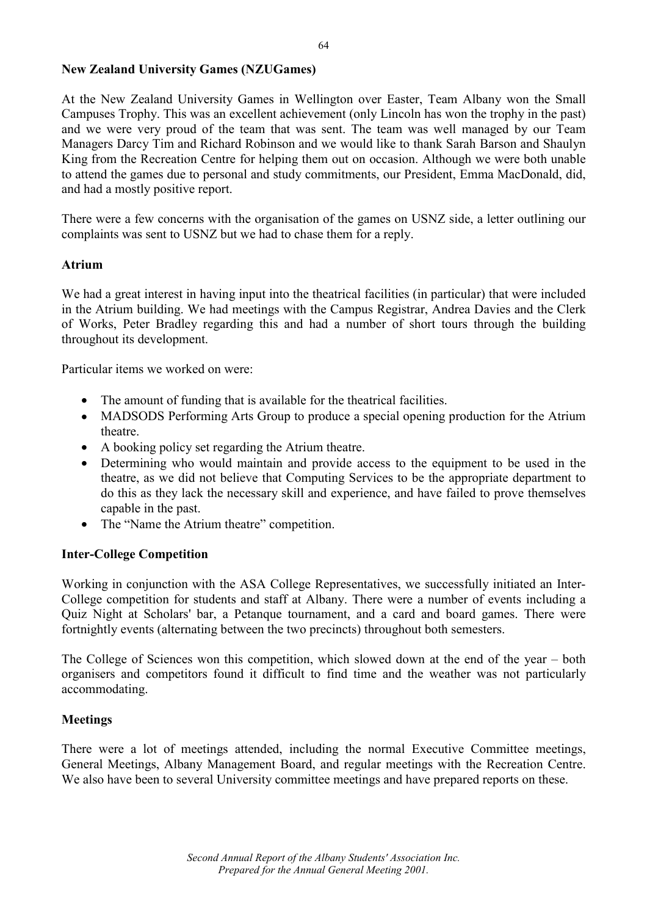**New Zealand University Games (NZUGames)**

At the New Zealand University Games in Wellington over Easter, Team Albany won the Small Campuses Trophy. This was an excellent achievement (only Lincoln has won the trophy in the past) and we were very proud of the team that was sent. The team was well managed by our Team Managers Darcy Tim and Richard Robinson and we would like to thank Sarah Barson and Shaulyn King from the Recreation Centre for helping them out on occasion. Although we were both unable to attend the games due to personal and study commitments, our President, Emma MacDonald, did, and had a mostly positive report.

There were a few concerns with the organisation of the games on USNZ side, a letter outlining our complaints was sent to USNZ but we had to chase them for a reply.

**Atrium**

We had a great interest in having input into the theatrical facilities (in particular) that were included in the Atrium building. We had meetings with the Campus Registrar, Andrea Davies and the Clerk of Works, Peter Bradley regarding this and had a number of short tours through the building throughout its development.

Particular items we worked on were:

- The amount of funding that is available for the theatrical facilities.
- MADSODS Performing Arts Group to produce a special opening production for the Atrium theatre.
- A booking policy set regarding the Atrium theatre.
- Determining who would maintain and provide access to the equipment to be used in the theatre, as we did not believe that Computing Services to be the appropriate department to do this as they lack the necessary skill and experience, and have failed to prove themselves capable in the past.
- The "Name the Atrium theatre" competition.

**Inter-College Competition**

Working in conjunction with the ASA College Representatives, we successfully initiated an Inter-College competition for students and staff at Albany. There were a number of events including a Quiz Night at Scholars' bar, a Petanque tournament, and a card and board games. There were fortnightly events (alternating between the two precincts) throughout both semesters.

The College of Sciences won this competition, which slowed down at the end of the year – both organisers and competitors found it difficult to find time and the weather was not particularly accommodating.

**Meetings**

There were a lot of meetings attended, including the normal Executive Committee meetings, General Meetings, Albany Management Board, and regular meetings with the Recreation Centre. We also have been to several University committee meetings and have prepared reports on these.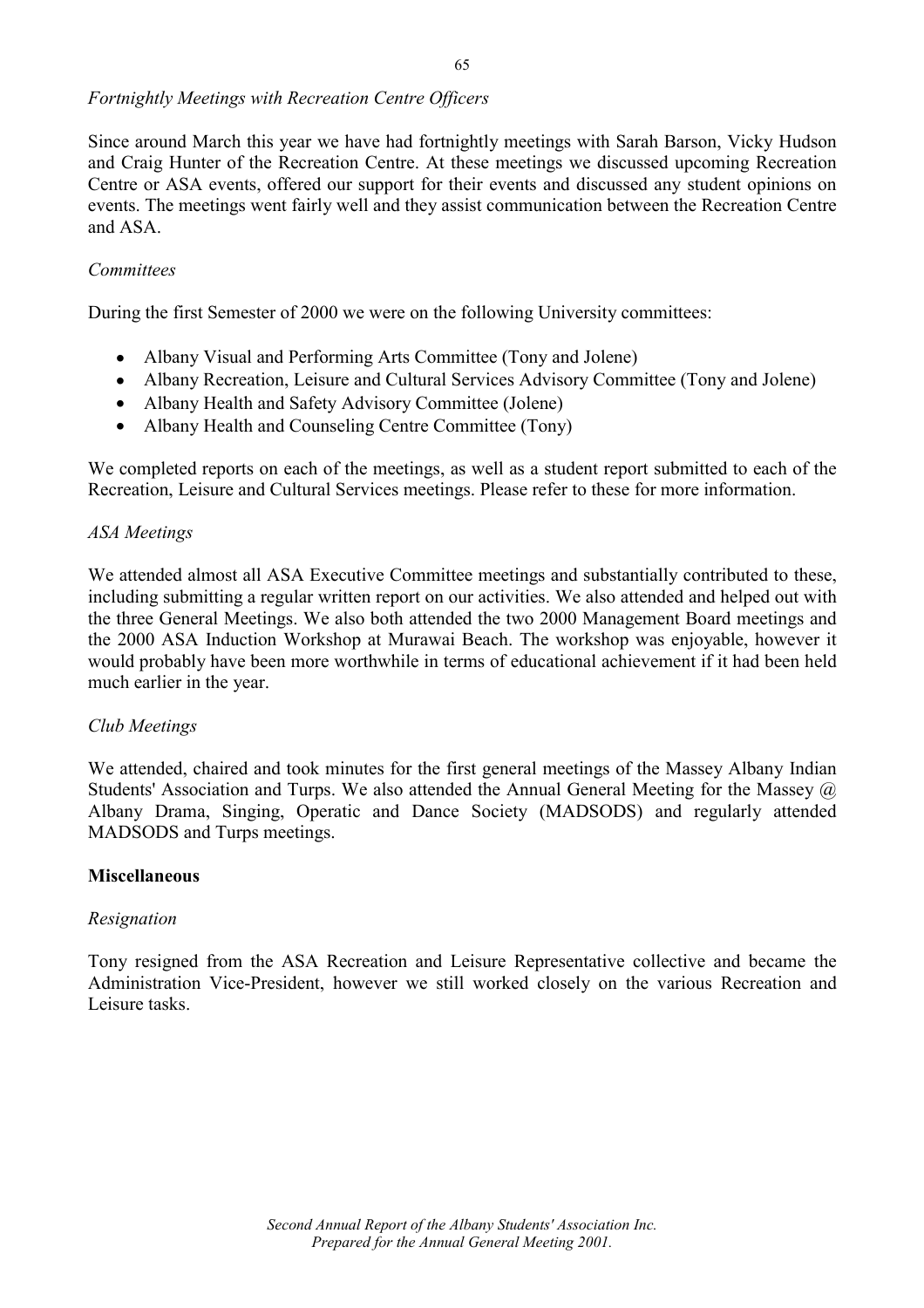*Fortnightly Meetings with Recreation Centre Officers*

Since around March this year we have had fortnightly meetings with Sarah Barson, Vicky Hudson and Craig Hunter of the Recreation Centre. At these meetings we discussed upcoming Recreation Centre or ASA events, offered our support for their events and discussed any student opinions on events. The meetings went fairly well and they assist communication between the Recreation Centre and ASA.

*Committees*

During the first Semester of 2000 we were on the following University committees:

- Albany Visual and Performing Arts Committee (Tony and Jolene)
- Albany Recreation, Leisure and Cultural Services Advisory Committee (Tony and Jolene)
- Albany Health and Safety Advisory Committee (Jolene)
- Albany Health and Counseling Centre Committee (Tony)

We completed reports on each of the meetings, as well as a student report submitted to each of the Recreation, Leisure and Cultural Services meetings. Please refer to these for more information.

*ASA Meetings*

We attended almost all ASA Executive Committee meetings and substantially contributed to these, including submitting a regular written report on our activities. We also attended and helped out with the three General Meetings. We also both attended the two 2000 Management Board meetings and the 2000 ASA Induction Workshop at Murawai Beach. The workshop was enjoyable, however it would probably have been more worthwhile in terms of educational achievement if it had been held much earlier in the year.

*Club Meetings*

We attended, chaired and took minutes for the first general meetings of the Massey Albany Indian Students' Association and Turps. We also attended the Annual General Meeting for the Massey @ Albany Drama, Singing, Operatic and Dance Society (MADSODS) and regularly attended MADSODS and Turps meetings.

**Miscellaneous**

*Resignation*

Tony resigned from the ASA Recreation and Leisure Representative collective and became the Administration Vice-President, however we still worked closely on the various Recreation and Leisure tasks.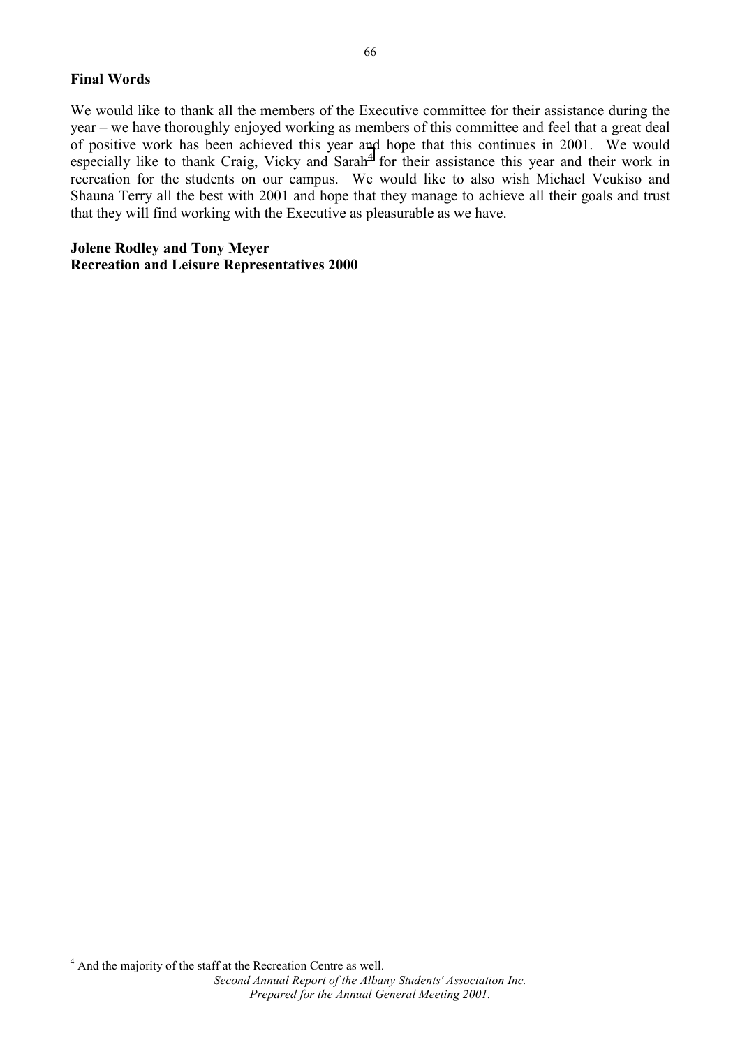**Final Words**

We would like to thank all the members of the Executive committee for their assistance during the year – we have thoroughly enjoyed working as members of this committee and feel that a great deal of positive work has been achieved this year and hope that this continues in 2001. We would especially like to thank Craig, Vicky and Sarah[4] for their assistance this year and their work in recreation for the students on our campus. We would like to also wish Michael Veukiso and Shauna Terry all the best with 2001 and hope that they manage to achieve all their goals and trust that they will find working with the Executive as pleasurable as we have.

**Jolene Rodley and Tony Meyer**
**Recreation and Leisure Representatives 2000**

[4] And the majority of the staff at the Recreation Centre as well.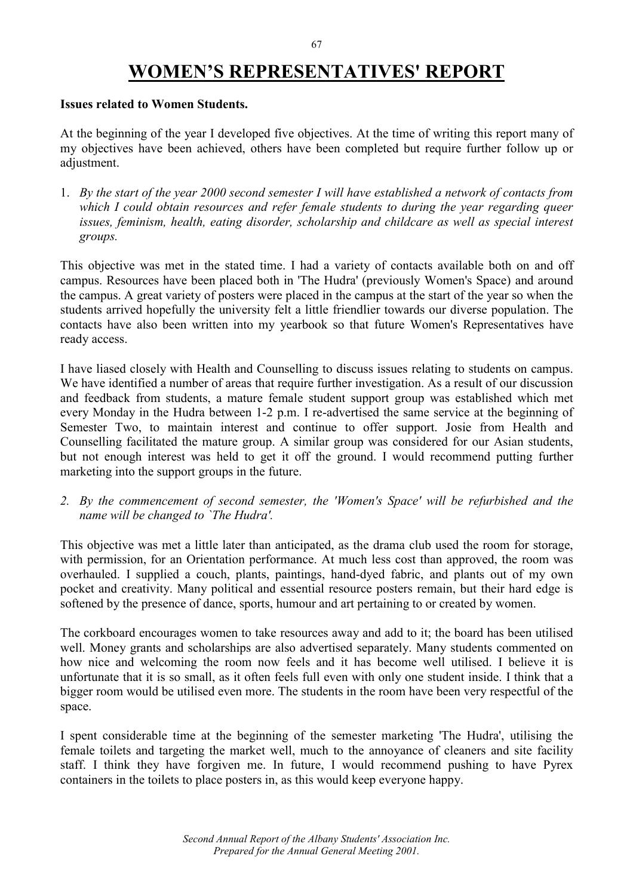# WOMEN'S REPRESENTATIVES' REPORT

**Issues related to Women Students.**

At the beginning of the year I developed five objectives. At the time of writing this report many of my objectives have been achieved, others have been completed but require further follow up or adjustment.

1. *By the start of the year 2000 second semester I will have established a network of contacts from which I could obtain resources and refer female students to during the year regarding queer issues, feminism, health, eating disorder, scholarship and childcare as well as special interest groups.*

This objective was met in the stated time. I had a variety of contacts available both on and off campus. Resources have been placed both in 'The Hudra' (previously Women's Space) and around the campus. A great variety of posters were placed in the campus at the start of the year so when the students arrived hopefully the university felt a little friendlier towards our diverse population. The contacts have also been written into my yearbook so that future Women's Representatives have ready access.

I have liased closely with Health and Counselling to discuss issues relating to students on campus. We have identified a number of areas that require further investigation. As a result of our discussion and feedback from students, a mature female student support group was established which met every Monday in the Hudra between 1-2 p.m. I re-advertised the same service at the beginning of Semester Two, to maintain interest and continue to offer support. Josie from Health and Counselling facilitated the mature group. A similar group was considered for our Asian students, but not enough interest was held to get it off the ground. I would recommend putting further marketing into the support groups in the future.

2. *By the commencement of second semester, the 'Women's Space' will be refurbished and the name will be changed to `The Hudra'.*

This objective was met a little later than anticipated, as the drama club used the room for storage, with permission, for an Orientation performance. At much less cost than approved, the room was overhauled. I supplied a couch, plants, paintings, hand-dyed fabric, and plants out of my own pocket and creativity. Many political and essential resource posters remain, but their hard edge is softened by the presence of dance, sports, humour and art pertaining to or created by women.

The corkboard encourages women to take resources away and add to it; the board has been utilised well. Money grants and scholarships are also advertised separately. Many students commented on how nice and welcoming the room now feels and it has become well utilised. I believe it is unfortunate that it is so small, as it often feels full even with only one student inside. I think that a bigger room would be utilised even more. The students in the room have been very respectful of the space.

I spent considerable time at the beginning of the semester marketing 'The Hudra', utilising the female toilets and targeting the market well, much to the annoyance of cleaners and site facility staff. I think they have forgiven me. In future, I would recommend pushing to have Pyrex containers in the toilets to place posters in, as this would keep everyone happy.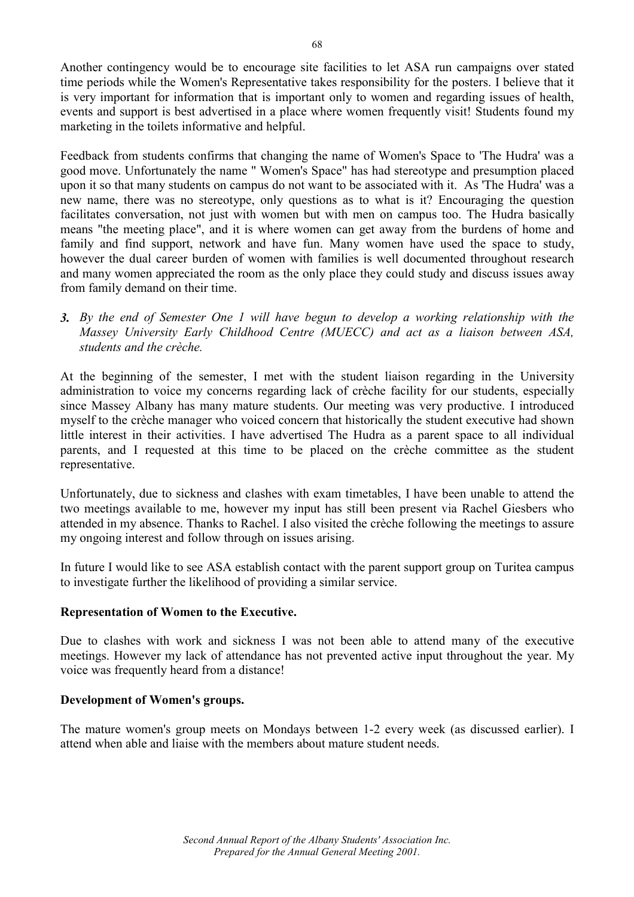Another contingency would be to encourage site facilities to let ASA run campaigns over stated time periods while the Women's Representative takes responsibility for the posters. I believe that it is very important for information that is important only to women and regarding issues of health, events and support is best advertised in a place where women frequently visit! Students found my marketing in the toilets informative and helpful.

Feedback from students confirms that changing the name of Women's Space to 'The Hudra' was a good move. Unfortunately the name " Women's Space" has had stereotype and presumption placed upon it so that many students on campus do not want to be associated with it. As 'The Hudra' was a new name, there was no stereotype, only questions as to what is it? Encouraging the question facilitates conversation, not just with women but with men on campus too. The Hudra basically means "the meeting place", and it is where women can get away from the burdens of home and family and find support, network and have fun. Many women have used the space to study, however the dual career burden of women with families is well documented throughout research and many women appreciated the room as the only place they could study and discuss issues away from family demand on their time.

***3.*** *By the end of Semester One 1 will have begun to develop a working relationship with the Massey University Early Childhood Centre (MUECC) and act as a liaison between ASA, students and the crèche.*

At the beginning of the semester, I met with the student liaison regarding in the University administration to voice my concerns regarding lack of crèche facility for our students, especially since Massey Albany has many mature students. Our meeting was very productive. I introduced myself to the crèche manager who voiced concern that historically the student executive had shown little interest in their activities. I have advertised The Hudra as a parent space to all individual parents, and I requested at this time to be placed on the crèche committee as the student representative.

Unfortunately, due to sickness and clashes with exam timetables, I have been unable to attend the two meetings available to me, however my input has still been present via Rachel Giesbers who attended in my absence. Thanks to Rachel. I also visited the crèche following the meetings to assure my ongoing interest and follow through on issues arising.

In future I would like to see ASA establish contact with the parent support group on Turitea campus to investigate further the likelihood of providing a similar service.

**Representation of Women to the Executive.**

Due to clashes with work and sickness I was not been able to attend many of the executive meetings. However my lack of attendance has not prevented active input throughout the year. My voice was frequently heard from a distance!

**Development of Women's groups.**

The mature women's group meets on Mondays between 1-2 every week (as discussed earlier). I attend when able and liaise with the members about mature student needs.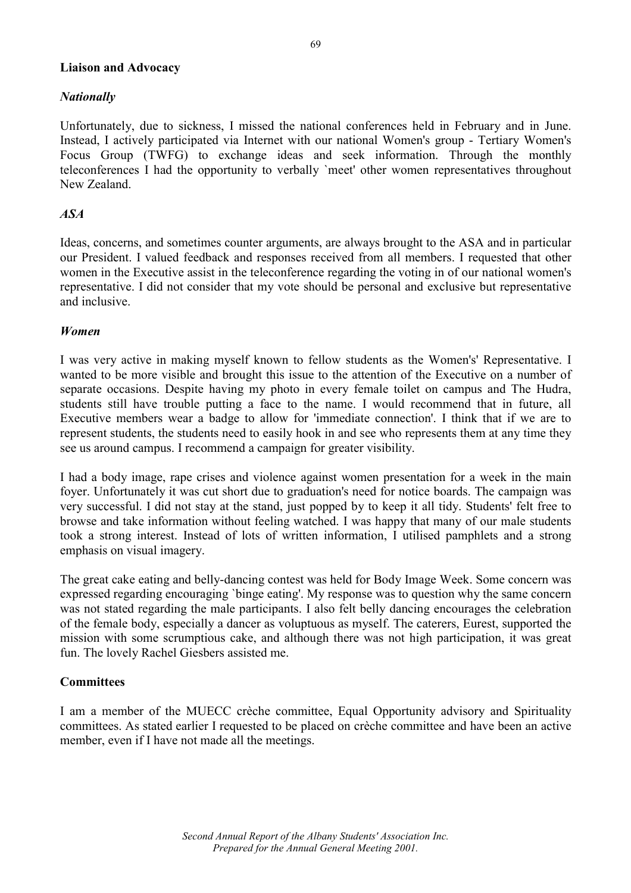**Liaison and Advocacy**

***Nationally***

Unfortunately, due to sickness, I missed the national conferences held in February and in June. Instead, I actively participated via Internet with our national Women's group - Tertiary Women's Focus Group (TWFG) to exchange ideas and seek information. Through the monthly teleconferences I had the opportunity to verbally `meet' other women representatives throughout New Zealand.

***ASA***

Ideas, concerns, and sometimes counter arguments, are always brought to the ASA and in particular our President. I valued feedback and responses received from all members. I requested that other women in the Executive assist in the teleconference regarding the voting in of our national women's representative. I did not consider that my vote should be personal and exclusive but representative and inclusive.

***Women***

I was very active in making myself known to fellow students as the Women's' Representative. I wanted to be more visible and brought this issue to the attention of the Executive on a number of separate occasions. Despite having my photo in every female toilet on campus and The Hudra, students still have trouble putting a face to the name. I would recommend that in future, all Executive members wear a badge to allow for 'immediate connection'. I think that if we are to represent students, the students need to easily hook in and see who represents them at any time they see us around campus. I recommend a campaign for greater visibility.

I had a body image, rape crises and violence against women presentation for a week in the main foyer. Unfortunately it was cut short due to graduation's need for notice boards. The campaign was very successful. I did not stay at the stand, just popped by to keep it all tidy. Students' felt free to browse and take information without feeling watched. I was happy that many of our male students took a strong interest. Instead of lots of written information, I utilised pamphlets and a strong emphasis on visual imagery.

The great cake eating and belly-dancing contest was held for Body Image Week. Some concern was expressed regarding encouraging `binge eating'. My response was to question why the same concern was not stated regarding the male participants. I also felt belly dancing encourages the celebration of the female body, especially a dancer as voluptuous as myself. The caterers, Eurest, supported the mission with some scrumptious cake, and although there was not high participation, it was great fun. The lovely Rachel Giesbers assisted me.

**Committees**

I am a member of the MUECC crèche committee, Equal Opportunity advisory and Spirituality committees. As stated earlier I requested to be placed on crèche committee and have been an active member, even if I have not made all the meetings.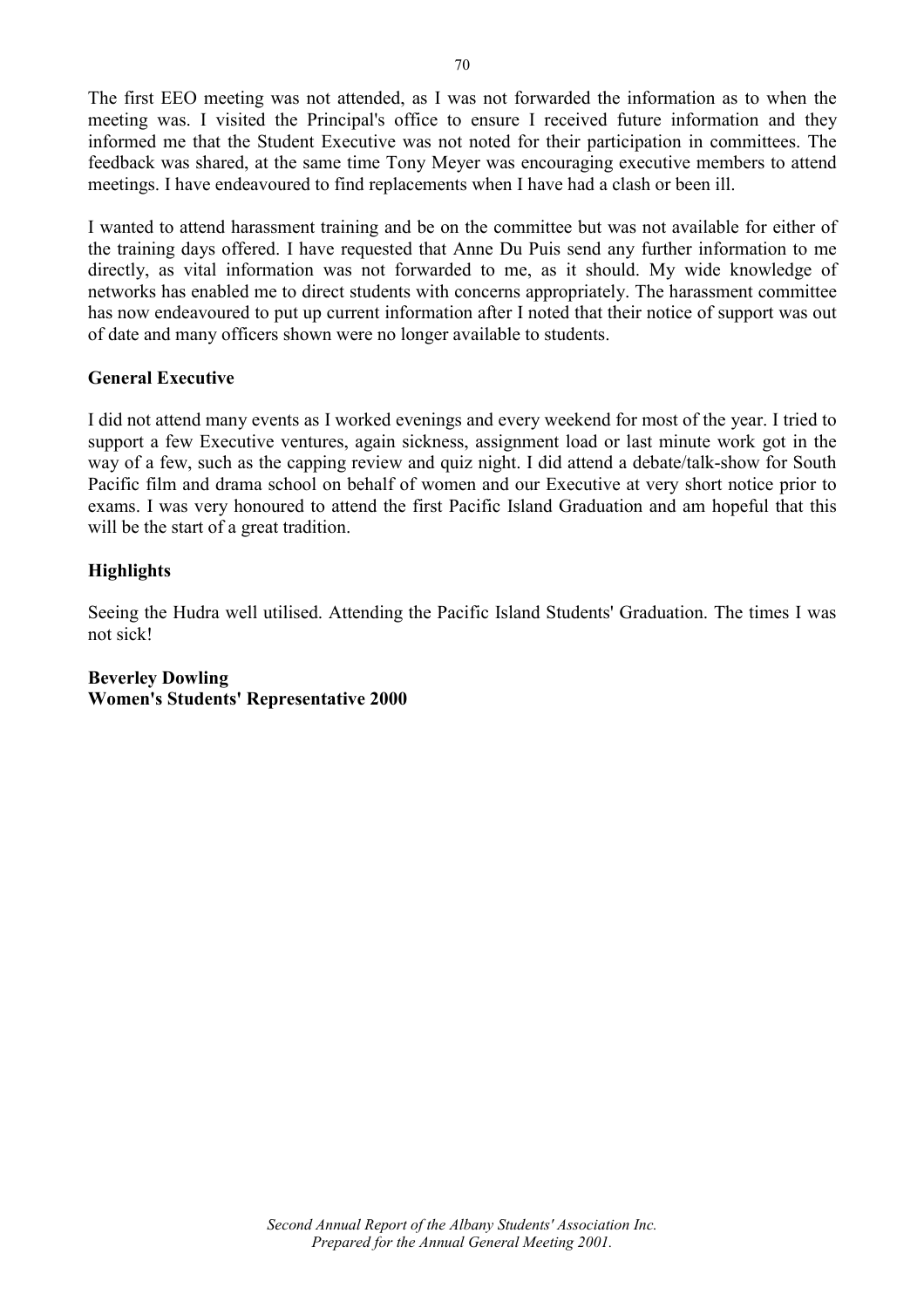The first EEO meeting was not attended, as I was not forwarded the information as to when the meeting was. I visited the Principal's office to ensure I received future information and they informed me that the Student Executive was not noted for their participation in committees. The feedback was shared, at the same time Tony Meyer was encouraging executive members to attend meetings. I have endeavoured to find replacements when I have had a clash or been ill.

I wanted to attend harassment training and be on the committee but was not available for either of the training days offered. I have requested that Anne Du Puis send any further information to me directly, as vital information was not forwarded to me, as it should. My wide knowledge of networks has enabled me to direct students with concerns appropriately. The harassment committee has now endeavoured to put up current information after I noted that their notice of support was out of date and many officers shown were no longer available to students.

**General Executive**

I did not attend many events as I worked evenings and every weekend for most of the year. I tried to support a few Executive ventures, again sickness, assignment load or last minute work got in the way of a few, such as the capping review and quiz night. I did attend a debate/talk-show for South Pacific film and drama school on behalf of women and our Executive at very short notice prior to exams. I was very honoured to attend the first Pacific Island Graduation and am hopeful that this will be the start of a great tradition.

**Highlights**

Seeing the Hudra well utilised. Attending the Pacific Island Students' Graduation. The times I was not sick!

**Beverley Dowling**
**Women's Students' Representative 2000**